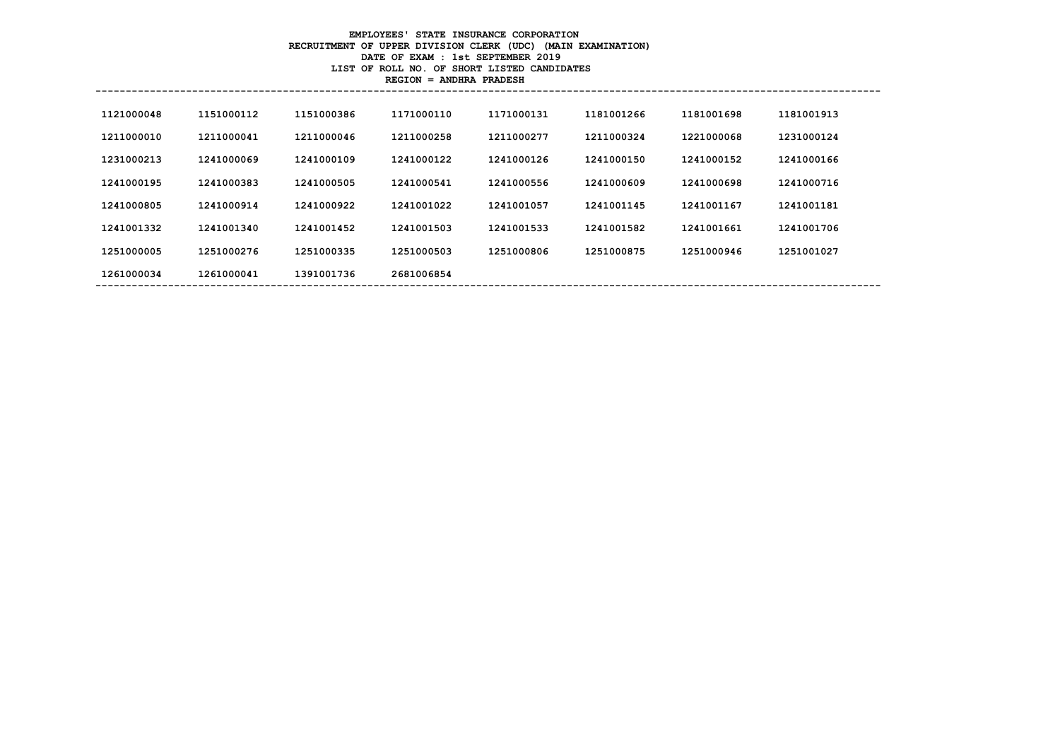**EMPLOYEES' STATE INSURANCE CORPORATION**
**RECRUITMENT OF UPPER DIVISION CLERK (UDC) (MAIN EXAMINATION)**
**DATE OF EXAM : 1st SEPTEMBER 2019**
**LIST OF ROLL NO. OF SHORT LISTED CANDIDATES**
**REGION = ANDHRA PRADESH**

| | | | | | | | |
|---|---|---|---|---|---|---|---|
| 1121000048 | 1151000112 | 1151000386 | 1171000110 | 1171000131 | 1181001266 | 1181001698 | 1181001913 |
| 1211000010 | 1211000041 | 1211000046 | 1211000258 | 1211000277 | 1211000324 | 1221000068 | 1231000124 |
| 1231000213 | 1241000069 | 1241000109 | 1241000122 | 1241000126 | 1241000150 | 1241000152 | 1241000166 |
| 1241000195 | 1241000383 | 1241000505 | 1241000541 | 1241000556 | 1241000609 | 1241000698 | 1241000716 |
| 1241000805 | 1241000914 | 1241000922 | 1241001022 | 1241001057 | 1241001145 | 1241001167 | 1241001181 |
| 1241001332 | 1241001340 | 1241001452 | 1241001503 | 1241001533 | 1241001582 | 1241001661 | 1241001706 |
| 1251000005 | 1251000276 | 1251000335 | 1251000503 | 1251000806 | 1251000875 | 1251000946 | 1251001027 |
| 1261000034 | 1261000041 | 1391001736 | 2681006854 | | | | |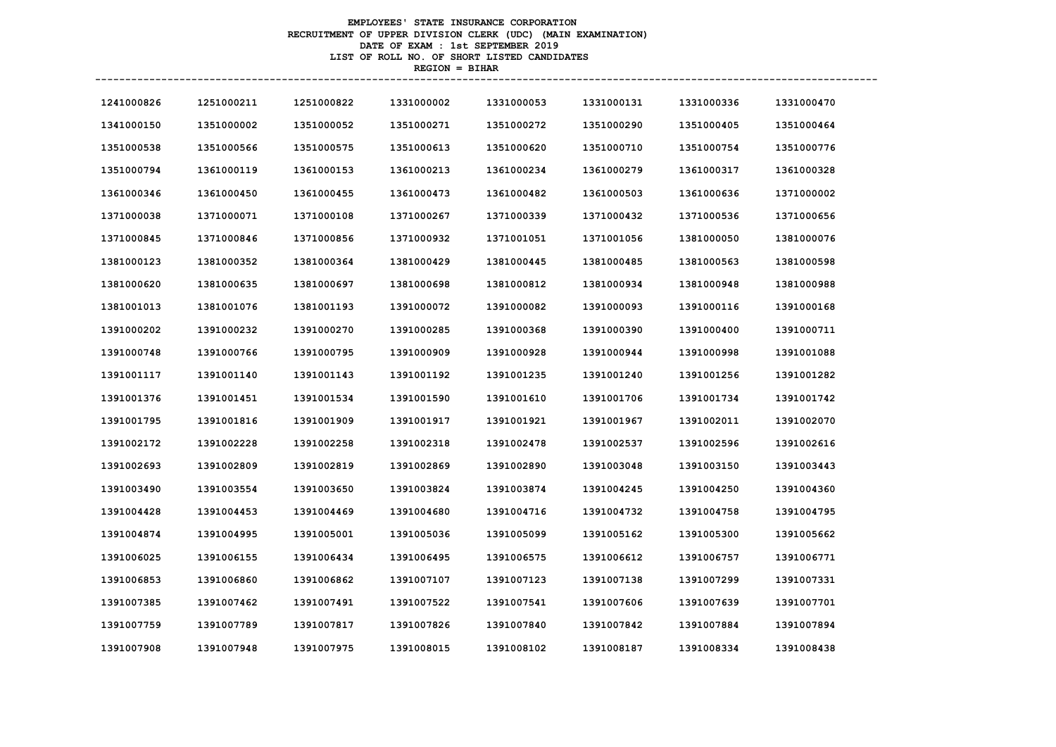**EMPLOYEES' STATE INSURANCE CORPORATION**
**RECRUITMENT OF UPPER DIVISION CLERK (UDC) (MAIN EXAMINATION)**
**DATE OF EXAM : 1st SEPTEMBER 2019**
**LIST OF ROLL NO. OF SHORT LISTED CANDIDATES**
**REGION = BIHAR**

| | | | | | | | |
|---|---|---|---|---|---|---|---|
| 1241000826 | 1251000211 | 1251000822 | 1331000002 | 1331000053 | 1331000131 | 1331000336 | 1331000470 |
| 1341000150 | 1351000002 | 1351000052 | 1351000271 | 1351000272 | 1351000290 | 1351000405 | 1351000464 |
| 1351000538 | 1351000566 | 1351000575 | 1351000613 | 1351000620 | 1351000710 | 1351000754 | 1351000776 |
| 1351000794 | 1361000119 | 1361000153 | 1361000213 | 1361000234 | 1361000279 | 1361000317 | 1361000328 |
| 1361000346 | 1361000450 | 1361000455 | 1361000473 | 1361000482 | 1361000503 | 1361000636 | 1371000002 |
| 1371000038 | 1371000071 | 1371000108 | 1371000267 | 1371000339 | 1371000432 | 1371000536 | 1371000656 |
| 1371000845 | 1371000846 | 1371000856 | 1371000932 | 1371001051 | 1371001056 | 1381000050 | 1381000076 |
| 1381000123 | 1381000352 | 1381000364 | 1381000429 | 1381000445 | 1381000485 | 1381000563 | 1381000598 |
| 1381000620 | 1381000635 | 1381000697 | 1381000698 | 1381000812 | 1381000934 | 1381000948 | 1381000988 |
| 1381001013 | 1381001076 | 1381001193 | 1391000072 | 1391000082 | 1391000093 | 1391000116 | 1391000168 |
| 1391000202 | 1391000232 | 1391000270 | 1391000285 | 1391000368 | 1391000390 | 1391000400 | 1391000711 |
| 1391000748 | 1391000766 | 1391000795 | 1391000909 | 1391000928 | 1391000944 | 1391000998 | 1391001088 |
| 1391001117 | 1391001140 | 1391001143 | 1391001192 | 1391001235 | 1391001240 | 1391001256 | 1391001282 |
| 1391001376 | 1391001451 | 1391001534 | 1391001590 | 1391001610 | 1391001706 | 1391001734 | 1391001742 |
| 1391001795 | 1391001816 | 1391001909 | 1391001917 | 1391001921 | 1391001967 | 1391002011 | 1391002070 |
| 1391002172 | 1391002228 | 1391002258 | 1391002318 | 1391002478 | 1391002537 | 1391002596 | 1391002616 |
| 1391002693 | 1391002809 | 1391002819 | 1391002869 | 1391002890 | 1391003048 | 1391003150 | 1391003443 |
| 1391003490 | 1391003554 | 1391003650 | 1391003824 | 1391003874 | 1391004245 | 1391004250 | 1391004360 |
| 1391004428 | 1391004453 | 1391004469 | 1391004680 | 1391004716 | 1391004732 | 1391004758 | 1391004795 |
| 1391004874 | 1391004995 | 1391005001 | 1391005036 | 1391005099 | 1391005162 | 1391005300 | 1391005662 |
| 1391006025 | 1391006155 | 1391006434 | 1391006495 | 1391006575 | 1391006612 | 1391006757 | 1391006771 |
| 1391006853 | 1391006860 | 1391006862 | 1391007107 | 1391007123 | 1391007138 | 1391007299 | 1391007331 |
| 1391007385 | 1391007462 | 1391007491 | 1391007522 | 1391007541 | 1391007606 | 1391007639 | 1391007701 |
| 1391007759 | 1391007789 | 1391007817 | 1391007826 | 1391007840 | 1391007842 | 1391007884 | 1391007894 |
| 1391007908 | 1391007948 | 1391007975 | 1391008015 | 1391008102 | 1391008187 | 1391008334 | 1391008438 |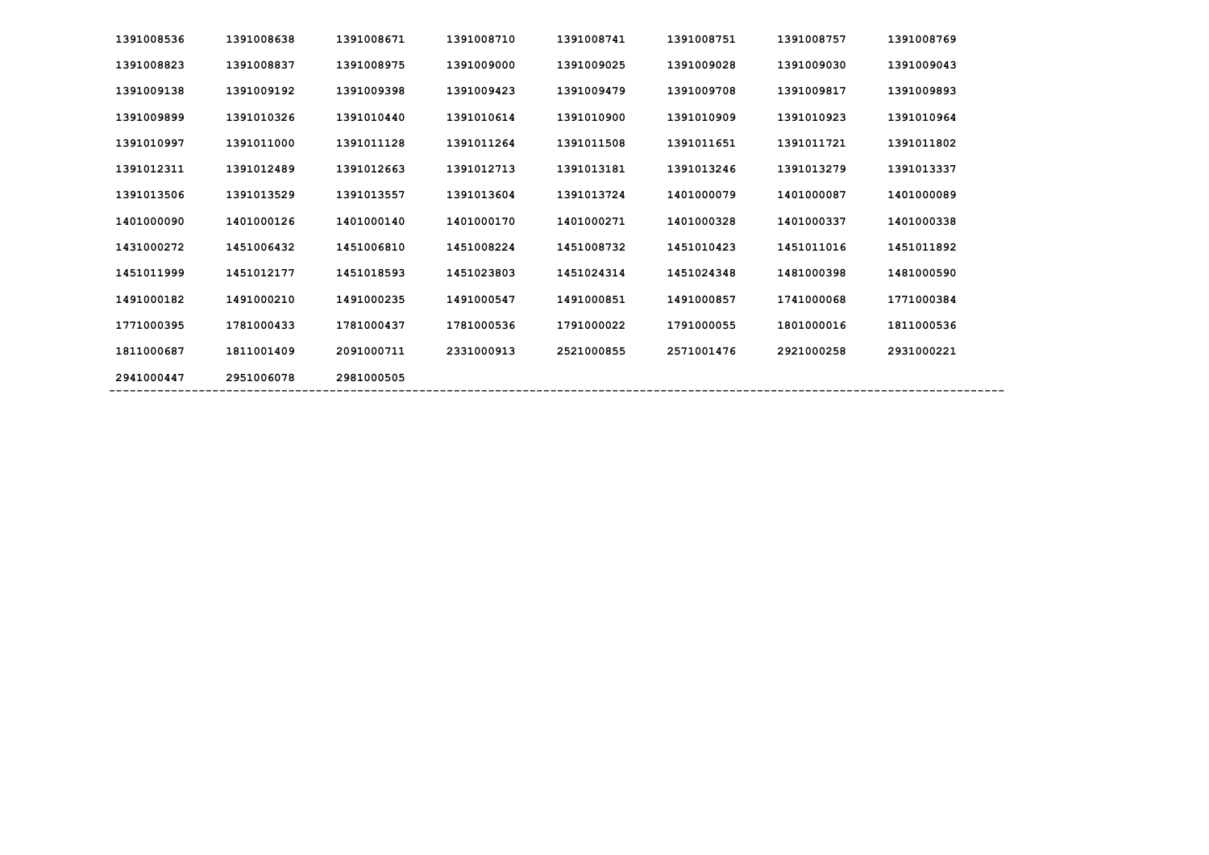| | | | | | | | |
|---|---|---|---|---|---|---|---|
| 1391008536 | 1391008638 | 1391008671 | 1391008710 | 1391008741 | 1391008751 | 1391008757 | 1391008769 |
| 1391008823 | 1391008837 | 1391008975 | 1391009000 | 1391009025 | 1391009028 | 1391009030 | 1391009043 |
| 1391009138 | 1391009192 | 1391009398 | 1391009423 | 1391009479 | 1391009708 | 1391009817 | 1391009893 |
| 1391009899 | 1391010326 | 1391010440 | 1391010614 | 1391010900 | 1391010909 | 1391010923 | 1391010964 |
| 1391010997 | 1391011000 | 1391011128 | 1391011264 | 1391011508 | 1391011651 | 1391011721 | 1391011802 |
| 1391012311 | 1391012489 | 1391012663 | 1391012713 | 1391013181 | 1391013246 | 1391013279 | 1391013337 |
| 1391013506 | 1391013529 | 1391013557 | 1391013604 | 1391013724 | 1401000079 | 1401000087 | 1401000089 |
| 1401000090 | 1401000126 | 1401000140 | 1401000170 | 1401000271 | 1401000328 | 1401000337 | 1401000338 |
| 1431000272 | 1451006432 | 1451006810 | 1451008224 | 1451008732 | 1451010423 | 1451011016 | 1451011892 |
| 1451011999 | 1451012177 | 1451018593 | 1451023803 | 1451024314 | 1451024348 | 1481000398 | 1481000590 |
| 1491000182 | 1491000210 | 1491000235 | 1491000547 | 1491000851 | 1491000857 | 1741000068 | 1771000384 |
| 1771000395 | 1781000433 | 1781000437 | 1781000536 | 1791000022 | 1791000055 | 1801000016 | 1811000536 |
| 1811000687 | 1811001409 | 2091000711 | 2331000913 | 2521000855 | 2571001476 | 2921000258 | 2931000221 |
| 2941000447 | 2951006078 | 2981000505 | | | | | |

---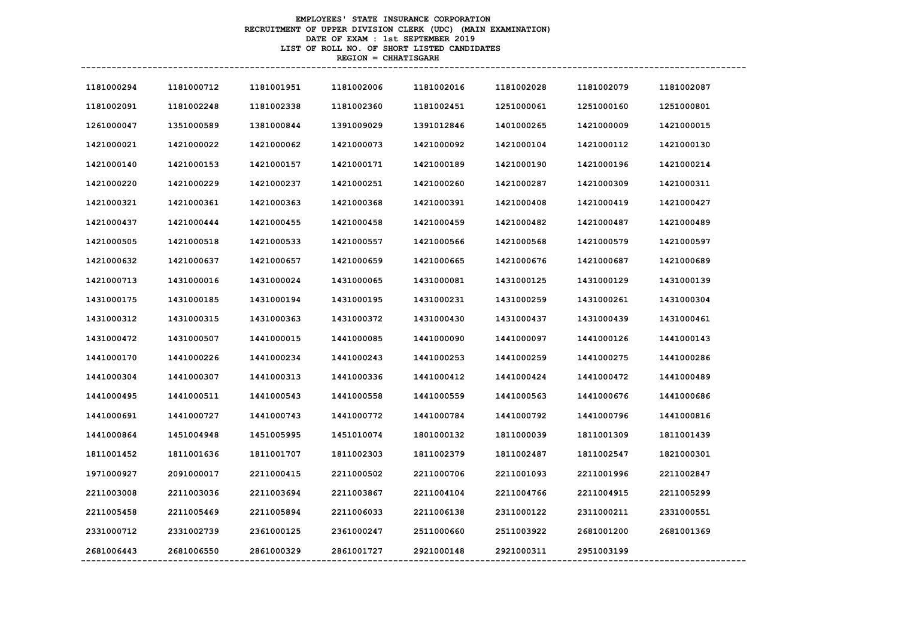**EMPLOYEES' STATE INSURANCE CORPORATION**
**RECRUITMENT OF UPPER DIVISION CLERK (UDC) (MAIN EXAMINATION)**
**DATE OF EXAM : 1st SEPTEMBER 2019**
**LIST OF ROLL NO. OF SHORT LISTED CANDIDATES**
**REGION = CHHATISGARH**

| | | | | | | | |
|---|---|---|---|---|---|---|---|
| 1181000294 | 1181000712 | 1181001951 | 1181002006 | 1181002016 | 1181002028 | 1181002079 | 1181002087 |
| 1181002091 | 1181002248 | 1181002338 | 1181002360 | 1181002451 | 1251000061 | 1251000160 | 1251000801 |
| 1261000047 | 1351000589 | 1381000844 | 1391009029 | 1391012846 | 1401000265 | 1421000009 | 1421000015 |
| 1421000021 | 1421000022 | 1421000062 | 1421000073 | 1421000092 | 1421000104 | 1421000112 | 1421000130 |
| 1421000140 | 1421000153 | 1421000157 | 1421000171 | 1421000189 | 1421000190 | 1421000196 | 1421000214 |
| 1421000220 | 1421000229 | 1421000237 | 1421000251 | 1421000260 | 1421000287 | 1421000309 | 1421000311 |
| 1421000321 | 1421000361 | 1421000363 | 1421000368 | 1421000391 | 1421000408 | 1421000419 | 1421000427 |
| 1421000437 | 1421000444 | 1421000455 | 1421000458 | 1421000459 | 1421000482 | 1421000487 | 1421000489 |
| 1421000505 | 1421000518 | 1421000533 | 1421000557 | 1421000566 | 1421000568 | 1421000579 | 1421000597 |
| 1421000632 | 1421000637 | 1421000657 | 1421000659 | 1421000665 | 1421000676 | 1421000687 | 1421000689 |
| 1421000713 | 1431000016 | 1431000024 | 1431000065 | 1431000081 | 1431000125 | 1431000129 | 1431000139 |
| 1431000175 | 1431000185 | 1431000194 | 1431000195 | 1431000231 | 1431000259 | 1431000261 | 1431000304 |
| 1431000312 | 1431000315 | 1431000363 | 1431000372 | 1431000430 | 1431000437 | 1431000439 | 1431000461 |
| 1431000472 | 1431000507 | 1441000015 | 1441000085 | 1441000090 | 1441000097 | 1441000126 | 1441000143 |
| 1441000170 | 1441000226 | 1441000234 | 1441000243 | 1441000253 | 1441000259 | 1441000275 | 1441000286 |
| 1441000304 | 1441000307 | 1441000313 | 1441000336 | 1441000412 | 1441000424 | 1441000472 | 1441000489 |
| 1441000495 | 1441000511 | 1441000543 | 1441000558 | 1441000559 | 1441000563 | 1441000676 | 1441000686 |
| 1441000691 | 1441000727 | 1441000743 | 1441000772 | 1441000784 | 1441000792 | 1441000796 | 1441000816 |
| 1441000864 | 1451004948 | 1451005995 | 1451010074 | 1801000132 | 1811000039 | 1811001309 | 1811001439 |
| 1811001452 | 1811001636 | 1811001707 | 1811002303 | 1811002379 | 1811002487 | 1811002547 | 1821000301 |
| 1971000927 | 2091000017 | 2211000415 | 2211000502 | 2211000706 | 2211001093 | 2211001996 | 2211002847 |
| 2211003008 | 2211003036 | 2211003694 | 2211003867 | 2211004104 | 2211004766 | 2211004915 | 2211005299 |
| 2211005458 | 2211005469 | 2211005894 | 2211006033 | 2211006138 | 2311000122 | 2311000211 | 2331000551 |
| 2331000712 | 2331002739 | 2361000125 | 2361000247 | 2511000660 | 2511003922 | 2681001200 | 2681001369 |
| 2681006443 | 2681006550 | 2861000329 | 2861001727 | 2921000148 | 2921000311 | 2951003199 | |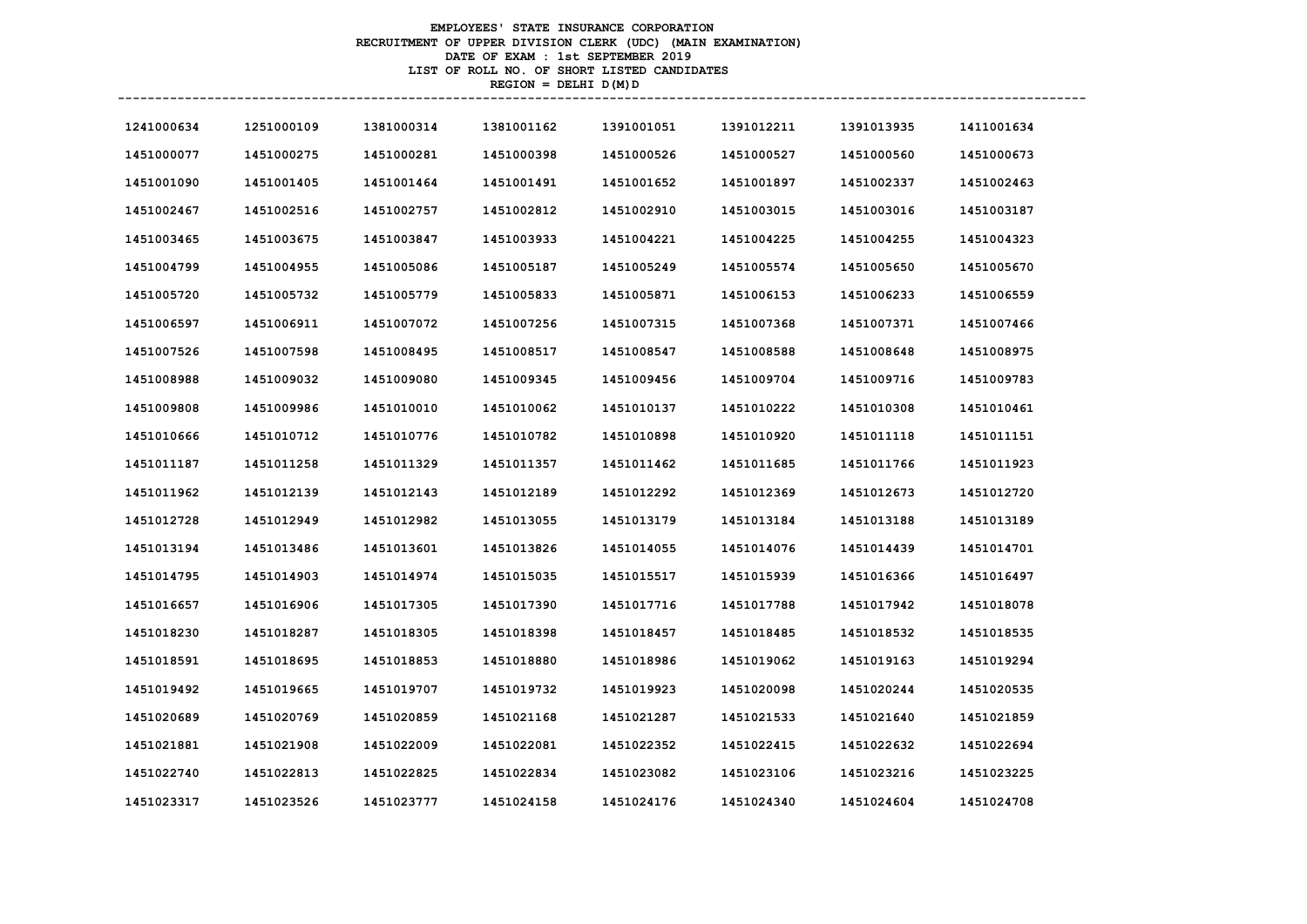**EMPLOYEES' STATE INSURANCE CORPORATION**
**RECRUITMENT OF UPPER DIVISION CLERK (UDC) (MAIN EXAMINATION)**
**DATE OF EXAM : 1st SEPTEMBER 2019**
**LIST OF ROLL NO. OF SHORT LISTED CANDIDATES**
**REGION = DELHI D(M)D**

| | | | | | | | |
|---|---|---|---|---|---|---|---|
| 1241000634 | 1251000109 | 1381000314 | 1381001162 | 1391001051 | 1391012211 | 1391013935 | 1411001634 |
| 1451000077 | 1451000275 | 1451000281 | 1451000398 | 1451000526 | 1451000527 | 1451000560 | 1451000673 |
| 1451001090 | 1451001405 | 1451001464 | 1451001491 | 1451001652 | 1451001897 | 1451002337 | 1451002463 |
| 1451002467 | 1451002516 | 1451002757 | 1451002812 | 1451002910 | 1451003015 | 1451003016 | 1451003187 |
| 1451003465 | 1451003675 | 1451003847 | 1451003933 | 1451004221 | 1451004225 | 1451004255 | 1451004323 |
| 1451004799 | 1451004955 | 1451005086 | 1451005187 | 1451005249 | 1451005574 | 1451005650 | 1451005670 |
| 1451005720 | 1451005732 | 1451005779 | 1451005833 | 1451005871 | 1451006153 | 1451006233 | 1451006559 |
| 1451006597 | 1451006911 | 1451007072 | 1451007256 | 1451007315 | 1451007368 | 1451007371 | 1451007466 |
| 1451007526 | 1451007598 | 1451008495 | 1451008517 | 1451008547 | 1451008588 | 1451008648 | 1451008975 |
| 1451008988 | 1451009032 | 1451009080 | 1451009345 | 1451009456 | 1451009704 | 1451009716 | 1451009783 |
| 1451009808 | 1451009986 | 1451010010 | 1451010062 | 1451010137 | 1451010222 | 1451010308 | 1451010461 |
| 1451010666 | 1451010712 | 1451010776 | 1451010782 | 1451010898 | 1451010920 | 1451011118 | 1451011151 |
| 1451011187 | 1451011258 | 1451011329 | 1451011357 | 1451011462 | 1451011685 | 1451011766 | 1451011923 |
| 1451011962 | 1451012139 | 1451012143 | 1451012189 | 1451012292 | 1451012369 | 1451012673 | 1451012720 |
| 1451012728 | 1451012949 | 1451012982 | 1451013055 | 1451013179 | 1451013184 | 1451013188 | 1451013189 |
| 1451013194 | 1451013486 | 1451013601 | 1451013826 | 1451014055 | 1451014076 | 1451014439 | 1451014701 |
| 1451014795 | 1451014903 | 1451014974 | 1451015035 | 1451015517 | 1451015939 | 1451016366 | 1451016497 |
| 1451016657 | 1451016906 | 1451017305 | 1451017390 | 1451017716 | 1451017788 | 1451017942 | 1451018078 |
| 1451018230 | 1451018287 | 1451018305 | 1451018398 | 1451018457 | 1451018485 | 1451018532 | 1451018535 |
| 1451018591 | 1451018695 | 1451018853 | 1451018880 | 1451018986 | 1451019062 | 1451019163 | 1451019294 |
| 1451019492 | 1451019665 | 1451019707 | 1451019732 | 1451019923 | 1451020098 | 1451020244 | 1451020535 |
| 1451020689 | 1451020769 | 1451020859 | 1451021168 | 1451021287 | 1451021533 | 1451021640 | 1451021859 |
| 1451021881 | 1451021908 | 1451022009 | 1451022081 | 1451022352 | 1451022415 | 1451022632 | 1451022694 |
| 1451022740 | 1451022813 | 1451022825 | 1451022834 | 1451023082 | 1451023106 | 1451023216 | 1451023225 |
| 1451023317 | 1451023526 | 1451023777 | 1451024158 | 1451024176 | 1451024340 | 1451024604 | 1451024708 |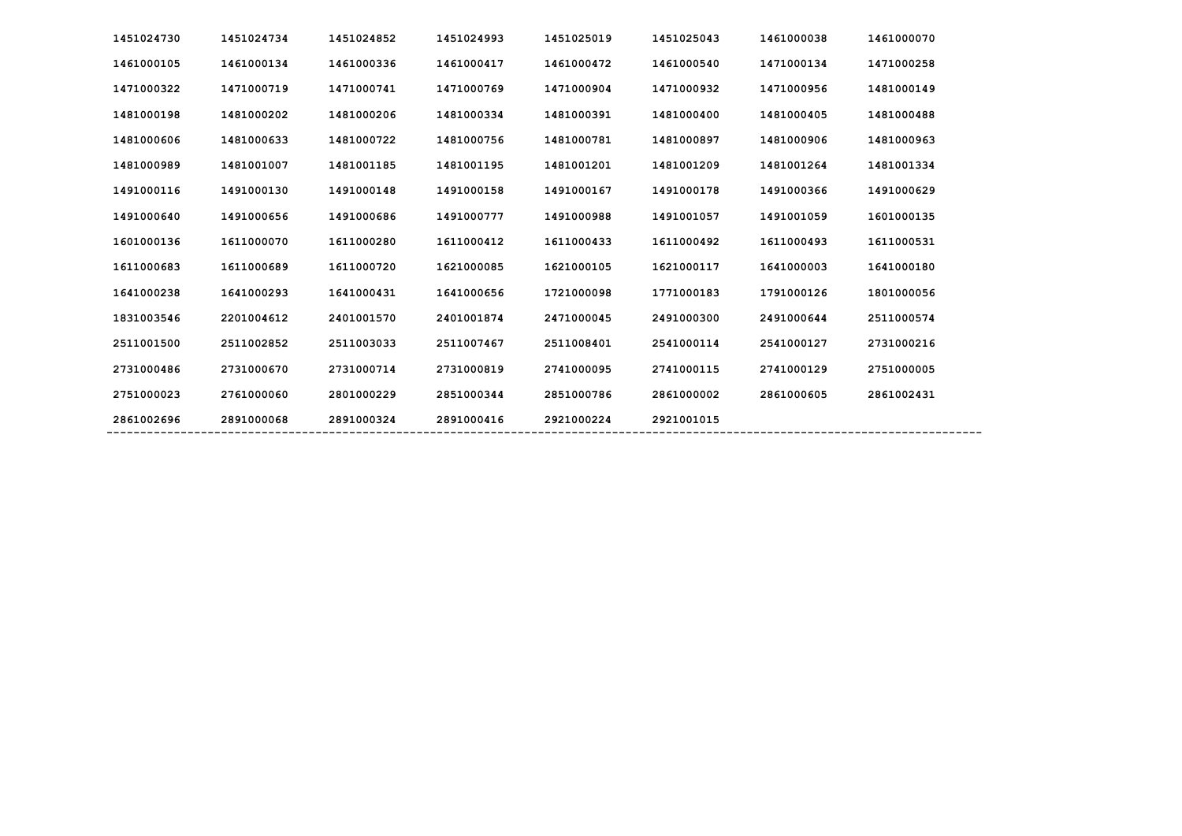| | | | | | | | |
|---|---|---|---|---|---|---|---|
| 1451024730 | 1451024734 | 1451024852 | 1451024993 | 1451025019 | 1451025043 | 1461000038 | 1461000070 |
| 1461000105 | 1461000134 | 1461000336 | 1461000417 | 1461000472 | 1461000540 | 1471000134 | 1471000258 |
| 1471000322 | 1471000719 | 1471000741 | 1471000769 | 1471000904 | 1471000932 | 1471000956 | 1481000149 |
| 1481000198 | 1481000202 | 1481000206 | 1481000334 | 1481000391 | 1481000400 | 1481000405 | 1481000488 |
| 1481000606 | 1481000633 | 1481000722 | 1481000756 | 1481000781 | 1481000897 | 1481000906 | 1481000963 |
| 1481000989 | 1481001007 | 1481001185 | 1481001195 | 1481001201 | 1481001209 | 1481001264 | 1481001334 |
| 1491000116 | 1491000130 | 1491000148 | 1491000158 | 1491000167 | 1491000178 | 1491000366 | 1491000629 |
| 1491000640 | 1491000656 | 1491000686 | 1491000777 | 1491000988 | 1491001057 | 1491001059 | 1601000135 |
| 1601000136 | 1611000070 | 1611000280 | 1611000412 | 1611000433 | 1611000492 | 1611000493 | 1611000531 |
| 1611000683 | 1611000689 | 1611000720 | 1621000085 | 1621000105 | 1621000117 | 1641000003 | 1641000180 |
| 1641000238 | 1641000293 | 1641000431 | 1641000656 | 1721000098 | 1771000183 | 1791000126 | 1801000056 |
| 1831003546 | 2201004612 | 2401001570 | 2401001874 | 2471000045 | 2491000300 | 2491000644 | 2511000574 |
| 2511001500 | 2511002852 | 2511003033 | 2511007467 | 2511008401 | 2541000114 | 2541000127 | 2731000216 |
| 2731000486 | 2731000670 | 2731000714 | 2731000819 | 2741000095 | 2741000115 | 2741000129 | 2751000005 |
| 2751000023 | 2761000060 | 2801000229 | 2851000344 | 2851000786 | 2861000002 | 2861000605 | 2861002431 |
| 2861002696 | 2891000068 | 2891000324 | 2891000416 | 2921000224 | 2921001015 | | |

---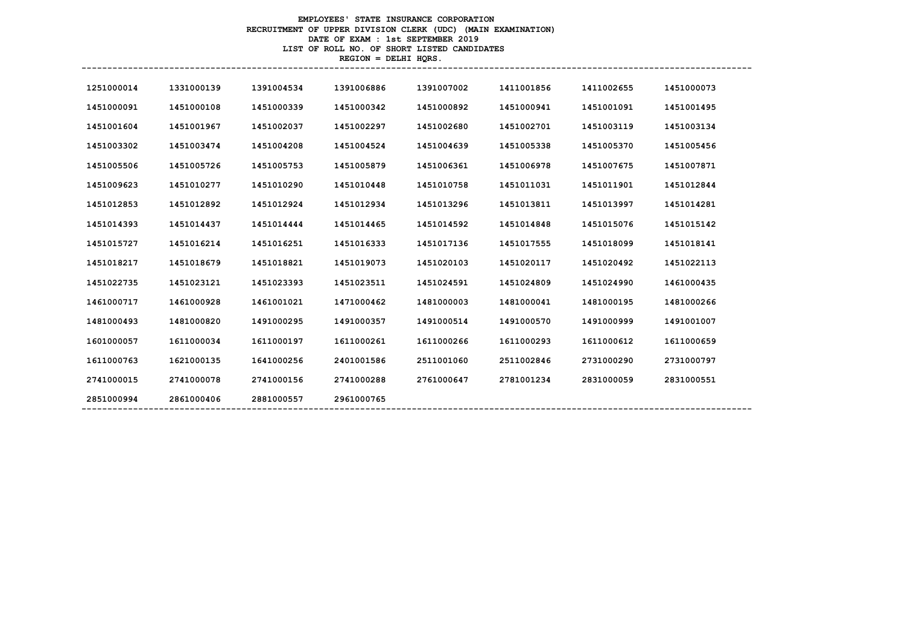**EMPLOYEES' STATE INSURANCE CORPORATION**
**RECRUITMENT OF UPPER DIVISION CLERK (UDC) (MAIN EXAMINATION)**
**DATE OF EXAM : 1st SEPTEMBER 2019**
**LIST OF ROLL NO. OF SHORT LISTED CANDIDATES**
**REGION = DELHI HQRS.**

| | | | | | | | |
|---|---|---|---|---|---|---|---|
| 1251000014 | 1331000139 | 1391004534 | 1391006886 | 1391007002 | 1411001856 | 1411002655 | 1451000073 |
| 1451000091 | 1451000108 | 1451000339 | 1451000342 | 1451000892 | 1451000941 | 1451001091 | 1451001495 |
| 1451001604 | 1451001967 | 1451002037 | 1451002297 | 1451002680 | 1451002701 | 1451003119 | 1451003134 |
| 1451003302 | 1451003474 | 1451004208 | 1451004524 | 1451004639 | 1451005338 | 1451005370 | 1451005456 |
| 1451005506 | 1451005726 | 1451005753 | 1451005879 | 1451006361 | 1451006978 | 1451007675 | 1451007871 |
| 1451009623 | 1451010277 | 1451010290 | 1451010448 | 1451010758 | 1451011031 | 1451011901 | 1451012844 |
| 1451012853 | 1451012892 | 1451012924 | 1451012934 | 1451013296 | 1451013811 | 1451013997 | 1451014281 |
| 1451014393 | 1451014437 | 1451014444 | 1451014465 | 1451014592 | 1451014848 | 1451015076 | 1451015142 |
| 1451015727 | 1451016214 | 1451016251 | 1451016333 | 1451017136 | 1451017555 | 1451018099 | 1451018141 |
| 1451018217 | 1451018679 | 1451018821 | 1451019073 | 1451020103 | 1451020117 | 1451020492 | 1451022113 |
| 1451022735 | 1451023121 | 1451023393 | 1451023511 | 1451024591 | 1451024809 | 1451024990 | 1461000435 |
| 1461000717 | 1461000928 | 1461001021 | 1471000462 | 1481000003 | 1481000041 | 1481000195 | 1481000266 |
| 1481000493 | 1481000820 | 1491000295 | 1491000357 | 1491000514 | 1491000570 | 1491000999 | 1491001007 |
| 1601000057 | 1611000034 | 1611000197 | 1611000261 | 1611000266 | 1611000293 | 1611000612 | 1611000659 |
| 1611000763 | 1621000135 | 1641000256 | 2401001586 | 2511001060 | 2511002846 | 2731000290 | 2731000797 |
| 2741000015 | 2741000078 | 2741000156 | 2741000288 | 2761000647 | 2781001234 | 2831000059 | 2831000551 |
| 2851000994 | 2861000406 | 2881000557 | 2961000765 | | | | |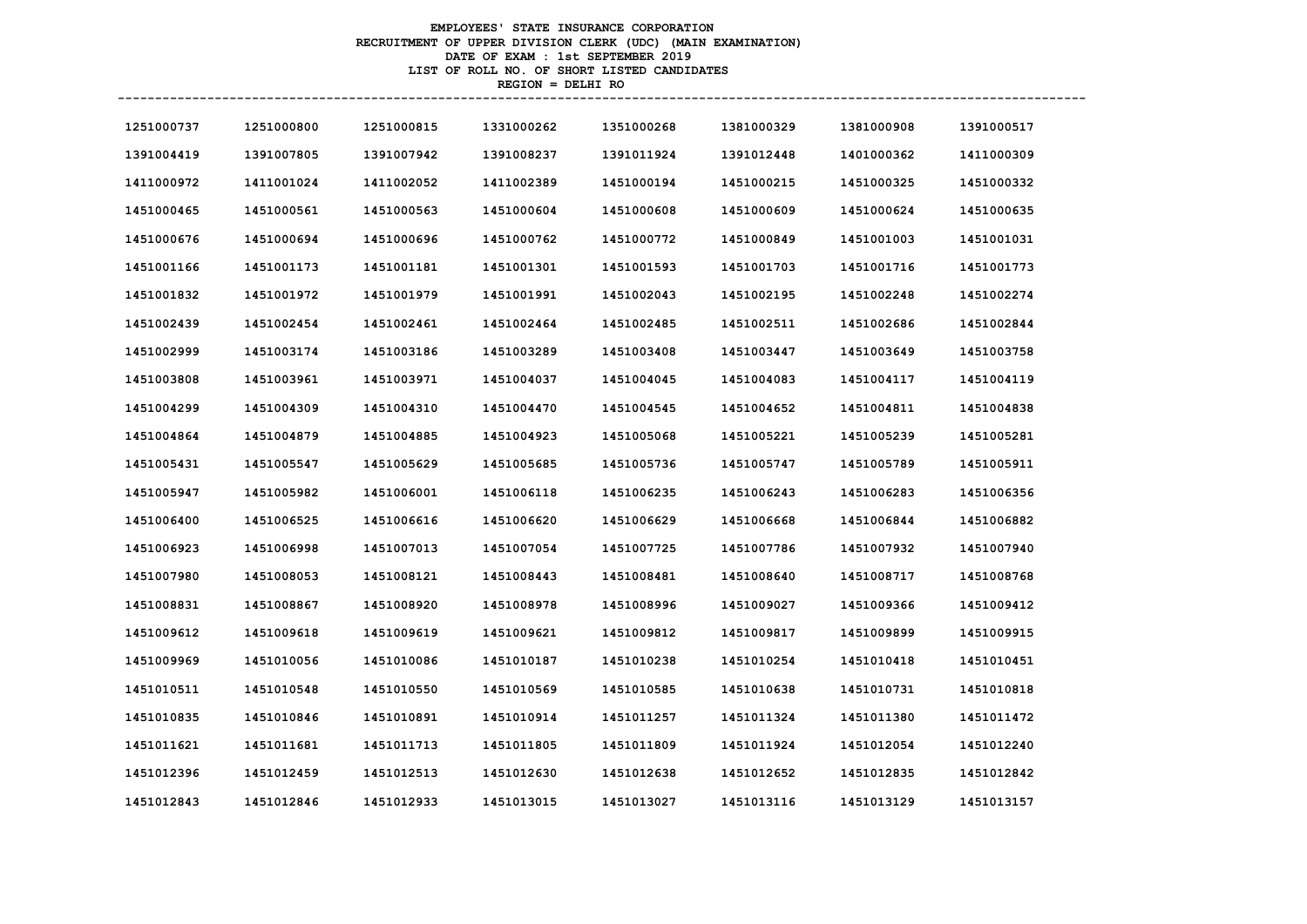**EMPLOYEES' STATE INSURANCE CORPORATION**
**RECRUITMENT OF UPPER DIVISION CLERK (UDC) (MAIN EXAMINATION)**
**DATE OF EXAM : 1st SEPTEMBER 2019**
**LIST OF ROLL NO. OF SHORT LISTED CANDIDATES**
**REGION = DELHI RO**

| | | | | | | | |
|---|---|---|---|---|---|---|---|
| 1251000737 | 1251000800 | 1251000815 | 1331000262 | 1351000268 | 1381000329 | 1381000908 | 1391000517 |
| 1391004419 | 1391007805 | 1391007942 | 1391008237 | 1391011924 | 1391012448 | 1401000362 | 1411000309 |
| 1411000972 | 1411001024 | 1411002052 | 1411002389 | 1451000194 | 1451000215 | 1451000325 | 1451000332 |
| 1451000465 | 1451000561 | 1451000563 | 1451000604 | 1451000608 | 1451000609 | 1451000624 | 1451000635 |
| 1451000676 | 1451000694 | 1451000696 | 1451000762 | 1451000772 | 1451000849 | 1451001003 | 1451001031 |
| 1451001166 | 1451001173 | 1451001181 | 1451001301 | 1451001593 | 1451001703 | 1451001716 | 1451001773 |
| 1451001832 | 1451001972 | 1451001979 | 1451001991 | 1451002043 | 1451002195 | 1451002248 | 1451002274 |
| 1451002439 | 1451002454 | 1451002461 | 1451002464 | 1451002485 | 1451002511 | 1451002686 | 1451002844 |
| 1451002999 | 1451003174 | 1451003186 | 1451003289 | 1451003408 | 1451003447 | 1451003649 | 1451003758 |
| 1451003808 | 1451003961 | 1451003971 | 1451004037 | 1451004045 | 1451004083 | 1451004117 | 1451004119 |
| 1451004299 | 1451004309 | 1451004310 | 1451004470 | 1451004545 | 1451004652 | 1451004811 | 1451004838 |
| 1451004864 | 1451004879 | 1451004885 | 1451004923 | 1451005068 | 1451005221 | 1451005239 | 1451005281 |
| 1451005431 | 1451005547 | 1451005629 | 1451005685 | 1451005736 | 1451005747 | 1451005789 | 1451005911 |
| 1451005947 | 1451005982 | 1451006001 | 1451006118 | 1451006235 | 1451006243 | 1451006283 | 1451006356 |
| 1451006400 | 1451006525 | 1451006616 | 1451006620 | 1451006629 | 1451006668 | 1451006844 | 1451006882 |
| 1451006923 | 1451006998 | 1451007013 | 1451007054 | 1451007725 | 1451007786 | 1451007932 | 1451007940 |
| 1451007980 | 1451008053 | 1451008121 | 1451008443 | 1451008481 | 1451008640 | 1451008717 | 1451008768 |
| 1451008831 | 1451008867 | 1451008920 | 1451008978 | 1451008996 | 1451009027 | 1451009366 | 1451009412 |
| 1451009612 | 1451009618 | 1451009619 | 1451009621 | 1451009812 | 1451009817 | 1451009899 | 1451009915 |
| 1451009969 | 1451010056 | 1451010086 | 1451010187 | 1451010238 | 1451010254 | 1451010418 | 1451010451 |
| 1451010511 | 1451010548 | 1451010550 | 1451010569 | 1451010585 | 1451010638 | 1451010731 | 1451010818 |
| 1451010835 | 1451010846 | 1451010891 | 1451010914 | 1451011257 | 1451011324 | 1451011380 | 1451011472 |
| 1451011621 | 1451011681 | 1451011713 | 1451011805 | 1451011809 | 1451011924 | 1451012054 | 1451012240 |
| 1451012396 | 1451012459 | 1451012513 | 1451012630 | 1451012638 | 1451012652 | 1451012835 | 1451012842 |
| 1451012843 | 1451012846 | 1451012933 | 1451013015 | 1451013027 | 1451013116 | 1451013129 | 1451013157 |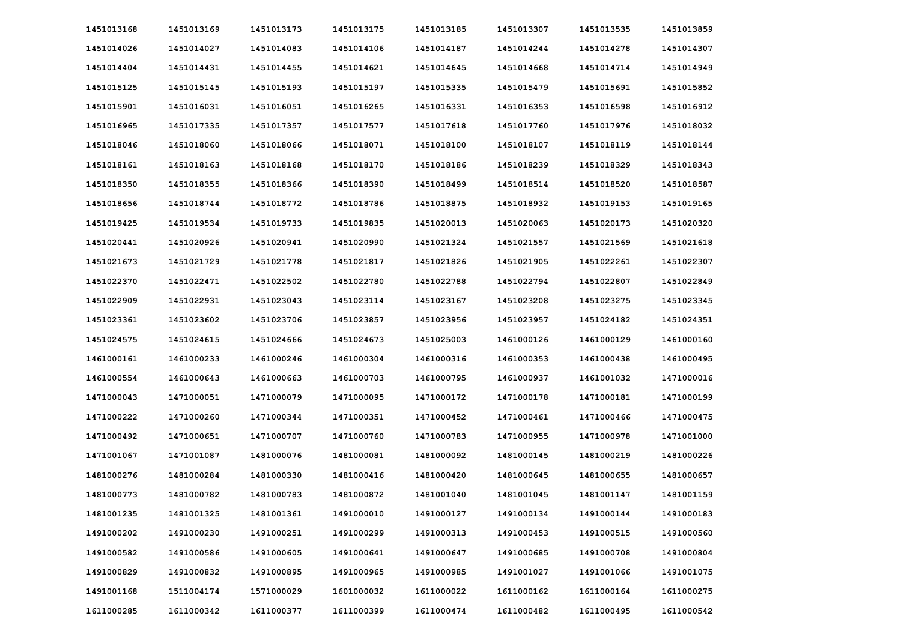| | | | | | | | |
|---|---|---|---|---|---|---|---|
| 1451013168 | 1451013169 | 1451013173 | 1451013175 | 1451013185 | 1451013307 | 1451013535 | 1451013859 |
| 1451014026 | 1451014027 | 1451014083 | 1451014106 | 1451014187 | 1451014244 | 1451014278 | 1451014307 |
| 1451014404 | 1451014431 | 1451014455 | 1451014621 | 1451014645 | 1451014668 | 1451014714 | 1451014949 |
| 1451015125 | 1451015145 | 1451015193 | 1451015197 | 1451015335 | 1451015479 | 1451015691 | 1451015852 |
| 1451015901 | 1451016031 | 1451016051 | 1451016265 | 1451016331 | 1451016353 | 1451016598 | 1451016912 |
| 1451016965 | 1451017335 | 1451017357 | 1451017577 | 1451017618 | 1451017760 | 1451017976 | 1451018032 |
| 1451018046 | 1451018060 | 1451018066 | 1451018071 | 1451018100 | 1451018107 | 1451018119 | 1451018144 |
| 1451018161 | 1451018163 | 1451018168 | 1451018170 | 1451018186 | 1451018239 | 1451018329 | 1451018343 |
| 1451018350 | 1451018355 | 1451018366 | 1451018390 | 1451018499 | 1451018514 | 1451018520 | 1451018587 |
| 1451018656 | 1451018744 | 1451018772 | 1451018786 | 1451018875 | 1451018932 | 1451019153 | 1451019165 |
| 1451019425 | 1451019534 | 1451019733 | 1451019835 | 1451020013 | 1451020063 | 1451020173 | 1451020320 |
| 1451020441 | 1451020926 | 1451020941 | 1451020990 | 1451021324 | 1451021557 | 1451021569 | 1451021618 |
| 1451021673 | 1451021729 | 1451021778 | 1451021817 | 1451021826 | 1451021905 | 1451022261 | 1451022307 |
| 1451022370 | 1451022471 | 1451022502 | 1451022780 | 1451022788 | 1451022794 | 1451022807 | 1451022849 |
| 1451022909 | 1451022931 | 1451023043 | 1451023114 | 1451023167 | 1451023208 | 1451023275 | 1451023345 |
| 1451023361 | 1451023602 | 1451023706 | 1451023857 | 1451023956 | 1451023957 | 1451024182 | 1451024351 |
| 1451024575 | 1451024615 | 1451024666 | 1451024673 | 1451025003 | 1461000126 | 1461000129 | 1461000160 |
| 1461000161 | 1461000233 | 1461000246 | 1461000304 | 1461000316 | 1461000353 | 1461000438 | 1461000495 |
| 1461000554 | 1461000643 | 1461000663 | 1461000703 | 1461000795 | 1461000937 | 1461001032 | 1471000016 |
| 1471000043 | 1471000051 | 1471000079 | 1471000095 | 1471000172 | 1471000178 | 1471000181 | 1471000199 |
| 1471000222 | 1471000260 | 1471000344 | 1471000351 | 1471000452 | 1471000461 | 1471000466 | 1471000475 |
| 1471000492 | 1471000651 | 1471000707 | 1471000760 | 1471000783 | 1471000955 | 1471000978 | 1471001000 |
| 1471001067 | 1471001087 | 1481000076 | 1481000081 | 1481000092 | 1481000145 | 1481000219 | 1481000226 |
| 1481000276 | 1481000284 | 1481000330 | 1481000416 | 1481000420 | 1481000645 | 1481000655 | 1481000657 |
| 1481000773 | 1481000782 | 1481000783 | 1481000872 | 1481001040 | 1481001045 | 1481001147 | 1481001159 |
| 1481001235 | 1481001325 | 1481001361 | 1491000010 | 1491000127 | 1491000134 | 1491000144 | 1491000183 |
| 1491000202 | 1491000230 | 1491000251 | 1491000299 | 1491000313 | 1491000453 | 1491000515 | 1491000560 |
| 1491000582 | 1491000586 | 1491000605 | 1491000641 | 1491000647 | 1491000685 | 1491000708 | 1491000804 |
| 1491000829 | 1491000832 | 1491000895 | 1491000965 | 1491000985 | 1491001027 | 1491001066 | 1491001075 |
| 1491001168 | 1511004174 | 1571000029 | 1601000032 | 1611000022 | 1611000162 | 1611000164 | 1611000275 |
| 1611000285 | 1611000342 | 1611000377 | 1611000399 | 1611000474 | 1611000482 | 1611000495 | 1611000542 |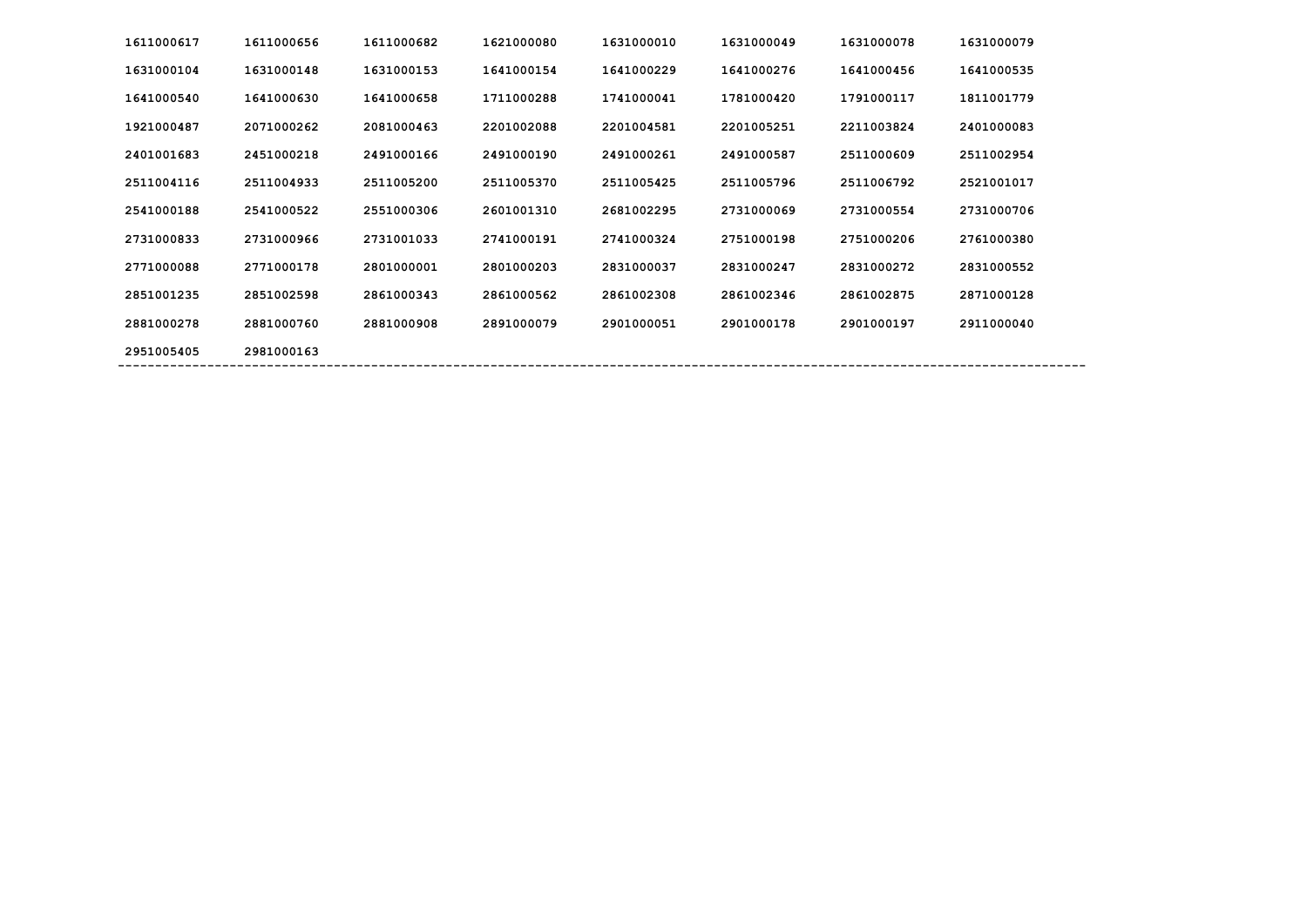| | | | | | | | |
|---|---|---|---|---|---|---|---|
| 1611000617 | 1611000656 | 1611000682 | 1621000080 | 1631000010 | 1631000049 | 1631000078 | 1631000079 |
| 1631000104 | 1631000148 | 1631000153 | 1641000154 | 1641000229 | 1641000276 | 1641000456 | 1641000535 |
| 1641000540 | 1641000630 | 1641000658 | 1711000288 | 1741000041 | 1781000420 | 1791000117 | 1811001779 |
| 1921000487 | 2071000262 | 2081000463 | 2201002088 | 2201004581 | 2201005251 | 2211003824 | 2401000083 |
| 2401001683 | 2451000218 | 2491000166 | 2491000190 | 2491000261 | 2491000587 | 2511000609 | 2511002954 |
| 2511004116 | 2511004933 | 2511005200 | 2511005370 | 2511005425 | 2511005796 | 2511006792 | 2521001017 |
| 2541000188 | 2541000522 | 2551000306 | 2601001310 | 2681002295 | 2731000069 | 2731000554 | 2731000706 |
| 2731000833 | 2731000966 | 2731001033 | 2741000191 | 2741000324 | 2751000198 | 2751000206 | 2761000380 |
| 2771000088 | 2771000178 | 2801000001 | 2801000203 | 2831000037 | 2831000247 | 2831000272 | 2831000552 |
| 2851001235 | 2851002598 | 2861000343 | 2861000562 | 2861002308 | 2861002346 | 2861002875 | 2871000128 |
| 2881000278 | 2881000760 | 2881000908 | 2891000079 | 2901000051 | 2901000178 | 2901000197 | 2911000040 |
| 2951005405 | 2981000163 | | | | | | |

---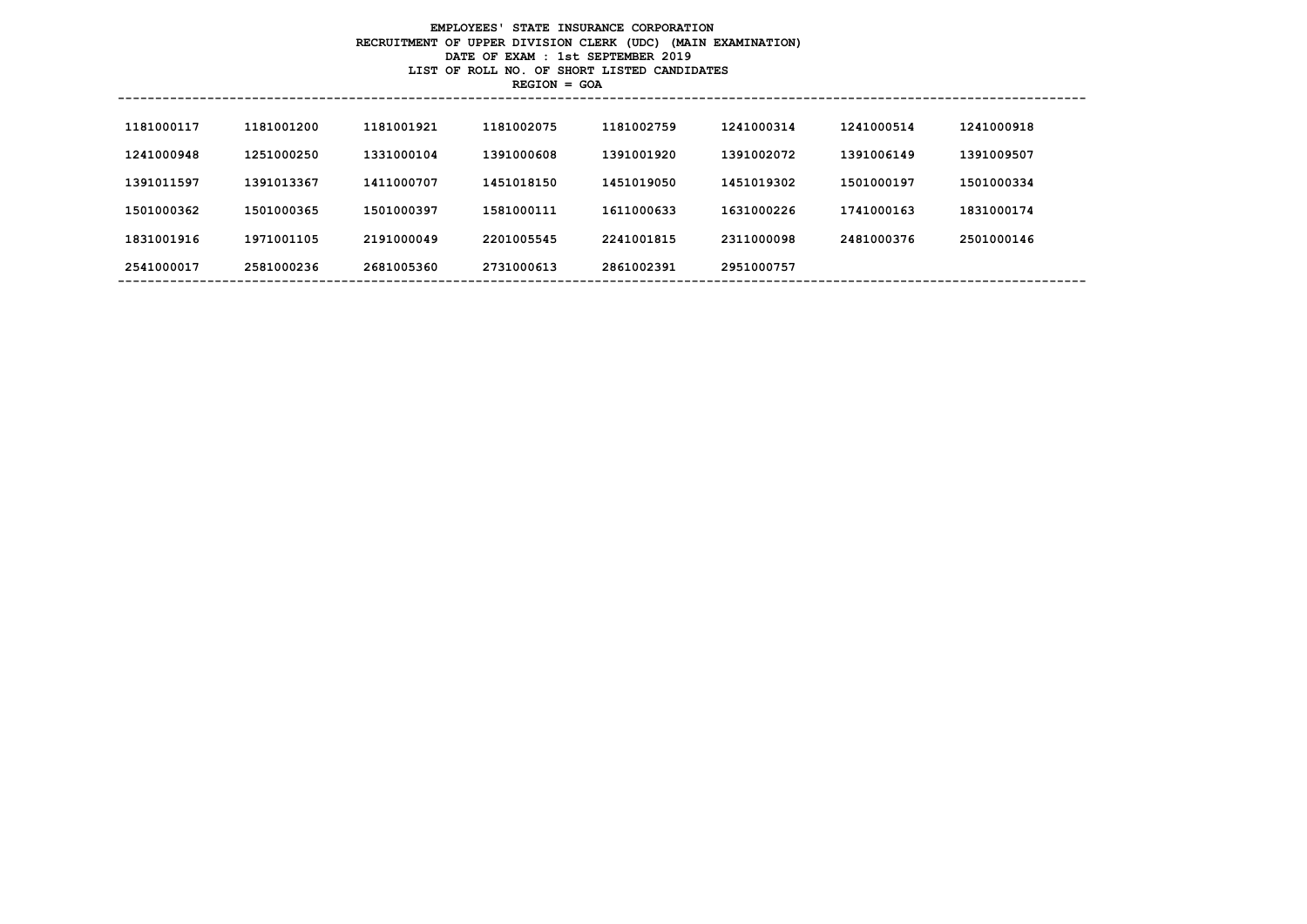**EMPLOYEES' STATE INSURANCE CORPORATION**
**RECRUITMENT OF UPPER DIVISION CLERK (UDC) (MAIN EXAMINATION)**
**DATE OF EXAM : 1st SEPTEMBER 2019**
**LIST OF ROLL NO. OF SHORT LISTED CANDIDATES**
**REGION = GOA**

| | | | | | | | |
|---|---|---|---|---|---|---|---|
| 1181000117 | 1181001200 | 1181001921 | 1181002075 | 1181002759 | 1241000314 | 1241000514 | 1241000918 |
| 1241000948 | 1251000250 | 1331000104 | 1391000608 | 1391001920 | 1391002072 | 1391006149 | 1391009507 |
| 1391011597 | 1391013367 | 1411000707 | 1451018150 | 1451019050 | 1451019302 | 1501000197 | 1501000334 |
| 1501000362 | 1501000365 | 1501000397 | 1581000111 | 1611000633 | 1631000226 | 1741000163 | 1831000174 |
| 1831001916 | 1971001105 | 2191000049 | 2201005545 | 2241001815 | 2311000098 | 2481000376 | 2501000146 |
| 2541000017 | 2581000236 | 2681005360 | 2731000613 | 2861002391 | 2951000757 | | |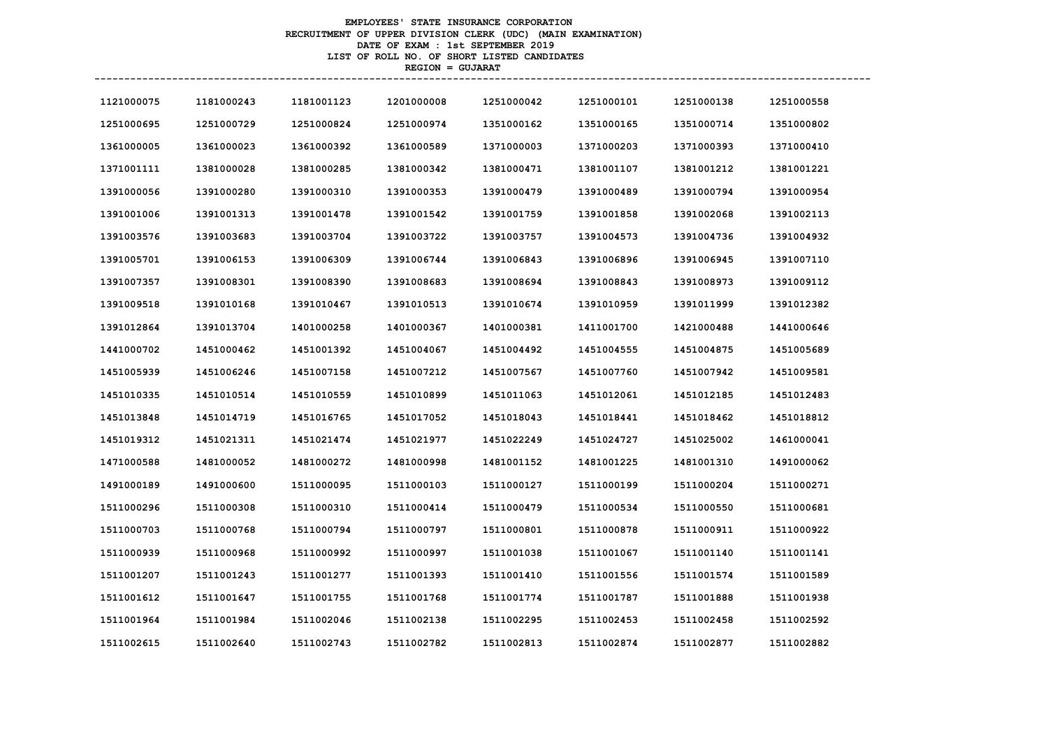**EMPLOYEES' STATE INSURANCE CORPORATION**

**RECRUITMENT OF UPPER DIVISION CLERK (UDC) (MAIN EXAMINATION)**

**DATE OF EXAM : 1st SEPTEMBER 2019**

**LIST OF ROLL NO. OF SHORT LISTED CANDIDATES**

**REGION = GUJARAT**

| | | | | | | | |
|---|---|---|---|---|---|---|---|
| 1121000075 | 1181000243 | 1181001123 | 1201000008 | 1251000042 | 1251000101 | 1251000138 | 1251000558 |
| 1251000695 | 1251000729 | 1251000824 | 1251000974 | 1351000162 | 1351000165 | 1351000714 | 1351000802 |
| 1361000005 | 1361000023 | 1361000392 | 1361000589 | 1371000003 | 1371000203 | 1371000393 | 1371000410 |
| 1371001111 | 1381000028 | 1381000285 | 1381000342 | 1381000471 | 1381001107 | 1381001212 | 1381001221 |
| 1391000056 | 1391000280 | 1391000310 | 1391000353 | 1391000479 | 1391000489 | 1391000794 | 1391000954 |
| 1391001006 | 1391001313 | 1391001478 | 1391001542 | 1391001759 | 1391001858 | 1391002068 | 1391002113 |
| 1391003576 | 1391003683 | 1391003704 | 1391003722 | 1391003757 | 1391004573 | 1391004736 | 1391004932 |
| 1391005701 | 1391006153 | 1391006309 | 1391006744 | 1391006843 | 1391006896 | 1391006945 | 1391007110 |
| 1391007357 | 1391008301 | 1391008390 | 1391008683 | 1391008694 | 1391008843 | 1391008973 | 1391009112 |
| 1391009518 | 1391010168 | 1391010467 | 1391010513 | 1391010674 | 1391010959 | 1391011999 | 1391012382 |
| 1391012864 | 1391013704 | 1401000258 | 1401000367 | 1401000381 | 1411001700 | 1421000488 | 1441000646 |
| 1441000702 | 1451000462 | 1451001392 | 1451004067 | 1451004492 | 1451004555 | 1451004875 | 1451005689 |
| 1451005939 | 1451006246 | 1451007158 | 1451007212 | 1451007567 | 1451007760 | 1451007942 | 1451009581 |
| 1451010335 | 1451010514 | 1451010559 | 1451010899 | 1451011063 | 1451012061 | 1451012185 | 1451012483 |
| 1451013848 | 1451014719 | 1451016765 | 1451017052 | 1451018043 | 1451018441 | 1451018462 | 1451018812 |
| 1451019312 | 1451021311 | 1451021474 | 1451021977 | 1451022249 | 1451024727 | 1451025002 | 1461000041 |
| 1471000588 | 1481000052 | 1481000272 | 1481000998 | 1481001152 | 1481001225 | 1481001310 | 1491000062 |
| 1491000189 | 1491000600 | 1511000095 | 1511000103 | 1511000127 | 1511000199 | 1511000204 | 1511000271 |
| 1511000296 | 1511000308 | 1511000310 | 1511000414 | 1511000479 | 1511000534 | 1511000550 | 1511000681 |
| 1511000703 | 1511000768 | 1511000794 | 1511000797 | 1511000801 | 1511000878 | 1511000911 | 1511000922 |
| 1511000939 | 1511000968 | 1511000992 | 1511000997 | 1511001038 | 1511001067 | 1511001140 | 1511001141 |
| 1511001207 | 1511001243 | 1511001277 | 1511001393 | 1511001410 | 1511001556 | 1511001574 | 1511001589 |
| 1511001612 | 1511001647 | 1511001755 | 1511001768 | 1511001774 | 1511001787 | 1511001888 | 1511001938 |
| 1511001964 | 1511001984 | 1511002046 | 1511002138 | 1511002295 | 1511002453 | 1511002458 | 1511002592 |
| 1511002615 | 1511002640 | 1511002743 | 1511002782 | 1511002813 | 1511002874 | 1511002877 | 1511002882 |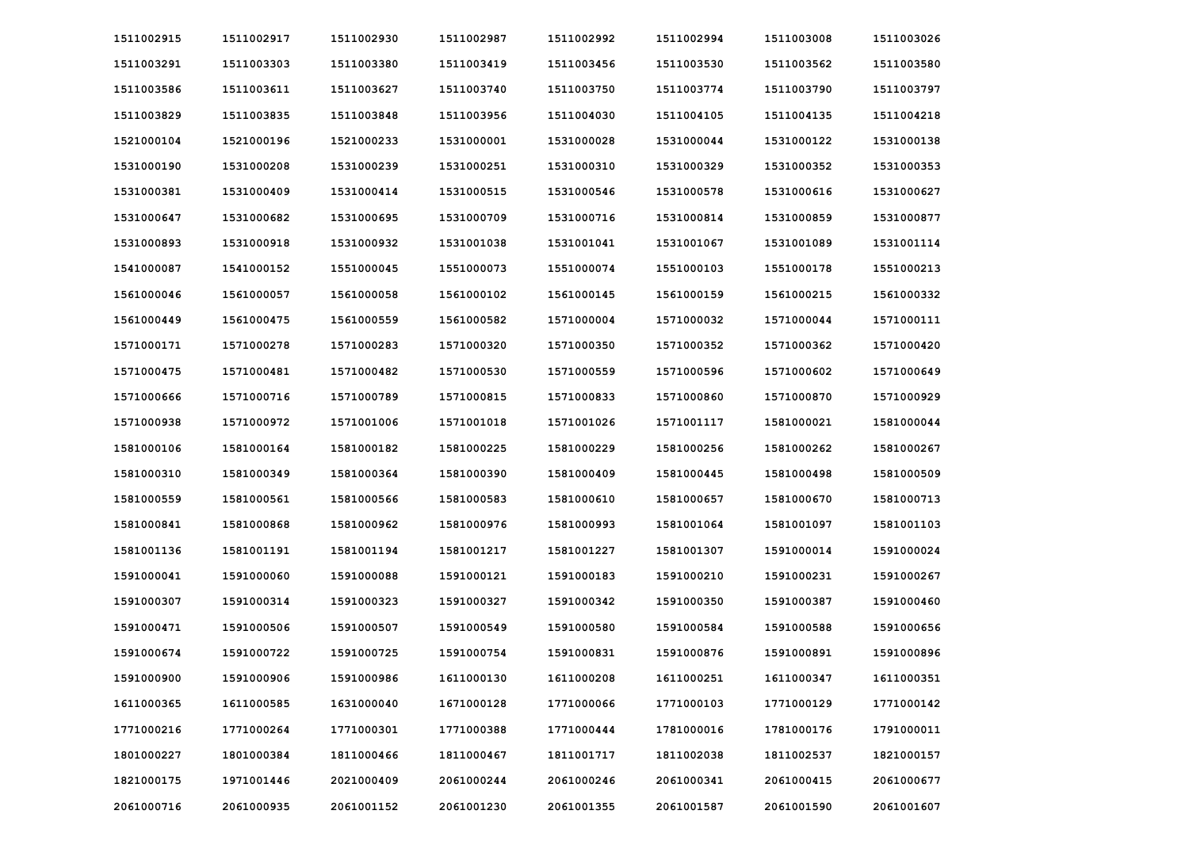| | | | | | | | |
|---|---|---|---|---|---|---|---|
| 1511002915 | 1511002917 | 1511002930 | 1511002987 | 1511002992 | 1511002994 | 1511003008 | 1511003026 |
| 1511003291 | 1511003303 | 1511003380 | 1511003419 | 1511003456 | 1511003530 | 1511003562 | 1511003580 |
| 1511003586 | 1511003611 | 1511003627 | 1511003740 | 1511003750 | 1511003774 | 1511003790 | 1511003797 |
| 1511003829 | 1511003835 | 1511003848 | 1511003956 | 1511004030 | 1511004105 | 1511004135 | 1511004218 |
| 1521000104 | 1521000196 | 1521000233 | 1531000001 | 1531000028 | 1531000044 | 1531000122 | 1531000138 |
| 1531000190 | 1531000208 | 1531000239 | 1531000251 | 1531000310 | 1531000329 | 1531000352 | 1531000353 |
| 1531000381 | 1531000409 | 1531000414 | 1531000515 | 1531000546 | 1531000578 | 1531000616 | 1531000627 |
| 1531000647 | 1531000682 | 1531000695 | 1531000709 | 1531000716 | 1531000814 | 1531000859 | 1531000877 |
| 1531000893 | 1531000918 | 1531000932 | 1531001038 | 1531001041 | 1531001067 | 1531001089 | 1531001114 |
| 1541000087 | 1541000152 | 1551000045 | 1551000073 | 1551000074 | 1551000103 | 1551000178 | 1551000213 |
| 1561000046 | 1561000057 | 1561000058 | 1561000102 | 1561000145 | 1561000159 | 1561000215 | 1561000332 |
| 1561000449 | 1561000475 | 1561000559 | 1561000582 | 1571000004 | 1571000032 | 1571000044 | 1571000111 |
| 1571000171 | 1571000278 | 1571000283 | 1571000320 | 1571000350 | 1571000352 | 1571000362 | 1571000420 |
| 1571000475 | 1571000481 | 1571000482 | 1571000530 | 1571000559 | 1571000596 | 1571000602 | 1571000649 |
| 1571000666 | 1571000716 | 1571000789 | 1571000815 | 1571000833 | 1571000860 | 1571000870 | 1571000929 |
| 1571000938 | 1571000972 | 1571001006 | 1571001018 | 1571001026 | 1571001117 | 1581000021 | 1581000044 |
| 1581000106 | 1581000164 | 1581000182 | 1581000225 | 1581000229 | 1581000256 | 1581000262 | 1581000267 |
| 1581000310 | 1581000349 | 1581000364 | 1581000390 | 1581000409 | 1581000445 | 1581000498 | 1581000509 |
| 1581000559 | 1581000561 | 1581000566 | 1581000583 | 1581000610 | 1581000657 | 1581000670 | 1581000713 |
| 1581000841 | 1581000868 | 1581000962 | 1581000976 | 1581000993 | 1581001064 | 1581001097 | 1581001103 |
| 1581001136 | 1581001191 | 1581001194 | 1581001217 | 1581001227 | 1581001307 | 1591000014 | 1591000024 |
| 1591000041 | 1591000060 | 1591000088 | 1591000121 | 1591000183 | 1591000210 | 1591000231 | 1591000267 |
| 1591000307 | 1591000314 | 1591000323 | 1591000327 | 1591000342 | 1591000350 | 1591000387 | 1591000460 |
| 1591000471 | 1591000506 | 1591000507 | 1591000549 | 1591000580 | 1591000584 | 1591000588 | 1591000656 |
| 1591000674 | 1591000722 | 1591000725 | 1591000754 | 1591000831 | 1591000876 | 1591000891 | 1591000896 |
| 1591000900 | 1591000906 | 1591000986 | 1611000130 | 1611000208 | 1611000251 | 1611000347 | 1611000351 |
| 1611000365 | 1611000585 | 1631000040 | 1671000128 | 1771000066 | 1771000103 | 1771000129 | 1771000142 |
| 1771000216 | 1771000264 | 1771000301 | 1771000388 | 1771000444 | 1781000016 | 1781000176 | 1791000011 |
| 1801000227 | 1801000384 | 1811000466 | 1811000467 | 1811001717 | 1811002038 | 1811002537 | 1821000157 |
| 1821000175 | 1971001446 | 2021000409 | 2061000244 | 2061000246 | 2061000341 | 2061000415 | 2061000677 |
| 2061000716 | 2061000935 | 2061001152 | 2061001230 | 2061001355 | 2061001587 | 2061001590 | 2061001607 |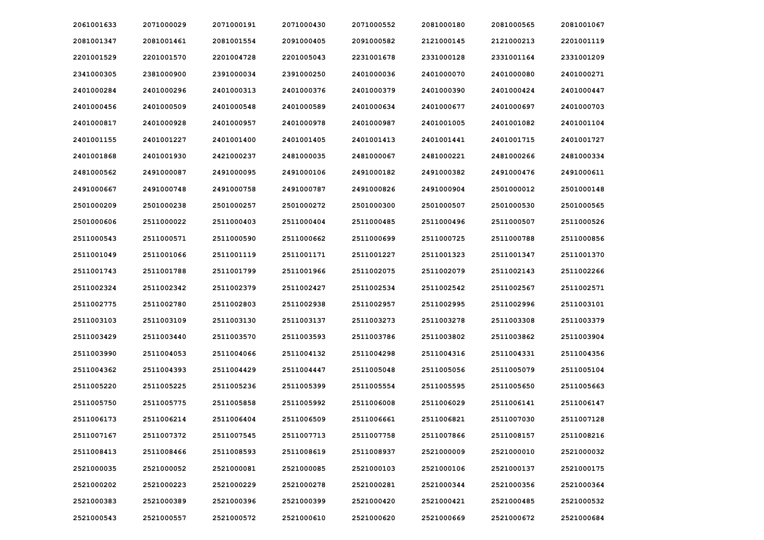| | | | | | | | |
|---|---|---|---|---|---|---|---|
| 2061001633 | 2071000029 | 2071000191 | 2071000430 | 2071000552 | 2081000180 | 2081000565 | 2081001067 |
| 2081001347 | 2081001461 | 2081001554 | 2091000405 | 2091000582 | 2121000145 | 2121000213 | 2201001119 |
| 2201001529 | 2201001570 | 2201004728 | 2201005043 | 2231001678 | 2331000128 | 2331001164 | 2331001209 |
| 2341000305 | 2381000900 | 2391000034 | 2391000250 | 2401000036 | 2401000070 | 2401000080 | 2401000271 |
| 2401000284 | 2401000296 | 2401000313 | 2401000376 | 2401000379 | 2401000390 | 2401000424 | 2401000447 |
| 2401000456 | 2401000509 | 2401000548 | 2401000589 | 2401000634 | 2401000677 | 2401000697 | 2401000703 |
| 2401000817 | 2401000928 | 2401000957 | 2401000978 | 2401000987 | 2401001005 | 2401001082 | 2401001104 |
| 2401001155 | 2401001227 | 2401001400 | 2401001405 | 2401001413 | 2401001441 | 2401001715 | 2401001727 |
| 2401001868 | 2401001930 | 2421000237 | 2481000035 | 2481000067 | 2481000221 | 2481000266 | 2481000334 |
| 2481000562 | 2491000087 | 2491000095 | 2491000106 | 2491000182 | 2491000382 | 2491000476 | 2491000611 |
| 2491000667 | 2491000748 | 2491000758 | 2491000787 | 2491000826 | 2491000904 | 2501000012 | 2501000148 |
| 2501000209 | 2501000238 | 2501000257 | 2501000272 | 2501000300 | 2501000507 | 2501000530 | 2501000565 |
| 2501000606 | 2511000022 | 2511000403 | 2511000404 | 2511000485 | 2511000496 | 2511000507 | 2511000526 |
| 2511000543 | 2511000571 | 2511000590 | 2511000662 | 2511000699 | 2511000725 | 2511000788 | 2511000856 |
| 2511001049 | 2511001066 | 2511001119 | 2511001171 | 2511001227 | 2511001323 | 2511001347 | 2511001370 |
| 2511001743 | 2511001788 | 2511001799 | 2511001966 | 2511002075 | 2511002079 | 2511002143 | 2511002266 |
| 2511002324 | 2511002342 | 2511002379 | 2511002427 | 2511002534 | 2511002542 | 2511002567 | 2511002571 |
| 2511002775 | 2511002780 | 2511002803 | 2511002938 | 2511002957 | 2511002995 | 2511002996 | 2511003101 |
| 2511003103 | 2511003109 | 2511003130 | 2511003137 | 2511003273 | 2511003278 | 2511003308 | 2511003379 |
| 2511003429 | 2511003440 | 2511003570 | 2511003593 | 2511003786 | 2511003802 | 2511003862 | 2511003904 |
| 2511003990 | 2511004053 | 2511004066 | 2511004132 | 2511004298 | 2511004316 | 2511004331 | 2511004356 |
| 2511004362 | 2511004393 | 2511004429 | 2511004447 | 2511005048 | 2511005056 | 2511005079 | 2511005104 |
| 2511005220 | 2511005225 | 2511005236 | 2511005399 | 2511005554 | 2511005595 | 2511005650 | 2511005663 |
| 2511005750 | 2511005775 | 2511005858 | 2511005992 | 2511006008 | 2511006029 | 2511006141 | 2511006147 |
| 2511006173 | 2511006214 | 2511006404 | 2511006509 | 2511006661 | 2511006821 | 2511007030 | 2511007128 |
| 2511007167 | 2511007372 | 2511007545 | 2511007713 | 2511007758 | 2511007866 | 2511008157 | 2511008216 |
| 2511008413 | 2511008466 | 2511008593 | 2511008619 | 2511008937 | 2521000009 | 2521000010 | 2521000032 |
| 2521000035 | 2521000052 | 2521000081 | 2521000085 | 2521000103 | 2521000106 | 2521000137 | 2521000175 |
| 2521000202 | 2521000223 | 2521000229 | 2521000278 | 2521000281 | 2521000344 | 2521000356 | 2521000364 |
| 2521000383 | 2521000389 | 2521000396 | 2521000399 | 2521000420 | 2521000421 | 2521000485 | 2521000532 |
| 2521000543 | 2521000557 | 2521000572 | 2521000610 | 2521000620 | 2521000669 | 2521000672 | 2521000684 |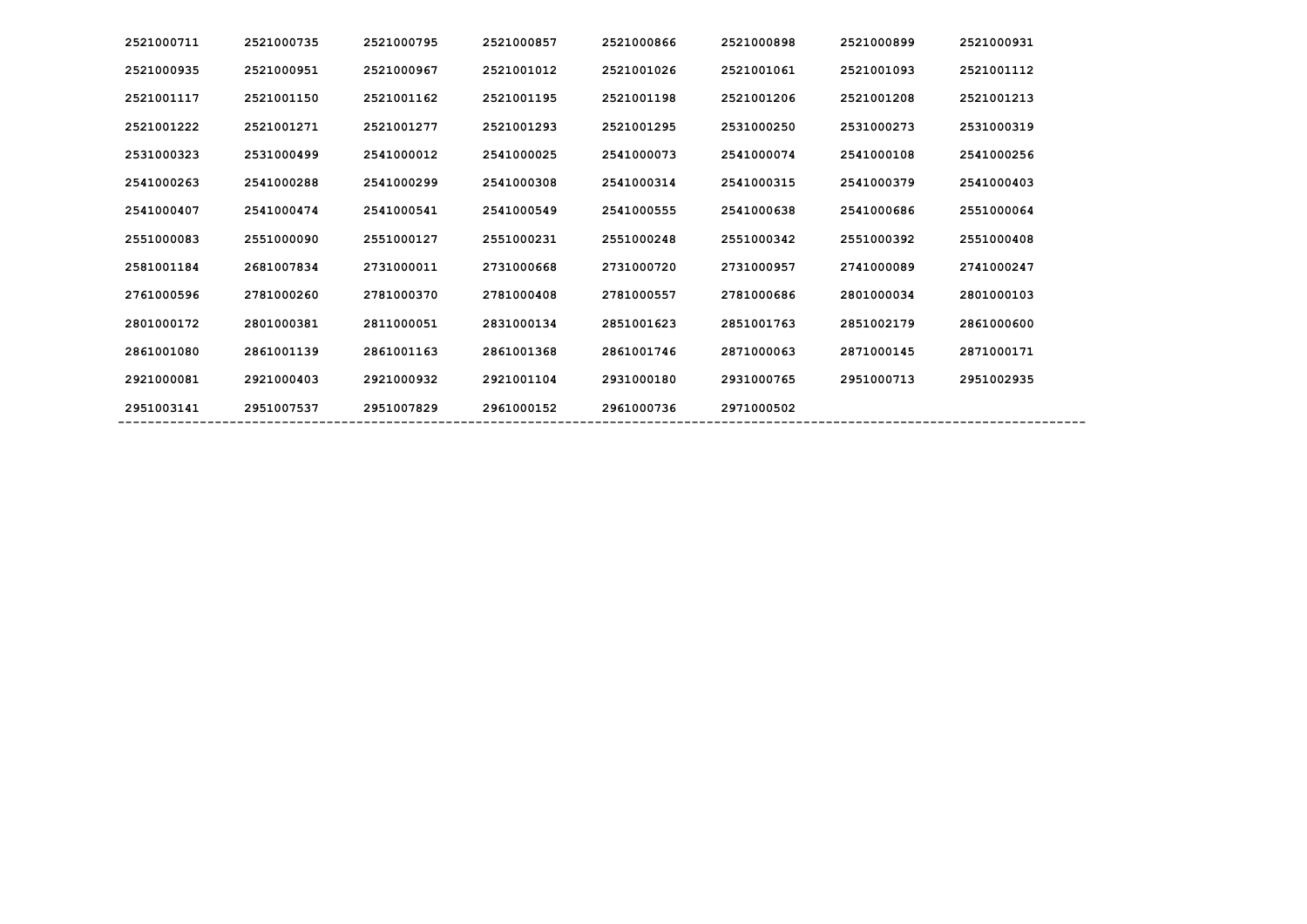| | | | | | | | |
|---|---|---|---|---|---|---|---|
| 2521000711 | 2521000735 | 2521000795 | 2521000857 | 2521000866 | 2521000898 | 2521000899 | 2521000931 |
| 2521000935 | 2521000951 | 2521000967 | 2521001012 | 2521001026 | 2521001061 | 2521001093 | 2521001112 |
| 2521001117 | 2521001150 | 2521001162 | 2521001195 | 2521001198 | 2521001206 | 2521001208 | 2521001213 |
| 2521001222 | 2521001271 | 2521001277 | 2521001293 | 2521001295 | 2531000250 | 2531000273 | 2531000319 |
| 2531000323 | 2531000499 | 2541000012 | 2541000025 | 2541000073 | 2541000074 | 2541000108 | 2541000256 |
| 2541000263 | 2541000288 | 2541000299 | 2541000308 | 2541000314 | 2541000315 | 2541000379 | 2541000403 |
| 2541000407 | 2541000474 | 2541000541 | 2541000549 | 2541000555 | 2541000638 | 2541000686 | 2551000064 |
| 2551000083 | 2551000090 | 2551000127 | 2551000231 | 2551000248 | 2551000342 | 2551000392 | 2551000408 |
| 2581001184 | 2681007834 | 2731000011 | 2731000668 | 2731000720 | 2731000957 | 2741000089 | 2741000247 |
| 2761000596 | 2781000260 | 2781000370 | 2781000408 | 2781000557 | 2781000686 | 2801000034 | 2801000103 |
| 2801000172 | 2801000381 | 2811000051 | 2831000134 | 2851001623 | 2851001763 | 2851002179 | 2861000600 |
| 2861001080 | 2861001139 | 2861001163 | 2861001368 | 2861001746 | 2871000063 | 2871000145 | 2871000171 |
| 2921000081 | 2921000403 | 2921000932 | 2921001104 | 2931000180 | 2931000765 | 2951000713 | 2951002935 |
| 2951003141 | 2951007537 | 2951007829 | 2961000152 | 2961000736 | 2971000502 | | |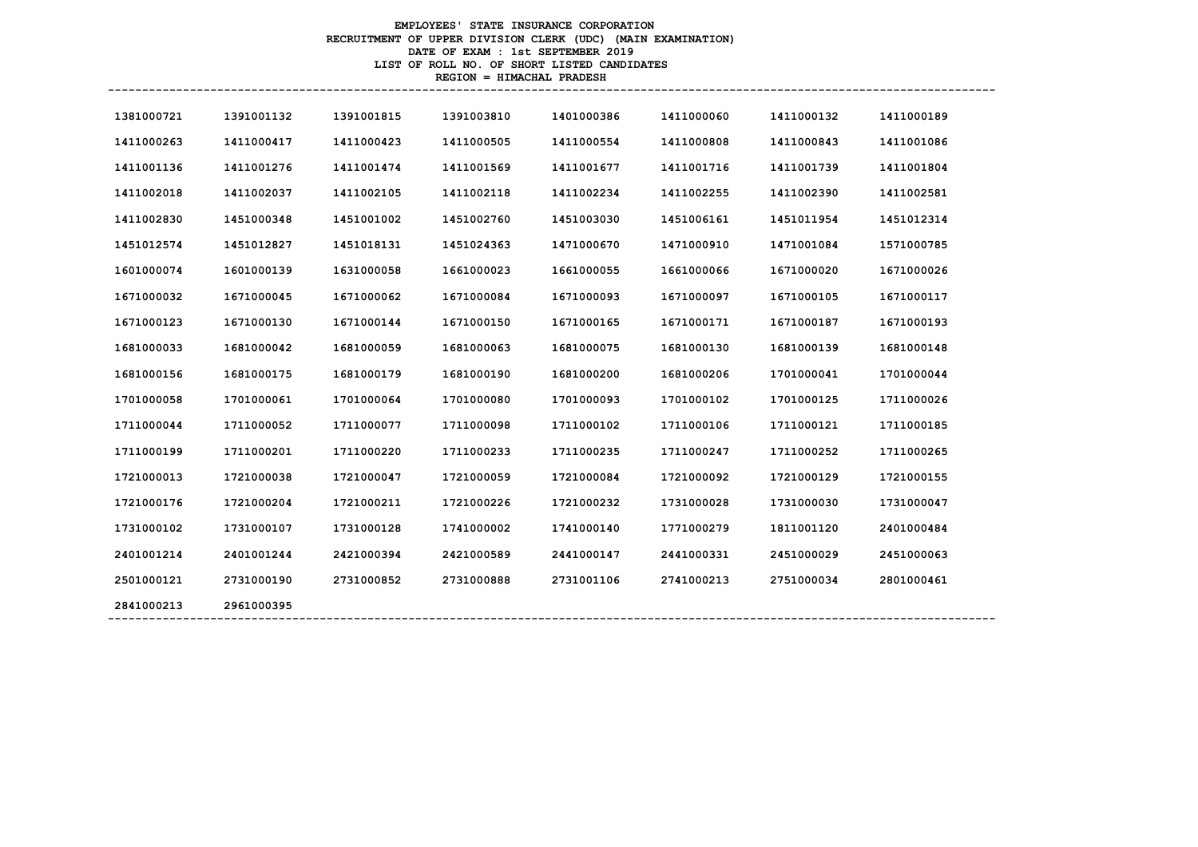**EMPLOYEES' STATE INSURANCE CORPORATION**
**RECRUITMENT OF UPPER DIVISION CLERK (UDC) (MAIN EXAMINATION)**
**DATE OF EXAM : 1st SEPTEMBER 2019**
**LIST OF ROLL NO. OF SHORT LISTED CANDIDATES**
**REGION = HIMACHAL PRADESH**

| | | | | | | | |
|---|---|---|---|---|---|---|---|
| 1381000721 | 1391001132 | 1391001815 | 1391003810 | 1401000386 | 1411000060 | 1411000132 | 1411000189 |
| 1411000263 | 1411000417 | 1411000423 | 1411000505 | 1411000554 | 1411000808 | 1411000843 | 1411001086 |
| 1411001136 | 1411001276 | 1411001474 | 1411001569 | 1411001677 | 1411001716 | 1411001739 | 1411001804 |
| 1411002018 | 1411002037 | 1411002105 | 1411002118 | 1411002234 | 1411002255 | 1411002390 | 1411002581 |
| 1411002830 | 1451000348 | 1451001002 | 1451002760 | 1451003030 | 1451006161 | 1451011954 | 1451012314 |
| 1451012574 | 1451012827 | 1451018131 | 1451024363 | 1471000670 | 1471000910 | 1471001084 | 1571000785 |
| 1601000074 | 1601000139 | 1631000058 | 1661000023 | 1661000055 | 1661000066 | 1671000020 | 1671000026 |
| 1671000032 | 1671000045 | 1671000062 | 1671000084 | 1671000093 | 1671000097 | 1671000105 | 1671000117 |
| 1671000123 | 1671000130 | 1671000144 | 1671000150 | 1671000165 | 1671000171 | 1671000187 | 1671000193 |
| 1681000033 | 1681000042 | 1681000059 | 1681000063 | 1681000075 | 1681000130 | 1681000139 | 1681000148 |
| 1681000156 | 1681000175 | 1681000179 | 1681000190 | 1681000200 | 1681000206 | 1701000041 | 1701000044 |
| 1701000058 | 1701000061 | 1701000064 | 1701000080 | 1701000093 | 1701000102 | 1701000125 | 1711000026 |
| 1711000044 | 1711000052 | 1711000077 | 1711000098 | 1711000102 | 1711000106 | 1711000121 | 1711000185 |
| 1711000199 | 1711000201 | 1711000220 | 1711000233 | 1711000235 | 1711000247 | 1711000252 | 1711000265 |
| 1721000013 | 1721000038 | 1721000047 | 1721000059 | 1721000084 | 1721000092 | 1721000129 | 1721000155 |
| 1721000176 | 1721000204 | 1721000211 | 1721000226 | 1721000232 | 1731000028 | 1731000030 | 1731000047 |
| 1731000102 | 1731000107 | 1731000128 | 1741000002 | 1741000140 | 1771000279 | 1811001120 | 2401000484 |
| 2401001214 | 2401001244 | 2421000394 | 2421000589 | 2441000147 | 2441000331 | 2451000029 | 2451000063 |
| 2501000121 | 2731000190 | 2731000852 | 2731000888 | 2731001106 | 2741000213 | 2751000034 | 2801000461 |
| 2841000213 | 2961000395 | | | | | | |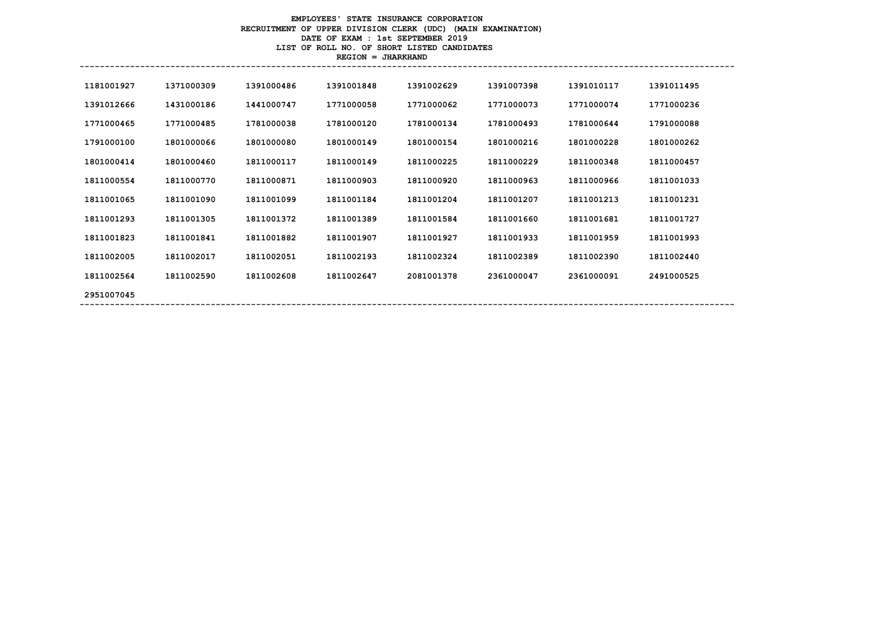**EMPLOYEES' STATE INSURANCE CORPORATION**
**RECRUITMENT OF UPPER DIVISION CLERK (UDC) (MAIN EXAMINATION)**
**DATE OF EXAM : 1st SEPTEMBER 2019**
**LIST OF ROLL NO. OF SHORT LISTED CANDIDATES**
**REGION = JHARKHAND**

| | | | | | | | |
|---|---|---|---|---|---|---|---|
| 1181001927 | 1371000309 | 1391000486 | 1391001848 | 1391002629 | 1391007398 | 1391010117 | 1391011495 |
| 1391012666 | 1431000186 | 1441000747 | 1771000058 | 1771000062 | 1771000073 | 1771000074 | 1771000236 |
| 1771000465 | 1771000485 | 1781000038 | 1781000120 | 1781000134 | 1781000493 | 1781000644 | 1791000088 |
| 1791000100 | 1801000066 | 1801000080 | 1801000149 | 1801000154 | 1801000216 | 1801000228 | 1801000262 |
| 1801000414 | 1801000460 | 1811000117 | 1811000149 | 1811000225 | 1811000229 | 1811000348 | 1811000457 |
| 1811000554 | 1811000770 | 1811000871 | 1811000903 | 1811000920 | 1811000963 | 1811000966 | 1811001033 |
| 1811001065 | 1811001090 | 1811001099 | 1811001184 | 1811001204 | 1811001207 | 1811001213 | 1811001231 |
| 1811001293 | 1811001305 | 1811001372 | 1811001389 | 1811001584 | 1811001660 | 1811001681 | 1811001727 |
| 1811001823 | 1811001841 | 1811001882 | 1811001907 | 1811001927 | 1811001933 | 1811001959 | 1811001993 |
| 1811002005 | 1811002017 | 1811002051 | 1811002193 | 1811002324 | 1811002389 | 1811002390 | 1811002440 |
| 1811002564 | 1811002590 | 1811002608 | 1811002647 | 2081001378 | 2361000047 | 2361000091 | 2491000525 |
| 2951007045 | | | | | | | |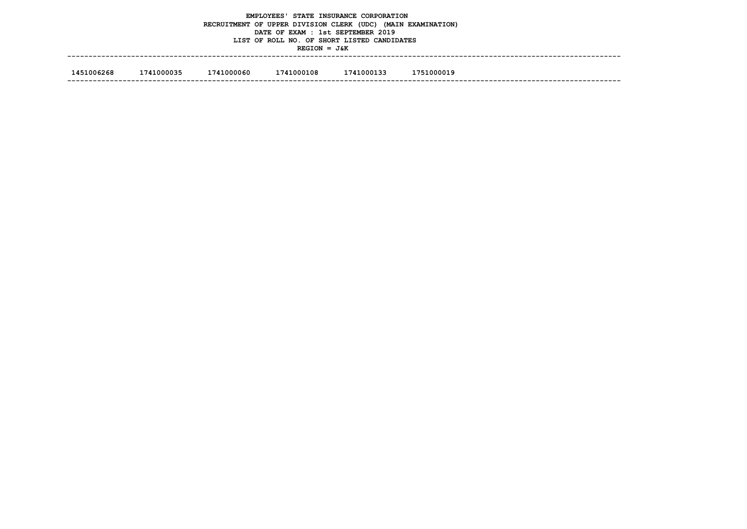**EMPLOYEES' STATE INSURANCE CORPORATION**
**RECRUITMENT OF UPPER DIVISION CLERK (UDC) (MAIN EXAMINATION)**
**DATE OF EXAM : 1st SEPTEMBER 2019**
**LIST OF ROLL NO. OF SHORT LISTED CANDIDATES**
**REGION = J&K**

| | | | | | |
|---|---|---|---|---|---|
| 1451006268 | 1741000035 | 1741000060 | 1741000108 | 1741000133 | 1751000019 |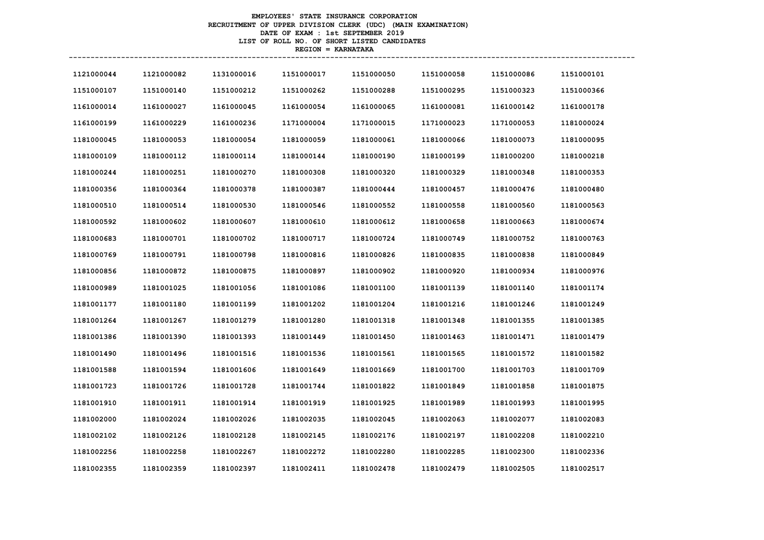**EMPLOYEES' STATE INSURANCE CORPORATION**
**RECRUITMENT OF UPPER DIVISION CLERK (UDC) (MAIN EXAMINATION)**
**DATE OF EXAM : 1st SEPTEMBER 2019**
**LIST OF ROLL NO. OF SHORT LISTED CANDIDATES**
**REGION = KARNATAKA**

| | | | | | | | |
|---|---|---|---|---|---|---|---|
| 1121000044 | 1121000082 | 1131000016 | 1151000017 | 1151000050 | 1151000058 | 1151000086 | 1151000101 |
| 1151000107 | 1151000140 | 1151000212 | 1151000262 | 1151000288 | 1151000295 | 1151000323 | 1151000366 |
| 1161000014 | 1161000027 | 1161000045 | 1161000054 | 1161000065 | 1161000081 | 1161000142 | 1161000178 |
| 1161000199 | 1161000229 | 1161000236 | 1171000004 | 1171000015 | 1171000023 | 1171000053 | 1181000024 |
| 1181000045 | 1181000053 | 1181000054 | 1181000059 | 1181000061 | 1181000066 | 1181000073 | 1181000095 |
| 1181000109 | 1181000112 | 1181000114 | 1181000144 | 1181000190 | 1181000199 | 1181000200 | 1181000218 |
| 1181000244 | 1181000251 | 1181000270 | 1181000308 | 1181000320 | 1181000329 | 1181000348 | 1181000353 |
| 1181000356 | 1181000364 | 1181000378 | 1181000387 | 1181000444 | 1181000457 | 1181000476 | 1181000480 |
| 1181000510 | 1181000514 | 1181000530 | 1181000546 | 1181000552 | 1181000558 | 1181000560 | 1181000563 |
| 1181000592 | 1181000602 | 1181000607 | 1181000610 | 1181000612 | 1181000658 | 1181000663 | 1181000674 |
| 1181000683 | 1181000701 | 1181000702 | 1181000717 | 1181000724 | 1181000749 | 1181000752 | 1181000763 |
| 1181000769 | 1181000791 | 1181000798 | 1181000816 | 1181000826 | 1181000835 | 1181000838 | 1181000849 |
| 1181000856 | 1181000872 | 1181000875 | 1181000897 | 1181000902 | 1181000920 | 1181000934 | 1181000976 |
| 1181000989 | 1181001025 | 1181001056 | 1181001086 | 1181001100 | 1181001139 | 1181001140 | 1181001174 |
| 1181001177 | 1181001180 | 1181001199 | 1181001202 | 1181001204 | 1181001216 | 1181001246 | 1181001249 |
| 1181001264 | 1181001267 | 1181001279 | 1181001280 | 1181001318 | 1181001348 | 1181001355 | 1181001385 |
| 1181001386 | 1181001390 | 1181001393 | 1181001449 | 1181001450 | 1181001463 | 1181001471 | 1181001479 |
| 1181001490 | 1181001496 | 1181001516 | 1181001536 | 1181001561 | 1181001565 | 1181001572 | 1181001582 |
| 1181001588 | 1181001594 | 1181001606 | 1181001649 | 1181001669 | 1181001700 | 1181001703 | 1181001709 |
| 1181001723 | 1181001726 | 1181001728 | 1181001744 | 1181001822 | 1181001849 | 1181001858 | 1181001875 |
| 1181001910 | 1181001911 | 1181001914 | 1181001919 | 1181001925 | 1181001989 | 1181001993 | 1181001995 |
| 1181002000 | 1181002024 | 1181002026 | 1181002035 | 1181002045 | 1181002063 | 1181002077 | 1181002083 |
| 1181002102 | 1181002126 | 1181002128 | 1181002145 | 1181002176 | 1181002197 | 1181002208 | 1181002210 |
| 1181002256 | 1181002258 | 1181002267 | 1181002272 | 1181002280 | 1181002285 | 1181002300 | 1181002336 |
| 1181002355 | 1181002359 | 1181002397 | 1181002411 | 1181002478 | 1181002479 | 1181002505 | 1181002517 |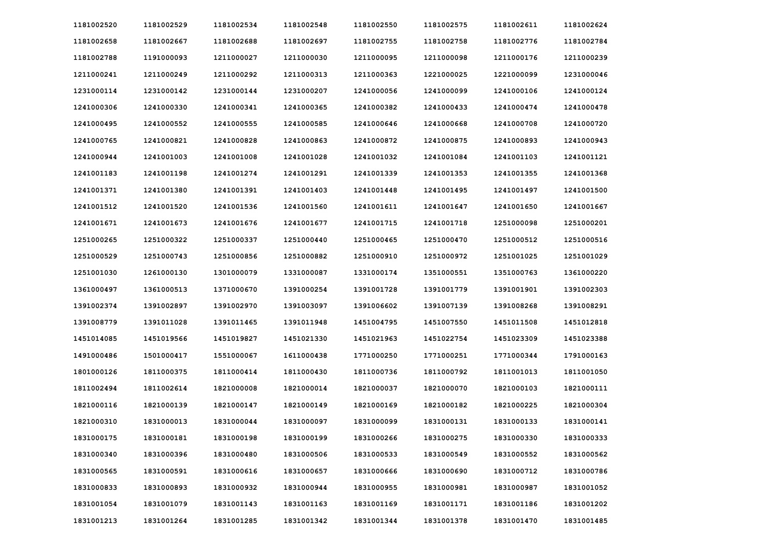| | | | | | | | |
|---|---|---|---|---|---|---|---|
| 1181002520 | 1181002529 | 1181002534 | 1181002548 | 1181002550 | 1181002575 | 1181002611 | 1181002624 |
| 1181002658 | 1181002667 | 1181002688 | 1181002697 | 1181002755 | 1181002758 | 1181002776 | 1181002784 |
| 1181002788 | 1191000093 | 1211000027 | 1211000030 | 1211000095 | 1211000098 | 1211000176 | 1211000239 |
| 1211000241 | 1211000249 | 1211000292 | 1211000313 | 1211000363 | 1221000025 | 1221000099 | 1231000046 |
| 1231000114 | 1231000142 | 1231000144 | 1231000207 | 1241000056 | 1241000099 | 1241000106 | 1241000124 |
| 1241000306 | 1241000330 | 1241000341 | 1241000365 | 1241000382 | 1241000433 | 1241000474 | 1241000478 |
| 1241000495 | 1241000552 | 1241000555 | 1241000585 | 1241000646 | 1241000668 | 1241000708 | 1241000720 |
| 1241000765 | 1241000821 | 1241000828 | 1241000863 | 1241000872 | 1241000875 | 1241000893 | 1241000943 |
| 1241000944 | 1241001003 | 1241001008 | 1241001028 | 1241001032 | 1241001084 | 1241001103 | 1241001121 |
| 1241001183 | 1241001198 | 1241001274 | 1241001291 | 1241001339 | 1241001353 | 1241001355 | 1241001368 |
| 1241001371 | 1241001380 | 1241001391 | 1241001403 | 1241001448 | 1241001495 | 1241001497 | 1241001500 |
| 1241001512 | 1241001520 | 1241001536 | 1241001560 | 1241001611 | 1241001647 | 1241001650 | 1241001667 |
| 1241001671 | 1241001673 | 1241001676 | 1241001677 | 1241001715 | 1241001718 | 1251000098 | 1251000201 |
| 1251000265 | 1251000322 | 1251000337 | 1251000440 | 1251000465 | 1251000470 | 1251000512 | 1251000516 |
| 1251000529 | 1251000743 | 1251000856 | 1251000882 | 1251000910 | 1251000972 | 1251001025 | 1251001029 |
| 1251001030 | 1261000130 | 1301000079 | 1331000087 | 1331000174 | 1351000551 | 1351000763 | 1361000220 |
| 1361000497 | 1361000513 | 1371000670 | 1391000254 | 1391001728 | 1391001779 | 1391001901 | 1391002303 |
| 1391002374 | 1391002897 | 1391002970 | 1391003097 | 1391006602 | 1391007139 | 1391008268 | 1391008291 |
| 1391008779 | 1391011028 | 1391011465 | 1391011948 | 1451004795 | 1451007550 | 1451011508 | 1451012818 |
| 1451014085 | 1451019566 | 1451019827 | 1451021330 | 1451021963 | 1451022754 | 1451023309 | 1451023388 |
| 1491000486 | 1501000417 | 1551000067 | 1611000438 | 1771000250 | 1771000251 | 1771000344 | 1791000163 |
| 1801000126 | 1811000375 | 1811000414 | 1811000430 | 1811000736 | 1811000792 | 1811001013 | 1811001050 |
| 1811002494 | 1811002614 | 1821000008 | 1821000014 | 1821000037 | 1821000070 | 1821000103 | 1821000111 |
| 1821000116 | 1821000139 | 1821000147 | 1821000149 | 1821000169 | 1821000182 | 1821000225 | 1821000304 |
| 1821000310 | 1831000013 | 1831000044 | 1831000097 | 1831000099 | 1831000131 | 1831000133 | 1831000141 |
| 1831000175 | 1831000181 | 1831000198 | 1831000199 | 1831000266 | 1831000275 | 1831000330 | 1831000333 |
| 1831000340 | 1831000396 | 1831000480 | 1831000506 | 1831000533 | 1831000549 | 1831000552 | 1831000562 |
| 1831000565 | 1831000591 | 1831000616 | 1831000657 | 1831000666 | 1831000690 | 1831000712 | 1831000786 |
| 1831000833 | 1831000893 | 1831000932 | 1831000944 | 1831000955 | 1831000981 | 1831000987 | 1831001052 |
| 1831001054 | 1831001079 | 1831001143 | 1831001163 | 1831001169 | 1831001171 | 1831001186 | 1831001202 |
| 1831001213 | 1831001264 | 1831001285 | 1831001342 | 1831001344 | 1831001378 | 1831001470 | 1831001485 |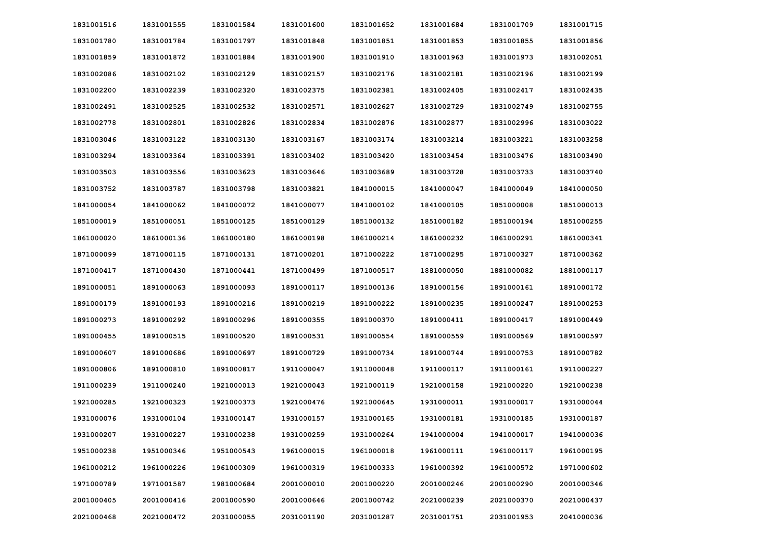| | | | | | | | |
|---|---|---|---|---|---|---|---|
| 1831001516 | 1831001555 | 1831001584 | 1831001600 | 1831001652 | 1831001684 | 1831001709 | 1831001715 |
| 1831001780 | 1831001784 | 1831001797 | 1831001848 | 1831001851 | 1831001853 | 1831001855 | 1831001856 |
| 1831001859 | 1831001872 | 1831001884 | 1831001900 | 1831001910 | 1831001963 | 1831001973 | 1831002051 |
| 1831002086 | 1831002102 | 1831002129 | 1831002157 | 1831002176 | 1831002181 | 1831002196 | 1831002199 |
| 1831002200 | 1831002239 | 1831002320 | 1831002375 | 1831002381 | 1831002405 | 1831002417 | 1831002435 |
| 1831002491 | 1831002525 | 1831002532 | 1831002571 | 1831002627 | 1831002729 | 1831002749 | 1831002755 |
| 1831002778 | 1831002801 | 1831002826 | 1831002834 | 1831002876 | 1831002877 | 1831002996 | 1831003022 |
| 1831003046 | 1831003122 | 1831003130 | 1831003167 | 1831003174 | 1831003214 | 1831003221 | 1831003258 |
| 1831003294 | 1831003364 | 1831003391 | 1831003402 | 1831003420 | 1831003454 | 1831003476 | 1831003490 |
| 1831003503 | 1831003556 | 1831003623 | 1831003646 | 1831003689 | 1831003728 | 1831003733 | 1831003740 |
| 1831003752 | 1831003787 | 1831003798 | 1831003821 | 1841000015 | 1841000047 | 1841000049 | 1841000050 |
| 1841000054 | 1841000062 | 1841000072 | 1841000077 | 1841000102 | 1841000105 | 1851000008 | 1851000013 |
| 1851000019 | 1851000051 | 1851000125 | 1851000129 | 1851000132 | 1851000182 | 1851000194 | 1851000255 |
| 1861000020 | 1861000136 | 1861000180 | 1861000198 | 1861000214 | 1861000232 | 1861000291 | 1861000341 |
| 1871000099 | 1871000115 | 1871000131 | 1871000201 | 1871000222 | 1871000295 | 1871000327 | 1871000362 |
| 1871000417 | 1871000430 | 1871000441 | 1871000499 | 1871000517 | 1881000050 | 1881000082 | 1881000117 |
| 1891000051 | 1891000063 | 1891000093 | 1891000117 | 1891000136 | 1891000156 | 1891000161 | 1891000172 |
| 1891000179 | 1891000193 | 1891000216 | 1891000219 | 1891000222 | 1891000235 | 1891000247 | 1891000253 |
| 1891000273 | 1891000292 | 1891000296 | 1891000355 | 1891000370 | 1891000411 | 1891000417 | 1891000449 |
| 1891000455 | 1891000515 | 1891000520 | 1891000531 | 1891000554 | 1891000559 | 1891000569 | 1891000597 |
| 1891000607 | 1891000686 | 1891000697 | 1891000729 | 1891000734 | 1891000744 | 1891000753 | 1891000782 |
| 1891000806 | 1891000810 | 1891000817 | 1911000047 | 1911000048 | 1911000117 | 1911000161 | 1911000227 |
| 1911000239 | 1911000240 | 1921000013 | 1921000043 | 1921000119 | 1921000158 | 1921000220 | 1921000238 |
| 1921000285 | 1921000323 | 1921000373 | 1921000476 | 1921000645 | 1931000011 | 1931000017 | 1931000044 |
| 1931000076 | 1931000104 | 1931000147 | 1931000157 | 1931000165 | 1931000181 | 1931000185 | 1931000187 |
| 1931000207 | 1931000227 | 1931000238 | 1931000259 | 1931000264 | 1941000004 | 1941000017 | 1941000036 |
| 1951000238 | 1951000346 | 1951000543 | 1961000015 | 1961000018 | 1961000111 | 1961000117 | 1961000195 |
| 1961000212 | 1961000226 | 1961000309 | 1961000319 | 1961000333 | 1961000392 | 1961000572 | 1971000602 |
| 1971000789 | 1971001587 | 1981000684 | 2001000010 | 2001000220 | 2001000246 | 2001000290 | 2001000346 |
| 2001000405 | 2001000416 | 2001000590 | 2001000646 | 2001000742 | 2021000239 | 2021000370 | 2021000437 |
| 2021000468 | 2021000472 | 2031000055 | 2031001190 | 2031001287 | 2031001751 | 2031001953 | 2041000036 |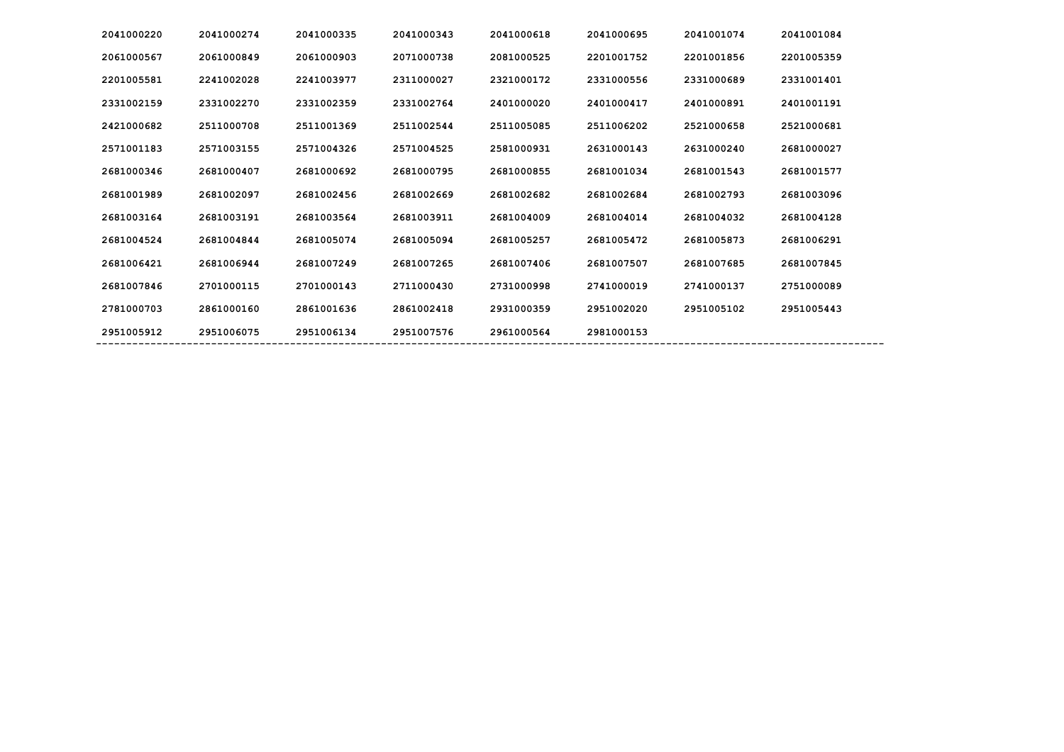| | | | | | | | |
|---|---|---|---|---|---|---|---|
| 2041000220 | 2041000274 | 2041000335 | 2041000343 | 2041000618 | 2041000695 | 2041001074 | 2041001084 |
| 2061000567 | 2061000849 | 2061000903 | 2071000738 | 2081000525 | 2201001752 | 2201001856 | 2201005359 |
| 2201005581 | 2241002028 | 2241003977 | 2311000027 | 2321000172 | 2331000556 | 2331000689 | 2331001401 |
| 2331002159 | 2331002270 | 2331002359 | 2331002764 | 2401000020 | 2401000417 | 2401000891 | 2401001191 |
| 2421000682 | 2511000708 | 2511001369 | 2511002544 | 2511005085 | 2511006202 | 2521000658 | 2521000681 |
| 2571001183 | 2571003155 | 2571004326 | 2571004525 | 2581000931 | 2631000143 | 2631000240 | 2681000027 |
| 2681000346 | 2681000407 | 2681000692 | 2681000795 | 2681000855 | 2681001034 | 2681001543 | 2681001577 |
| 2681001989 | 2681002097 | 2681002456 | 2681002669 | 2681002682 | 2681002684 | 2681002793 | 2681003096 |
| 2681003164 | 2681003191 | 2681003564 | 2681003911 | 2681004009 | 2681004014 | 2681004032 | 2681004128 |
| 2681004524 | 2681004844 | 2681005074 | 2681005094 | 2681005257 | 2681005472 | 2681005873 | 2681006291 |
| 2681006421 | 2681006944 | 2681007249 | 2681007265 | 2681007406 | 2681007507 | 2681007685 | 2681007845 |
| 2681007846 | 2701000115 | 2701000143 | 2711000430 | 2731000998 | 2741000019 | 2741000137 | 2751000089 |
| 2781000703 | 2861000160 | 2861001636 | 2861002418 | 2931000359 | 2951002020 | 2951005102 | 2951005443 |
| 2951005912 | 2951006075 | 2951006134 | 2951007576 | 2961000564 | 2981000153 | | |

---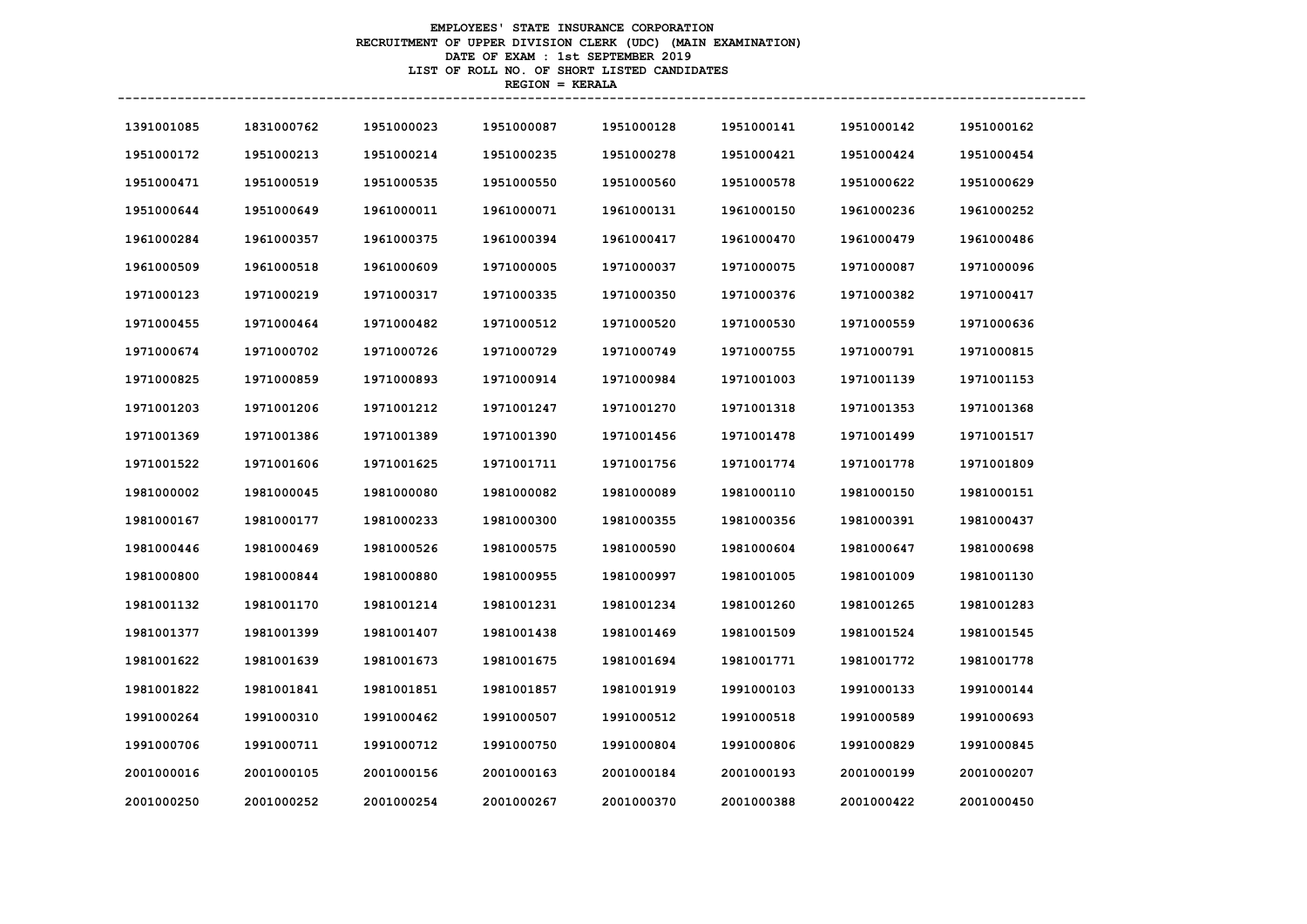**EMPLOYEES' STATE INSURANCE CORPORATION**
**RECRUITMENT OF UPPER DIVISION CLERK (UDC) (MAIN EXAMINATION)**
**DATE OF EXAM : 1st SEPTEMBER 2019**
**LIST OF ROLL NO. OF SHORT LISTED CANDIDATES**
**REGION = KERALA**

| | | | | | | | |
|---|---|---|---|---|---|---|---|
| 1391001085 | 1831000762 | 1951000023 | 1951000087 | 1951000128 | 1951000141 | 1951000142 | 1951000162 |
| 1951000172 | 1951000213 | 1951000214 | 1951000235 | 1951000278 | 1951000421 | 1951000424 | 1951000454 |
| 1951000471 | 1951000519 | 1951000535 | 1951000550 | 1951000560 | 1951000578 | 1951000622 | 1951000629 |
| 1951000644 | 1951000649 | 1961000011 | 1961000071 | 1961000131 | 1961000150 | 1961000236 | 1961000252 |
| 1961000284 | 1961000357 | 1961000375 | 1961000394 | 1961000417 | 1961000470 | 1961000479 | 1961000486 |
| 1961000509 | 1961000518 | 1961000609 | 1971000005 | 1971000037 | 1971000075 | 1971000087 | 1971000096 |
| 1971000123 | 1971000219 | 1971000317 | 1971000335 | 1971000350 | 1971000376 | 1971000382 | 1971000417 |
| 1971000455 | 1971000464 | 1971000482 | 1971000512 | 1971000520 | 1971000530 | 1971000559 | 1971000636 |
| 1971000674 | 1971000702 | 1971000726 | 1971000729 | 1971000749 | 1971000755 | 1971000791 | 1971000815 |
| 1971000825 | 1971000859 | 1971000893 | 1971000914 | 1971000984 | 1971001003 | 1971001139 | 1971001153 |
| 1971001203 | 1971001206 | 1971001212 | 1971001247 | 1971001270 | 1971001318 | 1971001353 | 1971001368 |
| 1971001369 | 1971001386 | 1971001389 | 1971001390 | 1971001456 | 1971001478 | 1971001499 | 1971001517 |
| 1971001522 | 1971001606 | 1971001625 | 1971001711 | 1971001756 | 1971001774 | 1971001778 | 1971001809 |
| 1981000002 | 1981000045 | 1981000080 | 1981000082 | 1981000089 | 1981000110 | 1981000150 | 1981000151 |
| 1981000167 | 1981000177 | 1981000233 | 1981000300 | 1981000355 | 1981000356 | 1981000391 | 1981000437 |
| 1981000446 | 1981000469 | 1981000526 | 1981000575 | 1981000590 | 1981000604 | 1981000647 | 1981000698 |
| 1981000800 | 1981000844 | 1981000880 | 1981000955 | 1981000997 | 1981001005 | 1981001009 | 1981001130 |
| 1981001132 | 1981001170 | 1981001214 | 1981001231 | 1981001234 | 1981001260 | 1981001265 | 1981001283 |
| 1981001377 | 1981001399 | 1981001407 | 1981001438 | 1981001469 | 1981001509 | 1981001524 | 1981001545 |
| 1981001622 | 1981001639 | 1981001673 | 1981001675 | 1981001694 | 1981001771 | 1981001772 | 1981001778 |
| 1981001822 | 1981001841 | 1981001851 | 1981001857 | 1981001919 | 1991000103 | 1991000133 | 1991000144 |
| 1991000264 | 1991000310 | 1991000462 | 1991000507 | 1991000512 | 1991000518 | 1991000589 | 1991000693 |
| 1991000706 | 1991000711 | 1991000712 | 1991000750 | 1991000804 | 1991000806 | 1991000829 | 1991000845 |
| 2001000016 | 2001000105 | 2001000156 | 2001000163 | 2001000184 | 2001000193 | 2001000199 | 2001000207 |
| 2001000250 | 2001000252 | 2001000254 | 2001000267 | 2001000370 | 2001000388 | 2001000422 | 2001000450 |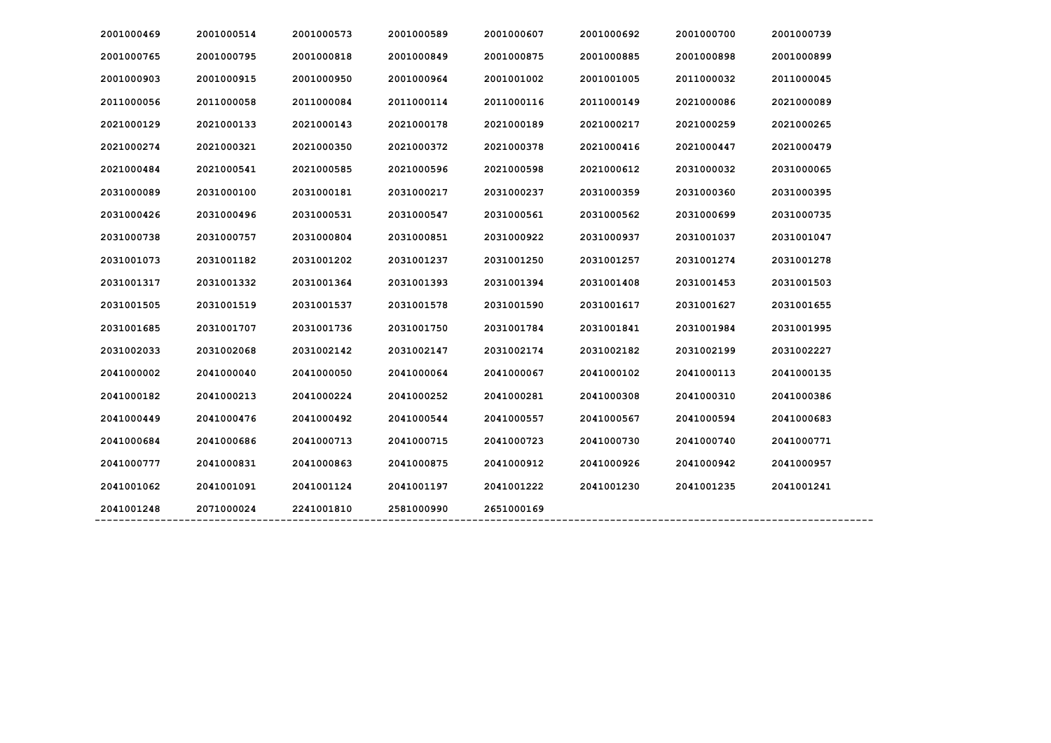| | | | | | | | |
|---|---|---|---|---|---|---|---|
| 2001000469 | 2001000514 | 2001000573 | 2001000589 | 2001000607 | 2001000692 | 2001000700 | 2001000739 |
| 2001000765 | 2001000795 | 2001000818 | 2001000849 | 2001000875 | 2001000885 | 2001000898 | 2001000899 |
| 2001000903 | 2001000915 | 2001000950 | 2001000964 | 2001001002 | 2001001005 | 2011000032 | 2011000045 |
| 2011000056 | 2011000058 | 2011000084 | 2011000114 | 2011000116 | 2011000149 | 2021000086 | 2021000089 |
| 2021000129 | 2021000133 | 2021000143 | 2021000178 | 2021000189 | 2021000217 | 2021000259 | 2021000265 |
| 2021000274 | 2021000321 | 2021000350 | 2021000372 | 2021000378 | 2021000416 | 2021000447 | 2021000479 |
| 2021000484 | 2021000541 | 2021000585 | 2021000596 | 2021000598 | 2021000612 | 2031000032 | 2031000065 |
| 2031000089 | 2031000100 | 2031000181 | 2031000217 | 2031000237 | 2031000359 | 2031000360 | 2031000395 |
| 2031000426 | 2031000496 | 2031000531 | 2031000547 | 2031000561 | 2031000562 | 2031000699 | 2031000735 |
| 2031000738 | 2031000757 | 2031000804 | 2031000851 | 2031000922 | 2031000937 | 2031001037 | 2031001047 |
| 2031001073 | 2031001182 | 2031001202 | 2031001237 | 2031001250 | 2031001257 | 2031001274 | 2031001278 |
| 2031001317 | 2031001332 | 2031001364 | 2031001393 | 2031001394 | 2031001408 | 2031001453 | 2031001503 |
| 2031001505 | 2031001519 | 2031001537 | 2031001578 | 2031001590 | 2031001617 | 2031001627 | 2031001655 |
| 2031001685 | 2031001707 | 2031001736 | 2031001750 | 2031001784 | 2031001841 | 2031001984 | 2031001995 |
| 2031002033 | 2031002068 | 2031002142 | 2031002147 | 2031002174 | 2031002182 | 2031002199 | 2031002227 |
| 2041000002 | 2041000040 | 2041000050 | 2041000064 | 2041000067 | 2041000102 | 2041000113 | 2041000135 |
| 2041000182 | 2041000213 | 2041000224 | 2041000252 | 2041000281 | 2041000308 | 2041000310 | 2041000386 |
| 2041000449 | 2041000476 | 2041000492 | 2041000544 | 2041000557 | 2041000567 | 2041000594 | 2041000683 |
| 2041000684 | 2041000686 | 2041000713 | 2041000715 | 2041000723 | 2041000730 | 2041000740 | 2041000771 |
| 2041000777 | 2041000831 | 2041000863 | 2041000875 | 2041000912 | 2041000926 | 2041000942 | 2041000957 |
| 2041001062 | 2041001091 | 2041001124 | 2041001197 | 2041001222 | 2041001230 | 2041001235 | 2041001241 |
| 2041001248 | 2071000024 | 2241001810 | 2581000990 | 2651000169 | | | |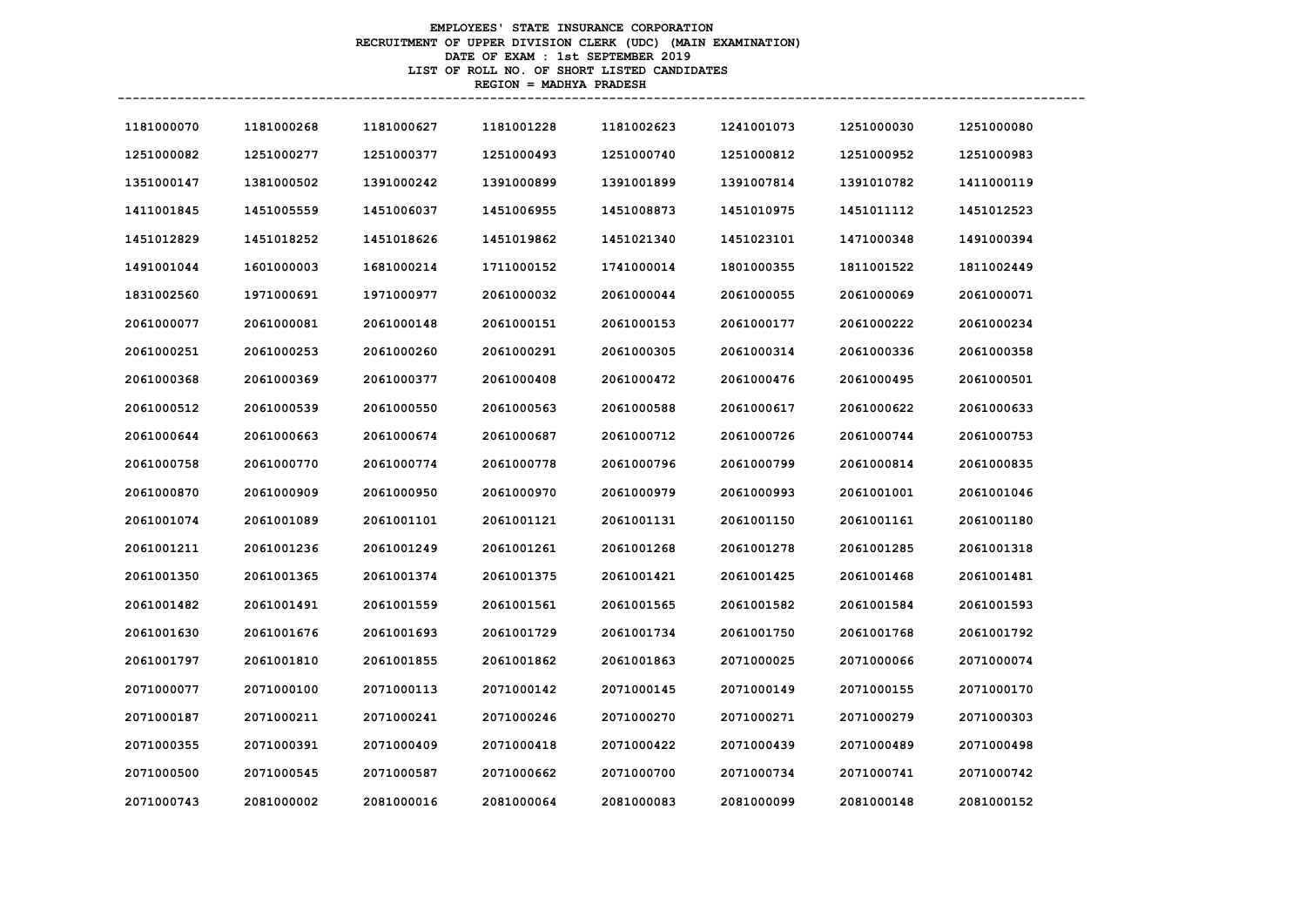**EMPLOYEES' STATE INSURANCE CORPORATION**
**RECRUITMENT OF UPPER DIVISION CLERK (UDC) (MAIN EXAMINATION)**
**DATE OF EXAM : 1st SEPTEMBER 2019**
**LIST OF ROLL NO. OF SHORT LISTED CANDIDATES**
**REGION = MADHYA PRADESH**

| | | | | | | | |
|---|---|---|---|---|---|---|---|
| 1181000070 | 1181000268 | 1181000627 | 1181001228 | 1181002623 | 1241001073 | 1251000030 | 1251000080 |
| 1251000082 | 1251000277 | 1251000377 | 1251000493 | 1251000740 | 1251000812 | 1251000952 | 1251000983 |
| 1351000147 | 1381000502 | 1391000242 | 1391000899 | 1391001899 | 1391007814 | 1391010782 | 1411000119 |
| 1411001845 | 1451005559 | 1451006037 | 1451006955 | 1451008873 | 1451010975 | 1451011112 | 1451012523 |
| 1451012829 | 1451018252 | 1451018626 | 1451019862 | 1451021340 | 1451023101 | 1471000348 | 1491000394 |
| 1491001044 | 1601000003 | 1681000214 | 1711000152 | 1741000014 | 1801000355 | 1811001522 | 1811002449 |
| 1831002560 | 1971000691 | 1971000977 | 2061000032 | 2061000044 | 2061000055 | 2061000069 | 2061000071 |
| 2061000077 | 2061000081 | 2061000148 | 2061000151 | 2061000153 | 2061000177 | 2061000222 | 2061000234 |
| 2061000251 | 2061000253 | 2061000260 | 2061000291 | 2061000305 | 2061000314 | 2061000336 | 2061000358 |
| 2061000368 | 2061000369 | 2061000377 | 2061000408 | 2061000472 | 2061000476 | 2061000495 | 2061000501 |
| 2061000512 | 2061000539 | 2061000550 | 2061000563 | 2061000588 | 2061000617 | 2061000622 | 2061000633 |
| 2061000644 | 2061000663 | 2061000674 | 2061000687 | 2061000712 | 2061000726 | 2061000744 | 2061000753 |
| 2061000758 | 2061000770 | 2061000774 | 2061000778 | 2061000796 | 2061000799 | 2061000814 | 2061000835 |
| 2061000870 | 2061000909 | 2061000950 | 2061000970 | 2061000979 | 2061000993 | 2061001001 | 2061001046 |
| 2061001074 | 2061001089 | 2061001101 | 2061001121 | 2061001131 | 2061001150 | 2061001161 | 2061001180 |
| 2061001211 | 2061001236 | 2061001249 | 2061001261 | 2061001268 | 2061001278 | 2061001285 | 2061001318 |
| 2061001350 | 2061001365 | 2061001374 | 2061001375 | 2061001421 | 2061001425 | 2061001468 | 2061001481 |
| 2061001482 | 2061001491 | 2061001559 | 2061001561 | 2061001565 | 2061001582 | 2061001584 | 2061001593 |
| 2061001630 | 2061001676 | 2061001693 | 2061001729 | 2061001734 | 2061001750 | 2061001768 | 2061001792 |
| 2061001797 | 2061001810 | 2061001855 | 2061001862 | 2061001863 | 2071000025 | 2071000066 | 2071000074 |
| 2071000077 | 2071000100 | 2071000113 | 2071000142 | 2071000145 | 2071000149 | 2071000155 | 2071000170 |
| 2071000187 | 2071000211 | 2071000241 | 2071000246 | 2071000270 | 2071000271 | 2071000279 | 2071000303 |
| 2071000355 | 2071000391 | 2071000409 | 2071000418 | 2071000422 | 2071000439 | 2071000489 | 2071000498 |
| 2071000500 | 2071000545 | 2071000587 | 2071000662 | 2071000700 | 2071000734 | 2071000741 | 2071000742 |
| 2071000743 | 2081000002 | 2081000016 | 2081000064 | 2081000083 | 2081000099 | 2081000148 | 2081000152 |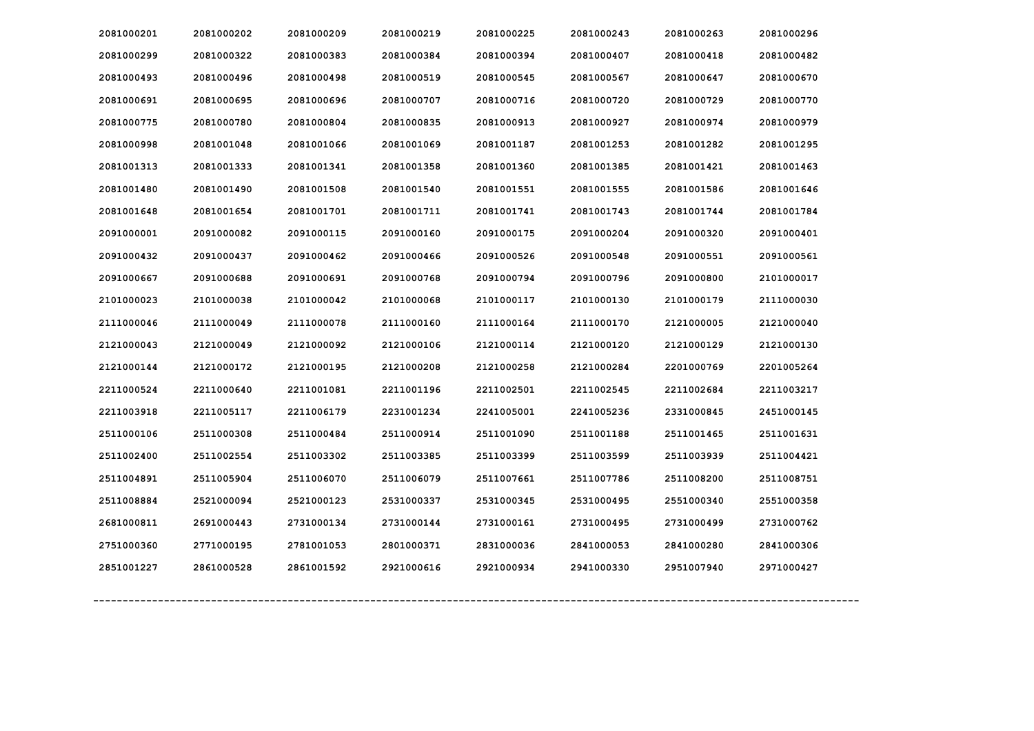| | | | | | | | |
|---|---|---|---|---|---|---|---|
| 2081000201 | 2081000202 | 2081000209 | 2081000219 | 2081000225 | 2081000243 | 2081000263 | 2081000296 |
| 2081000299 | 2081000322 | 2081000383 | 2081000384 | 2081000394 | 2081000407 | 2081000418 | 2081000482 |
| 2081000493 | 2081000496 | 2081000498 | 2081000519 | 2081000545 | 2081000567 | 2081000647 | 2081000670 |
| 2081000691 | 2081000695 | 2081000696 | 2081000707 | 2081000716 | 2081000720 | 2081000729 | 2081000770 |
| 2081000775 | 2081000780 | 2081000804 | 2081000835 | 2081000913 | 2081000927 | 2081000974 | 2081000979 |
| 2081000998 | 2081001048 | 2081001066 | 2081001069 | 2081001187 | 2081001253 | 2081001282 | 2081001295 |
| 2081001313 | 2081001333 | 2081001341 | 2081001358 | 2081001360 | 2081001385 | 2081001421 | 2081001463 |
| 2081001480 | 2081001490 | 2081001508 | 2081001540 | 2081001551 | 2081001555 | 2081001586 | 2081001646 |
| 2081001648 | 2081001654 | 2081001701 | 2081001711 | 2081001741 | 2081001743 | 2081001744 | 2081001784 |
| 2091000001 | 2091000082 | 2091000115 | 2091000160 | 2091000175 | 2091000204 | 2091000320 | 2091000401 |
| 2091000432 | 2091000437 | 2091000462 | 2091000466 | 2091000526 | 2091000548 | 2091000551 | 2091000561 |
| 2091000667 | 2091000688 | 2091000691 | 2091000768 | 2091000794 | 2091000796 | 2091000800 | 2101000017 |
| 2101000023 | 2101000038 | 2101000042 | 2101000068 | 2101000117 | 2101000130 | 2101000179 | 2111000030 |
| 2111000046 | 2111000049 | 2111000078 | 2111000160 | 2111000164 | 2111000170 | 2121000005 | 2121000040 |
| 2121000043 | 2121000049 | 2121000092 | 2121000106 | 2121000114 | 2121000120 | 2121000129 | 2121000130 |
| 2121000144 | 2121000172 | 2121000195 | 2121000208 | 2121000258 | 2121000284 | 2201000769 | 2201005264 |
| 2211000524 | 2211000640 | 2211001081 | 2211001196 | 2211002501 | 2211002545 | 2211002684 | 2211003217 |
| 2211003918 | 2211005117 | 2211006179 | 2231001234 | 2241005001 | 2241005236 | 2331000845 | 2451000145 |
| 2511000106 | 2511000308 | 2511000484 | 2511000914 | 2511001090 | 2511001188 | 2511001465 | 2511001631 |
| 2511002400 | 2511002554 | 2511003302 | 2511003385 | 2511003399 | 2511003599 | 2511003939 | 2511004421 |
| 2511004891 | 2511005904 | 2511006070 | 2511006079 | 2511007661 | 2511007786 | 2511008200 | 2511008751 |
| 2511008884 | 2521000094 | 2521000123 | 2531000337 | 2531000345 | 2531000495 | 2551000340 | 2551000358 |
| 2681000811 | 2691000443 | 2731000134 | 2731000144 | 2731000161 | 2731000495 | 2731000499 | 2731000762 |
| 2751000360 | 2771000195 | 2781001053 | 2801000371 | 2831000036 | 2841000053 | 2841000280 | 2841000306 |
| 2851001227 | 2861000528 | 2861001592 | 2921000616 | 2921000934 | 2941000330 | 2951007940 | 2971000427 |

---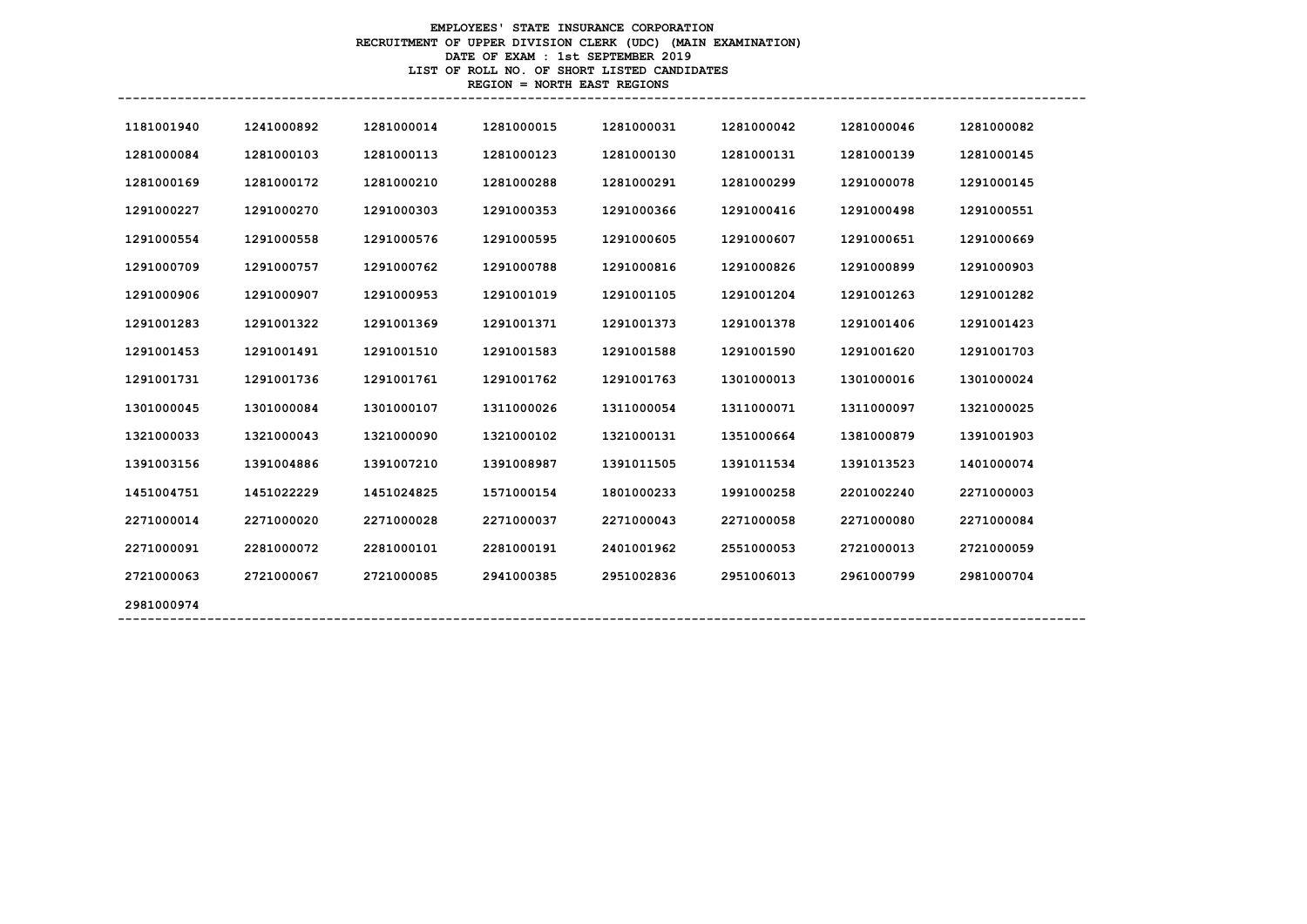**EMPLOYEES' STATE INSURANCE CORPORATION**
**RECRUITMENT OF UPPER DIVISION CLERK (UDC) (MAIN EXAMINATION)**
**DATE OF EXAM : 1st SEPTEMBER 2019**
**LIST OF ROLL NO. OF SHORT LISTED CANDIDATES**
**REGION = NORTH EAST REGIONS**

| | | | | | | | |
|---|---|---|---|---|---|---|---|
| 1181001940 | 1241000892 | 1281000014 | 1281000015 | 1281000031 | 1281000042 | 1281000046 | 1281000082 |
| 1281000084 | 1281000103 | 1281000113 | 1281000123 | 1281000130 | 1281000131 | 1281000139 | 1281000145 |
| 1281000169 | 1281000172 | 1281000210 | 1281000288 | 1281000291 | 1281000299 | 1291000078 | 1291000145 |
| 1291000227 | 1291000270 | 1291000303 | 1291000353 | 1291000366 | 1291000416 | 1291000498 | 1291000551 |
| 1291000554 | 1291000558 | 1291000576 | 1291000595 | 1291000605 | 1291000607 | 1291000651 | 1291000669 |
| 1291000709 | 1291000757 | 1291000762 | 1291000788 | 1291000816 | 1291000826 | 1291000899 | 1291000903 |
| 1291000906 | 1291000907 | 1291000953 | 1291001019 | 1291001105 | 1291001204 | 1291001263 | 1291001282 |
| 1291001283 | 1291001322 | 1291001369 | 1291001371 | 1291001373 | 1291001378 | 1291001406 | 1291001423 |
| 1291001453 | 1291001491 | 1291001510 | 1291001583 | 1291001588 | 1291001590 | 1291001620 | 1291001703 |
| 1291001731 | 1291001736 | 1291001761 | 1291001762 | 1291001763 | 1301000013 | 1301000016 | 1301000024 |
| 1301000045 | 1301000084 | 1301000107 | 1311000026 | 1311000054 | 1311000071 | 1311000097 | 1321000025 |
| 1321000033 | 1321000043 | 1321000090 | 1321000102 | 1321000131 | 1351000664 | 1381000879 | 1391001903 |
| 1391003156 | 1391004886 | 1391007210 | 1391008987 | 1391011505 | 1391011534 | 1391013523 | 1401000074 |
| 1451004751 | 1451022229 | 1451024825 | 1571000154 | 1801000233 | 1991000258 | 2201002240 | 2271000003 |
| 2271000014 | 2271000020 | 2271000028 | 2271000037 | 2271000043 | 2271000058 | 2271000080 | 2271000084 |
| 2271000091 | 2281000072 | 2281000101 | 2281000191 | 2401001962 | 2551000053 | 2721000013 | 2721000059 |
| 2721000063 | 2721000067 | 2721000085 | 2941000385 | 2951002836 | 2951006013 | 2961000799 | 2981000704 |
| 2981000974 | | | | | | | |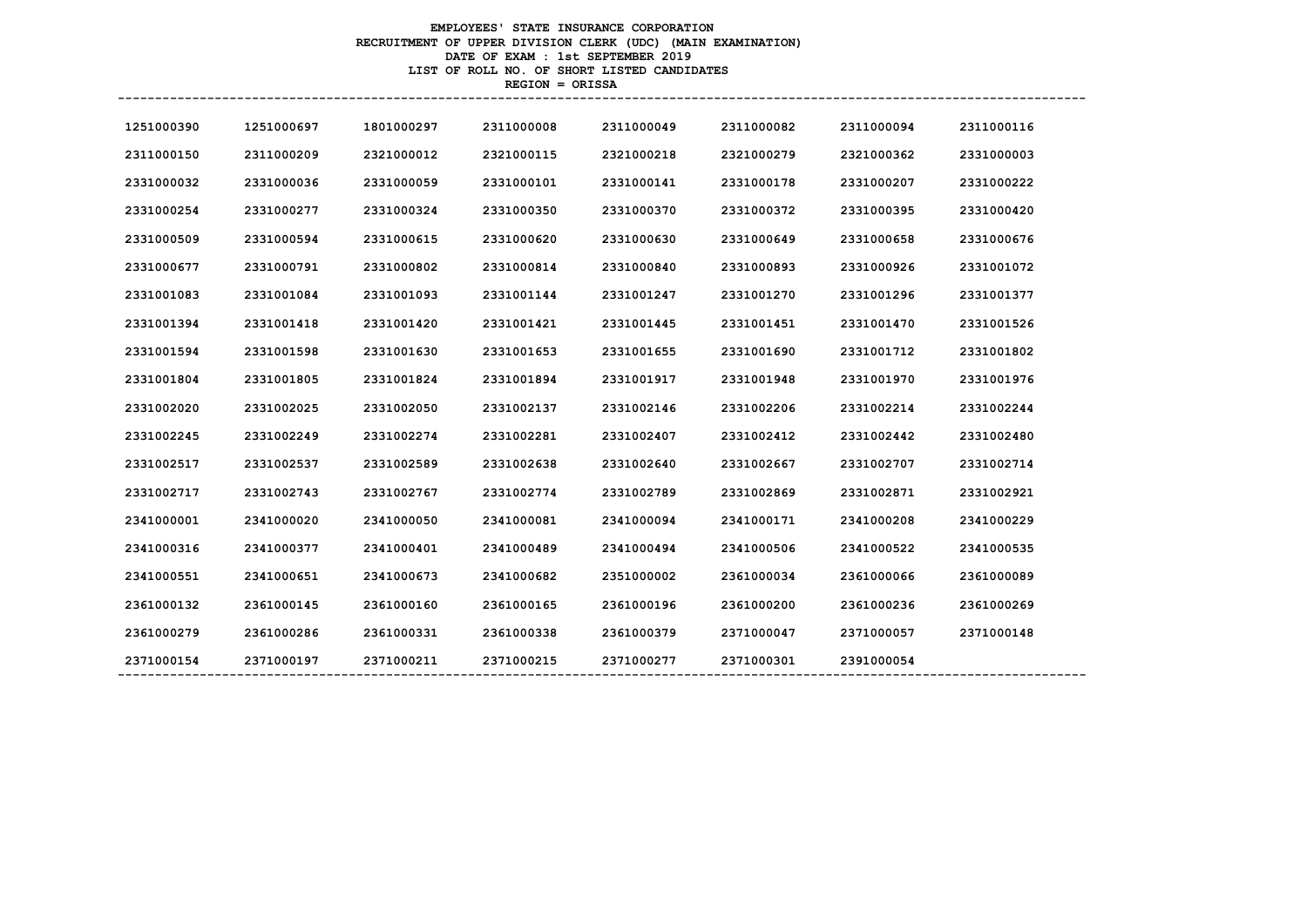**EMPLOYEES' STATE INSURANCE CORPORATION**
**RECRUITMENT OF UPPER DIVISION CLERK (UDC) (MAIN EXAMINATION)**
**DATE OF EXAM : 1st SEPTEMBER 2019**
**LIST OF ROLL NO. OF SHORT LISTED CANDIDATES**
**REGION = ORISSA**

| | | | | | | | |
|---|---|---|---|---|---|---|---|
| 1251000390 | 1251000697 | 1801000297 | 2311000008 | 2311000049 | 2311000082 | 2311000094 | 2311000116 |
| 2311000150 | 2311000209 | 2321000012 | 2321000115 | 2321000218 | 2321000279 | 2321000362 | 2331000003 |
| 2331000032 | 2331000036 | 2331000059 | 2331000101 | 2331000141 | 2331000178 | 2331000207 | 2331000222 |
| 2331000254 | 2331000277 | 2331000324 | 2331000350 | 2331000370 | 2331000372 | 2331000395 | 2331000420 |
| 2331000509 | 2331000594 | 2331000615 | 2331000620 | 2331000630 | 2331000649 | 2331000658 | 2331000676 |
| 2331000677 | 2331000791 | 2331000802 | 2331000814 | 2331000840 | 2331000893 | 2331000926 | 2331001072 |
| 2331001083 | 2331001084 | 2331001093 | 2331001144 | 2331001247 | 2331001270 | 2331001296 | 2331001377 |
| 2331001394 | 2331001418 | 2331001420 | 2331001421 | 2331001445 | 2331001451 | 2331001470 | 2331001526 |
| 2331001594 | 2331001598 | 2331001630 | 2331001653 | 2331001655 | 2331001690 | 2331001712 | 2331001802 |
| 2331001804 | 2331001805 | 2331001824 | 2331001894 | 2331001917 | 2331001948 | 2331001970 | 2331001976 |
| 2331002020 | 2331002025 | 2331002050 | 2331002137 | 2331002146 | 2331002206 | 2331002214 | 2331002244 |
| 2331002245 | 2331002249 | 2331002274 | 2331002281 | 2331002407 | 2331002412 | 2331002442 | 2331002480 |
| 2331002517 | 2331002537 | 2331002589 | 2331002638 | 2331002640 | 2331002667 | 2331002707 | 2331002714 |
| 2331002717 | 2331002743 | 2331002767 | 2331002774 | 2331002789 | 2331002869 | 2331002871 | 2331002921 |
| 2341000001 | 2341000020 | 2341000050 | 2341000081 | 2341000094 | 2341000171 | 2341000208 | 2341000229 |
| 2341000316 | 2341000377 | 2341000401 | 2341000489 | 2341000494 | 2341000506 | 2341000522 | 2341000535 |
| 2341000551 | 2341000651 | 2341000673 | 2341000682 | 2351000002 | 2361000034 | 2361000066 | 2361000089 |
| 2361000132 | 2361000145 | 2361000160 | 2361000165 | 2361000196 | 2361000200 | 2361000236 | 2361000269 |
| 2361000279 | 2361000286 | 2361000331 | 2361000338 | 2361000379 | 2371000047 | 2371000057 | 2371000148 |
| 2371000154 | 2371000197 | 2371000211 | 2371000215 | 2371000277 | 2371000301 | 2391000054 | |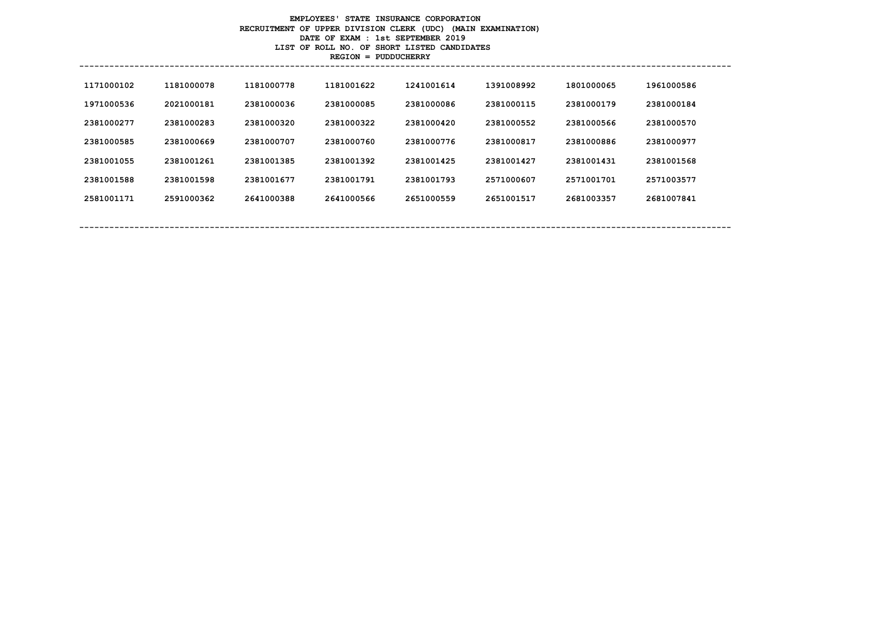**EMPLOYEES' STATE INSURANCE CORPORATION**

**RECRUITMENT OF UPPER DIVISION CLERK (UDC) (MAIN EXAMINATION)**

**DATE OF EXAM : 1st SEPTEMBER 2019**

**LIST OF ROLL NO. OF SHORT LISTED CANDIDATES**

**REGION = PUDDUCHERRY**

| | | | | | | | |
|---|---|---|---|---|---|---|---|
| 1171000102 | 1181000078 | 1181000778 | 1181001622 | 1241001614 | 1391008992 | 1801000065 | 1961000586 |
| 1971000536 | 2021000181 | 2381000036 | 2381000085 | 2381000086 | 2381000115 | 2381000179 | 2381000184 |
| 2381000277 | 2381000283 | 2381000320 | 2381000322 | 2381000420 | 2381000552 | 2381000566 | 2381000570 |
| 2381000585 | 2381000669 | 2381000707 | 2381000760 | 2381000776 | 2381000817 | 2381000886 | 2381000977 |
| 2381001055 | 2381001261 | 2381001385 | 2381001392 | 2381001425 | 2381001427 | 2381001431 | 2381001568 |
| 2381001588 | 2381001598 | 2381001677 | 2381001791 | 2381001793 | 2571000607 | 2571001701 | 2571003577 |
| 2581001171 | 2591000362 | 2641000388 | 2641000566 | 2651000559 | 2651001517 | 2681003357 | 2681007841 |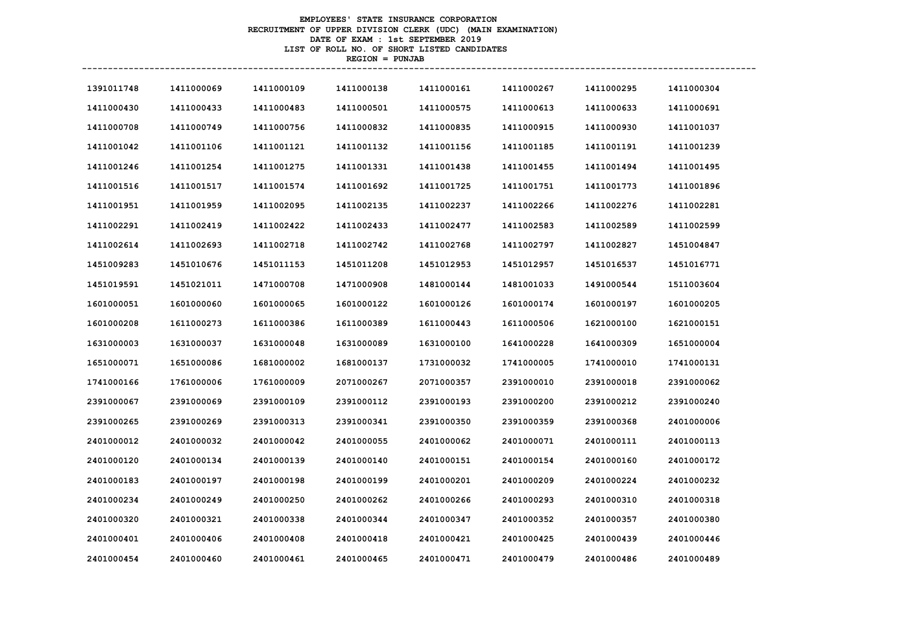**EMPLOYEES' STATE INSURANCE CORPORATION**
**RECRUITMENT OF UPPER DIVISION CLERK (UDC) (MAIN EXAMINATION)**
**DATE OF EXAM : 1st SEPTEMBER 2019**
**LIST OF ROLL NO. OF SHORT LISTED CANDIDATES**
**REGION = PUNJAB**

| | | | | | | | |
|---|---|---|---|---|---|---|---|
| 1391011748 | 1411000069 | 1411000109 | 1411000138 | 1411000161 | 1411000267 | 1411000295 | 1411000304 |
| 1411000430 | 1411000433 | 1411000483 | 1411000501 | 1411000575 | 1411000613 | 1411000633 | 1411000691 |
| 1411000708 | 1411000749 | 1411000756 | 1411000832 | 1411000835 | 1411000915 | 1411000930 | 1411001037 |
| 1411001042 | 1411001106 | 1411001121 | 1411001132 | 1411001156 | 1411001185 | 1411001191 | 1411001239 |
| 1411001246 | 1411001254 | 1411001275 | 1411001331 | 1411001438 | 1411001455 | 1411001494 | 1411001495 |
| 1411001516 | 1411001517 | 1411001574 | 1411001692 | 1411001725 | 1411001751 | 1411001773 | 1411001896 |
| 1411001951 | 1411001959 | 1411002095 | 1411002135 | 1411002237 | 1411002266 | 1411002276 | 1411002281 |
| 1411002291 | 1411002419 | 1411002422 | 1411002433 | 1411002477 | 1411002583 | 1411002589 | 1411002599 |
| 1411002614 | 1411002693 | 1411002718 | 1411002742 | 1411002768 | 1411002797 | 1411002827 | 1451004847 |
| 1451009283 | 1451010676 | 1451011153 | 1451011208 | 1451012953 | 1451012957 | 1451016537 | 1451016771 |
| 1451019591 | 1451021011 | 1471000708 | 1471000908 | 1481000144 | 1481001033 | 1491000544 | 1511003604 |
| 1601000051 | 1601000060 | 1601000065 | 1601000122 | 1601000126 | 1601000174 | 1601000197 | 1601000205 |
| 1601000208 | 1611000273 | 1611000386 | 1611000389 | 1611000443 | 1611000506 | 1621000100 | 1621000151 |
| 1631000003 | 1631000037 | 1631000048 | 1631000089 | 1631000100 | 1641000228 | 1641000309 | 1651000004 |
| 1651000071 | 1651000086 | 1681000002 | 1681000137 | 1731000032 | 1741000005 | 1741000010 | 1741000131 |
| 1741000166 | 1761000006 | 1761000009 | 2071000267 | 2071000357 | 2391000010 | 2391000018 | 2391000062 |
| 2391000067 | 2391000069 | 2391000109 | 2391000112 | 2391000193 | 2391000200 | 2391000212 | 2391000240 |
| 2391000265 | 2391000269 | 2391000313 | 2391000341 | 2391000350 | 2391000359 | 2391000368 | 2401000006 |
| 2401000012 | 2401000032 | 2401000042 | 2401000055 | 2401000062 | 2401000071 | 2401000111 | 2401000113 |
| 2401000120 | 2401000134 | 2401000139 | 2401000140 | 2401000151 | 2401000154 | 2401000160 | 2401000172 |
| 2401000183 | 2401000197 | 2401000198 | 2401000199 | 2401000201 | 2401000209 | 2401000224 | 2401000232 |
| 2401000234 | 2401000249 | 2401000250 | 2401000262 | 2401000266 | 2401000293 | 2401000310 | 2401000318 |
| 2401000320 | 2401000321 | 2401000338 | 2401000344 | 2401000347 | 2401000352 | 2401000357 | 2401000380 |
| 2401000401 | 2401000406 | 2401000408 | 2401000418 | 2401000421 | 2401000425 | 2401000439 | 2401000446 |
| 2401000454 | 2401000460 | 2401000461 | 2401000465 | 2401000471 | 2401000479 | 2401000486 | 2401000489 |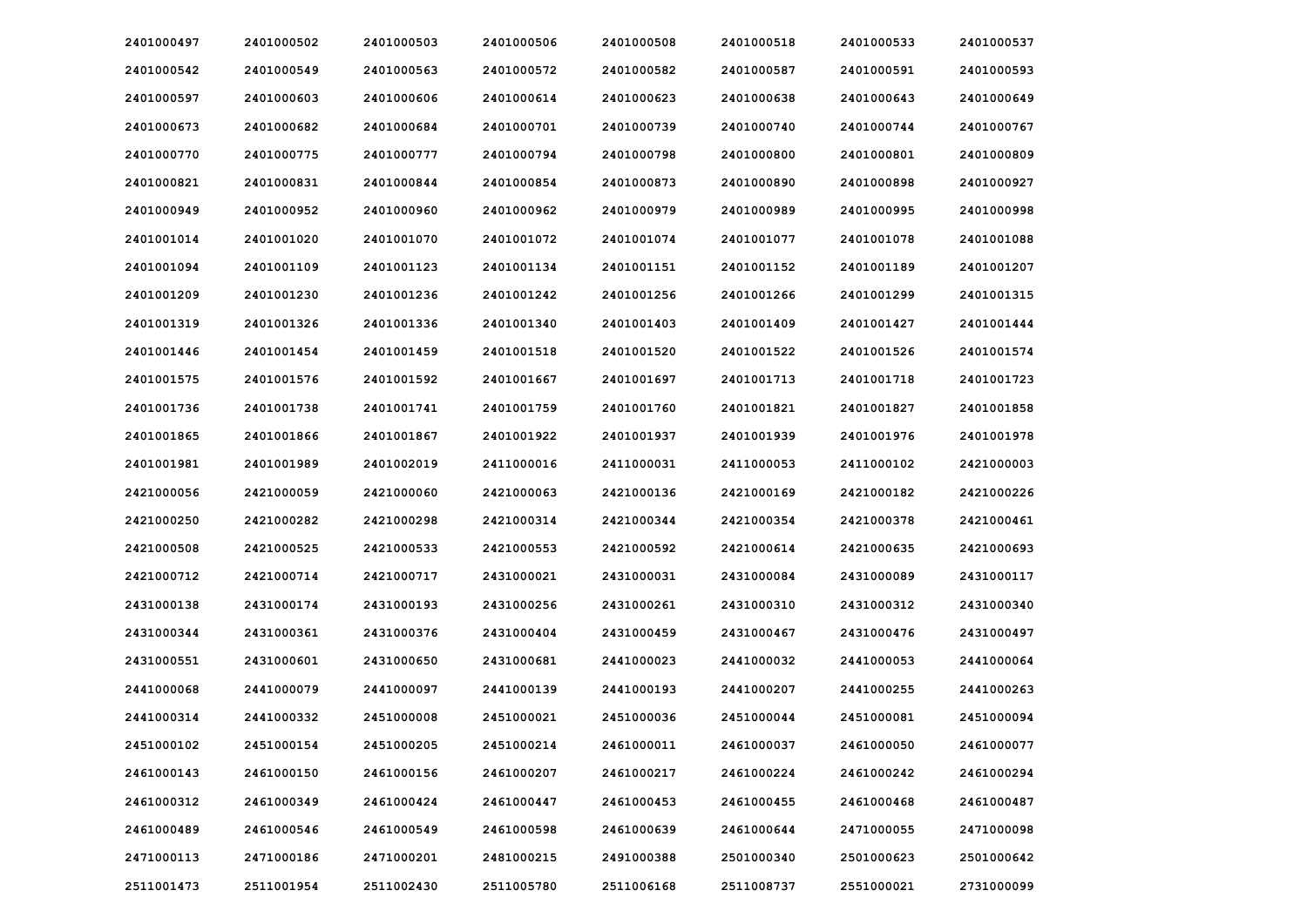| | | | | | | | |
|---|---|---|---|---|---|---|---|
| 2401000497 | 2401000502 | 2401000503 | 2401000506 | 2401000508 | 2401000518 | 2401000533 | 2401000537 |
| 2401000542 | 2401000549 | 2401000563 | 2401000572 | 2401000582 | 2401000587 | 2401000591 | 2401000593 |
| 2401000597 | 2401000603 | 2401000606 | 2401000614 | 2401000623 | 2401000638 | 2401000643 | 2401000649 |
| 2401000673 | 2401000682 | 2401000684 | 2401000701 | 2401000739 | 2401000740 | 2401000744 | 2401000767 |
| 2401000770 | 2401000775 | 2401000777 | 2401000794 | 2401000798 | 2401000800 | 2401000801 | 2401000809 |
| 2401000821 | 2401000831 | 2401000844 | 2401000854 | 2401000873 | 2401000890 | 2401000898 | 2401000927 |
| 2401000949 | 2401000952 | 2401000960 | 2401000962 | 2401000979 | 2401000989 | 2401000995 | 2401000998 |
| 2401001014 | 2401001020 | 2401001070 | 2401001072 | 2401001074 | 2401001077 | 2401001078 | 2401001088 |
| 2401001094 | 2401001109 | 2401001123 | 2401001134 | 2401001151 | 2401001152 | 2401001189 | 2401001207 |
| 2401001209 | 2401001230 | 2401001236 | 2401001242 | 2401001256 | 2401001266 | 2401001299 | 2401001315 |
| 2401001319 | 2401001326 | 2401001336 | 2401001340 | 2401001403 | 2401001409 | 2401001427 | 2401001444 |
| 2401001446 | 2401001454 | 2401001459 | 2401001518 | 2401001520 | 2401001522 | 2401001526 | 2401001574 |
| 2401001575 | 2401001576 | 2401001592 | 2401001667 | 2401001697 | 2401001713 | 2401001718 | 2401001723 |
| 2401001736 | 2401001738 | 2401001741 | 2401001759 | 2401001760 | 2401001821 | 2401001827 | 2401001858 |
| 2401001865 | 2401001866 | 2401001867 | 2401001922 | 2401001937 | 2401001939 | 2401001976 | 2401001978 |
| 2401001981 | 2401001989 | 2401002019 | 2411000016 | 2411000031 | 2411000053 | 2411000102 | 2421000003 |
| 2421000056 | 2421000059 | 2421000060 | 2421000063 | 2421000136 | 2421000169 | 2421000182 | 2421000226 |
| 2421000250 | 2421000282 | 2421000298 | 2421000314 | 2421000344 | 2421000354 | 2421000378 | 2421000461 |
| 2421000508 | 2421000525 | 2421000533 | 2421000553 | 2421000592 | 2421000614 | 2421000635 | 2421000693 |
| 2421000712 | 2421000714 | 2421000717 | 2431000021 | 2431000031 | 2431000084 | 2431000089 | 2431000117 |
| 2431000138 | 2431000174 | 2431000193 | 2431000256 | 2431000261 | 2431000310 | 2431000312 | 2431000340 |
| 2431000344 | 2431000361 | 2431000376 | 2431000404 | 2431000459 | 2431000467 | 2431000476 | 2431000497 |
| 2431000551 | 2431000601 | 2431000650 | 2431000681 | 2441000023 | 2441000032 | 2441000053 | 2441000064 |
| 2441000068 | 2441000079 | 2441000097 | 2441000139 | 2441000193 | 2441000207 | 2441000255 | 2441000263 |
| 2441000314 | 2441000332 | 2451000008 | 2451000021 | 2451000036 | 2451000044 | 2451000081 | 2451000094 |
| 2451000102 | 2451000154 | 2451000205 | 2451000214 | 2461000011 | 2461000037 | 2461000050 | 2461000077 |
| 2461000143 | 2461000150 | 2461000156 | 2461000207 | 2461000217 | 2461000224 | 2461000242 | 2461000294 |
| 2461000312 | 2461000349 | 2461000424 | 2461000447 | 2461000453 | 2461000455 | 2461000468 | 2461000487 |
| 2461000489 | 2461000546 | 2461000549 | 2461000598 | 2461000639 | 2461000644 | 2471000055 | 2471000098 |
| 2471000113 | 2471000186 | 2471000201 | 2481000215 | 2491000388 | 2501000340 | 2501000623 | 2501000642 |
| 2511001473 | 2511001954 | 2511002430 | 2511005780 | 2511006168 | 2511008737 | 2551000021 | 2731000099 |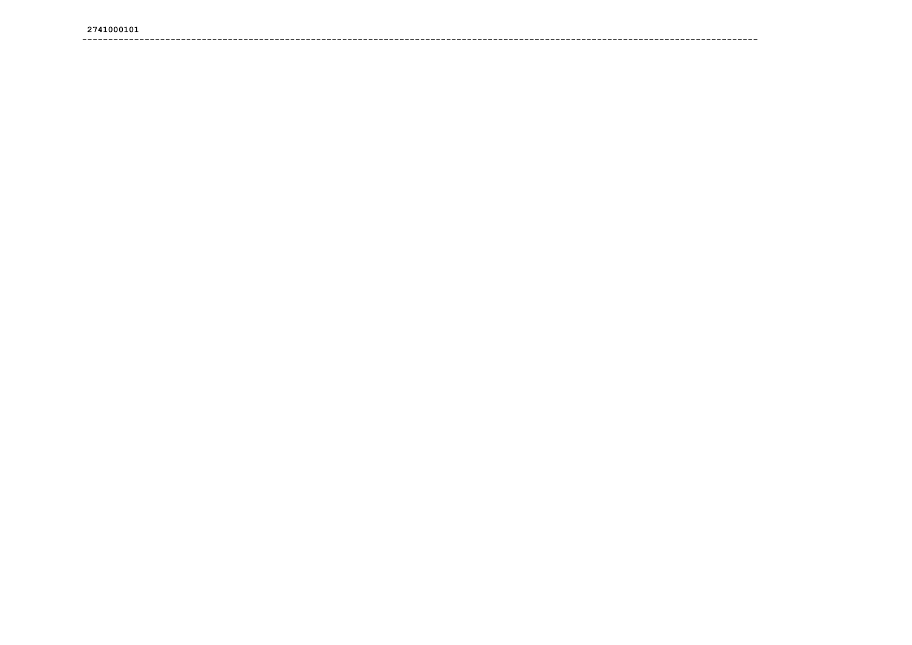2741000101

---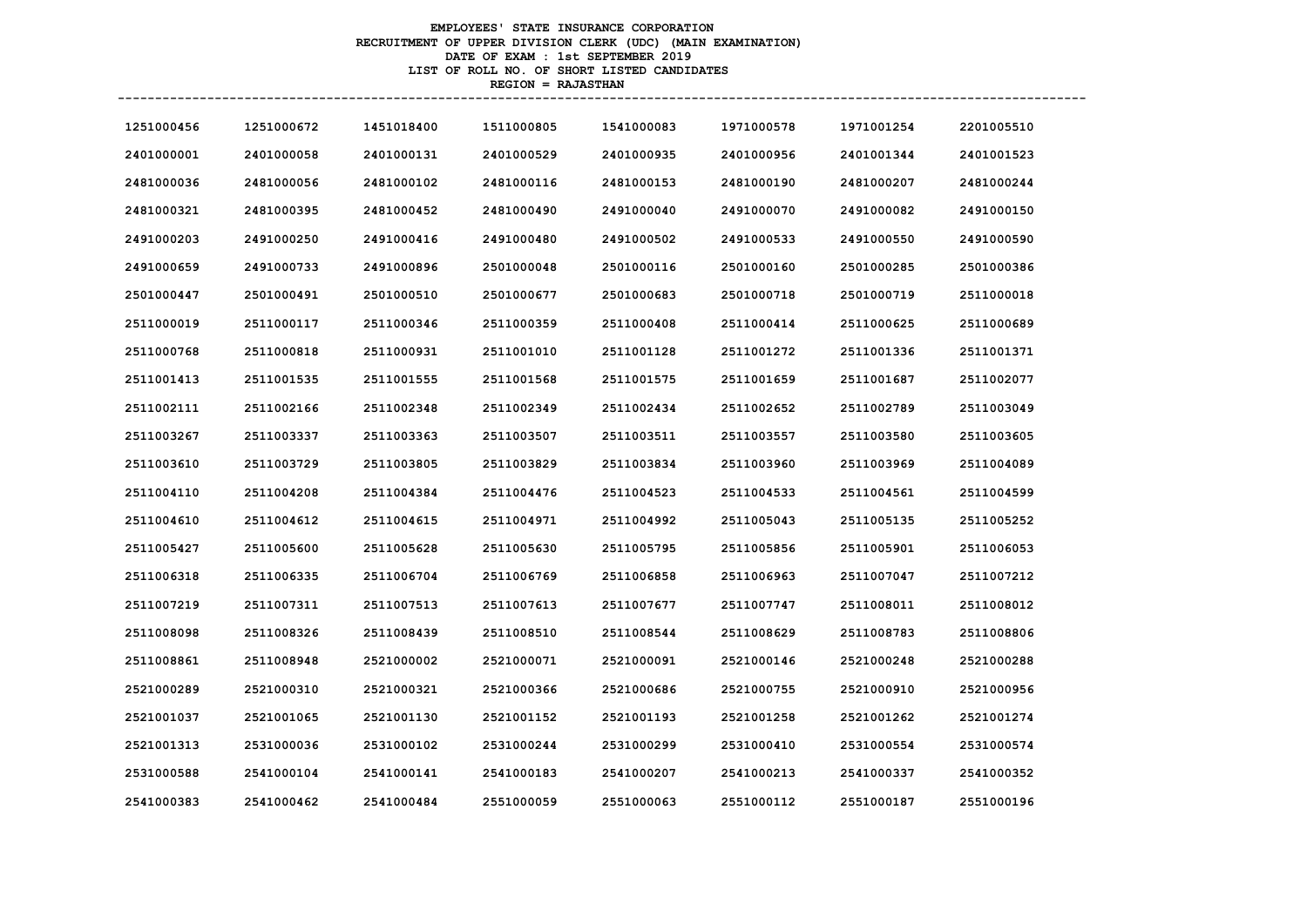**EMPLOYEES' STATE INSURANCE CORPORATION**
**RECRUITMENT OF UPPER DIVISION CLERK (UDC) (MAIN EXAMINATION)**
**DATE OF EXAM : 1st SEPTEMBER 2019**
**LIST OF ROLL NO. OF SHORT LISTED CANDIDATES**
**REGION = RAJASTHAN**

| | | | | | | | |
|---|---|---|---|---|---|---|---|
| 1251000456 | 1251000672 | 1451018400 | 1511000805 | 1541000083 | 1971000578 | 1971001254 | 2201005510 |
| 2401000001 | 2401000058 | 2401000131 | 2401000529 | 2401000935 | 2401000956 | 2401001344 | 2401001523 |
| 2481000036 | 2481000056 | 2481000102 | 2481000116 | 2481000153 | 2481000190 | 2481000207 | 2481000244 |
| 2481000321 | 2481000395 | 2481000452 | 2481000490 | 2491000040 | 2491000070 | 2491000082 | 2491000150 |
| 2491000203 | 2491000250 | 2491000416 | 2491000480 | 2491000502 | 2491000533 | 2491000550 | 2491000590 |
| 2491000659 | 2491000733 | 2491000896 | 2501000048 | 2501000116 | 2501000160 | 2501000285 | 2501000386 |
| 2501000447 | 2501000491 | 2501000510 | 2501000677 | 2501000683 | 2501000718 | 2501000719 | 2511000018 |
| 2511000019 | 2511000117 | 2511000346 | 2511000359 | 2511000408 | 2511000414 | 2511000625 | 2511000689 |
| 2511000768 | 2511000818 | 2511000931 | 2511001010 | 2511001128 | 2511001272 | 2511001336 | 2511001371 |
| 2511001413 | 2511001535 | 2511001555 | 2511001568 | 2511001575 | 2511001659 | 2511001687 | 2511002077 |
| 2511002111 | 2511002166 | 2511002348 | 2511002349 | 2511002434 | 2511002652 | 2511002789 | 2511003049 |
| 2511003267 | 2511003337 | 2511003363 | 2511003507 | 2511003511 | 2511003557 | 2511003580 | 2511003605 |
| 2511003610 | 2511003729 | 2511003805 | 2511003829 | 2511003834 | 2511003960 | 2511003969 | 2511004089 |
| 2511004110 | 2511004208 | 2511004384 | 2511004476 | 2511004523 | 2511004533 | 2511004561 | 2511004599 |
| 2511004610 | 2511004612 | 2511004615 | 2511004971 | 2511004992 | 2511005043 | 2511005135 | 2511005252 |
| 2511005427 | 2511005600 | 2511005628 | 2511005630 | 2511005795 | 2511005856 | 2511005901 | 2511006053 |
| 2511006318 | 2511006335 | 2511006704 | 2511006769 | 2511006858 | 2511006963 | 2511007047 | 2511007212 |
| 2511007219 | 2511007311 | 2511007513 | 2511007613 | 2511007677 | 2511007747 | 2511008011 | 2511008012 |
| 2511008098 | 2511008326 | 2511008439 | 2511008510 | 2511008544 | 2511008629 | 2511008783 | 2511008806 |
| 2511008861 | 2511008948 | 2521000002 | 2521000071 | 2521000091 | 2521000146 | 2521000248 | 2521000288 |
| 2521000289 | 2521000310 | 2521000321 | 2521000366 | 2521000686 | 2521000755 | 2521000910 | 2521000956 |
| 2521001037 | 2521001065 | 2521001130 | 2521001152 | 2521001193 | 2521001258 | 2521001262 | 2521001274 |
| 2521001313 | 2531000036 | 2531000102 | 2531000244 | 2531000299 | 2531000410 | 2531000554 | 2531000574 |
| 2531000588 | 2541000104 | 2541000141 | 2541000183 | 2541000207 | 2541000213 | 2541000337 | 2541000352 |
| 2541000383 | 2541000462 | 2541000484 | 2551000059 | 2551000063 | 2551000112 | 2551000187 | 2551000196 |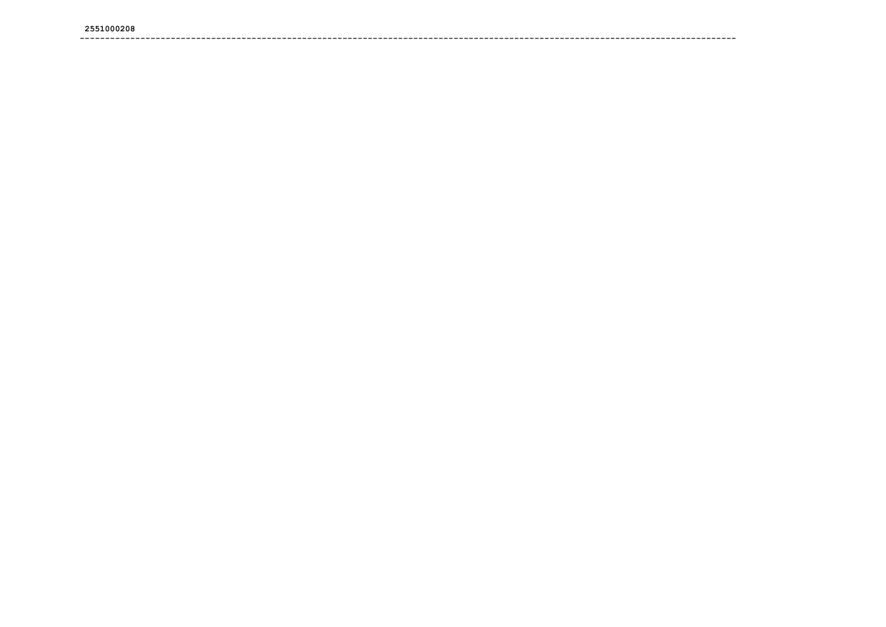2551000208

---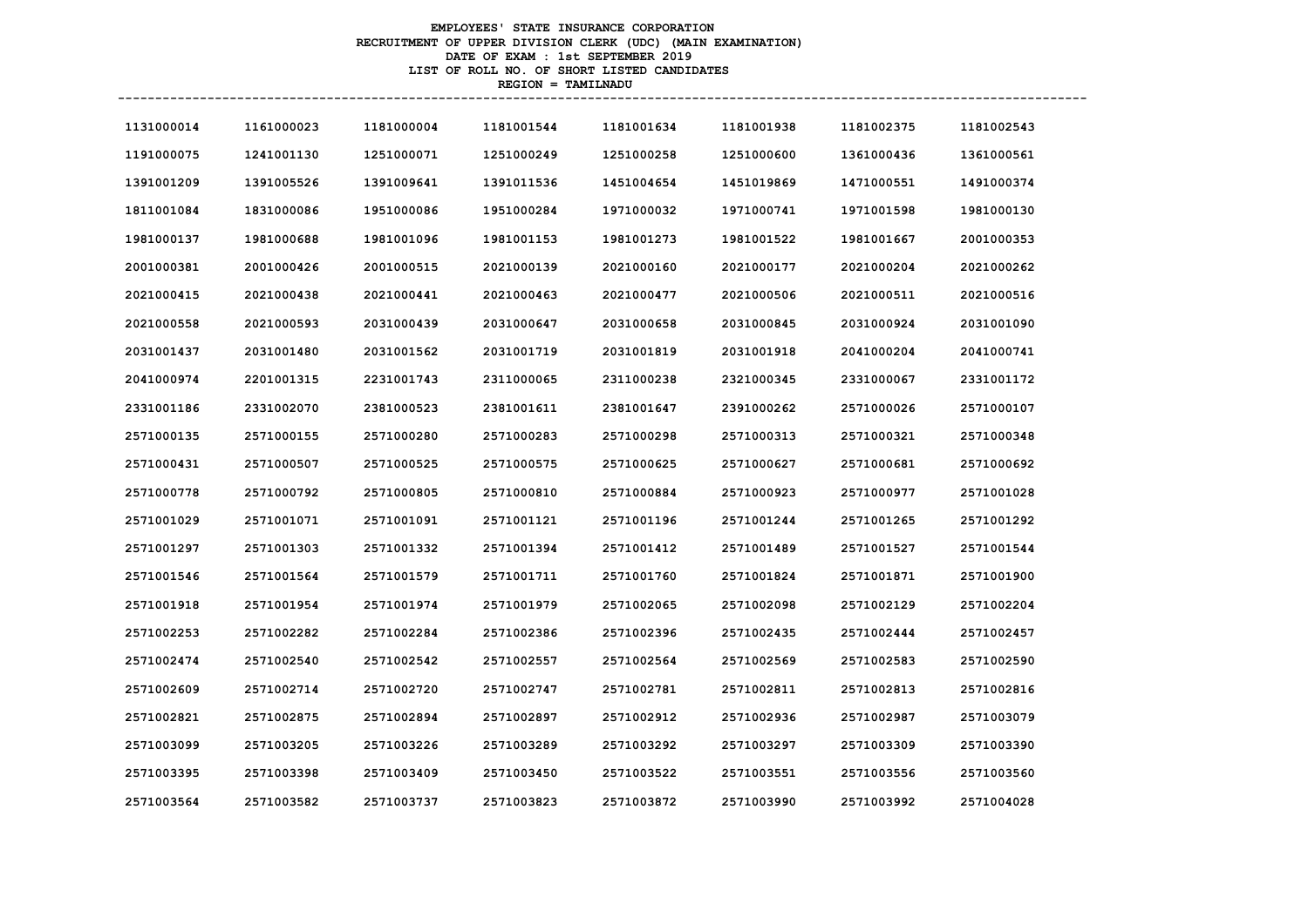**EMPLOYEES' STATE INSURANCE CORPORATION**
**RECRUITMENT OF UPPER DIVISION CLERK (UDC) (MAIN EXAMINATION)**
**DATE OF EXAM : 1st SEPTEMBER 2019**
**LIST OF ROLL NO. OF SHORT LISTED CANDIDATES**
**REGION = TAMILNADU**

| | | | | | | | |
|---|---|---|---|---|---|---|---|
| 1131000014 | 1161000023 | 1181000004 | 1181001544 | 1181001634 | 1181001938 | 1181002375 | 1181002543 |
| 1191000075 | 1241001130 | 1251000071 | 1251000249 | 1251000258 | 1251000600 | 1361000436 | 1361000561 |
| 1391001209 | 1391005526 | 1391009641 | 1391011536 | 1451004654 | 1451019869 | 1471000551 | 1491000374 |
| 1811001084 | 1831000086 | 1951000086 | 1951000284 | 1971000032 | 1971000741 | 1971001598 | 1981000130 |
| 1981000137 | 1981000688 | 1981001096 | 1981001153 | 1981001273 | 1981001522 | 1981001667 | 2001000353 |
| 2001000381 | 2001000426 | 2001000515 | 2021000139 | 2021000160 | 2021000177 | 2021000204 | 2021000262 |
| 2021000415 | 2021000438 | 2021000441 | 2021000463 | 2021000477 | 2021000506 | 2021000511 | 2021000516 |
| 2021000558 | 2021000593 | 2031000439 | 2031000647 | 2031000658 | 2031000845 | 2031000924 | 2031001090 |
| 2031001437 | 2031001480 | 2031001562 | 2031001719 | 2031001819 | 2031001918 | 2041000204 | 2041000741 |
| 2041000974 | 2201001315 | 2231001743 | 2311000065 | 2311000238 | 2321000345 | 2331000067 | 2331001172 |
| 2331001186 | 2331002070 | 2381000523 | 2381001611 | 2381001647 | 2391000262 | 2571000026 | 2571000107 |
| 2571000135 | 2571000155 | 2571000280 | 2571000283 | 2571000298 | 2571000313 | 2571000321 | 2571000348 |
| 2571000431 | 2571000507 | 2571000525 | 2571000575 | 2571000625 | 2571000627 | 2571000681 | 2571000692 |
| 2571000778 | 2571000792 | 2571000805 | 2571000810 | 2571000884 | 2571000923 | 2571000977 | 2571001028 |
| 2571001029 | 2571001071 | 2571001091 | 2571001121 | 2571001196 | 2571001244 | 2571001265 | 2571001292 |
| 2571001297 | 2571001303 | 2571001332 | 2571001394 | 2571001412 | 2571001489 | 2571001527 | 2571001544 |
| 2571001546 | 2571001564 | 2571001579 | 2571001711 | 2571001760 | 2571001824 | 2571001871 | 2571001900 |
| 2571001918 | 2571001954 | 2571001974 | 2571001979 | 2571002065 | 2571002098 | 2571002129 | 2571002204 |
| 2571002253 | 2571002282 | 2571002284 | 2571002386 | 2571002396 | 2571002435 | 2571002444 | 2571002457 |
| 2571002474 | 2571002540 | 2571002542 | 2571002557 | 2571002564 | 2571002569 | 2571002583 | 2571002590 |
| 2571002609 | 2571002714 | 2571002720 | 2571002747 | 2571002781 | 2571002811 | 2571002813 | 2571002816 |
| 2571002821 | 2571002875 | 2571002894 | 2571002897 | 2571002912 | 2571002936 | 2571002987 | 2571003079 |
| 2571003099 | 2571003205 | 2571003226 | 2571003289 | 2571003292 | 2571003297 | 2571003309 | 2571003390 |
| 2571003395 | 2571003398 | 2571003409 | 2571003450 | 2571003522 | 2571003551 | 2571003556 | 2571003560 |
| 2571003564 | 2571003582 | 2571003737 | 2571003823 | 2571003872 | 2571003990 | 2571003992 | 2571004028 |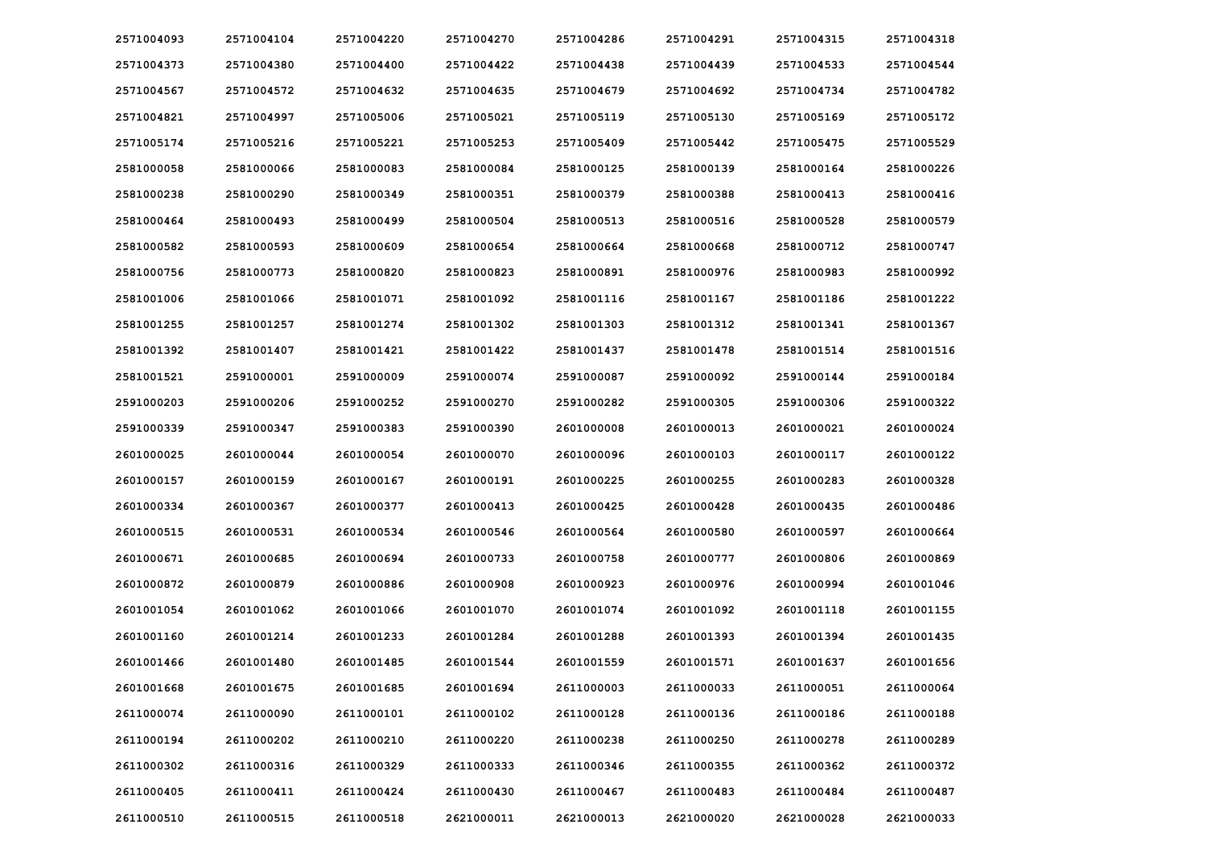| | | | | | | | |
|---|---|---|---|---|---|---|---|
| 2571004093 | 2571004104 | 2571004220 | 2571004270 | 2571004286 | 2571004291 | 2571004315 | 2571004318 |
| 2571004373 | 2571004380 | 2571004400 | 2571004422 | 2571004438 | 2571004439 | 2571004533 | 2571004544 |
| 2571004567 | 2571004572 | 2571004632 | 2571004635 | 2571004679 | 2571004692 | 2571004734 | 2571004782 |
| 2571004821 | 2571004997 | 2571005006 | 2571005021 | 2571005119 | 2571005130 | 2571005169 | 2571005172 |
| 2571005174 | 2571005216 | 2571005221 | 2571005253 | 2571005409 | 2571005442 | 2571005475 | 2571005529 |
| 2581000058 | 2581000066 | 2581000083 | 2581000084 | 2581000125 | 2581000139 | 2581000164 | 2581000226 |
| 2581000238 | 2581000290 | 2581000349 | 2581000351 | 2581000379 | 2581000388 | 2581000413 | 2581000416 |
| 2581000464 | 2581000493 | 2581000499 | 2581000504 | 2581000513 | 2581000516 | 2581000528 | 2581000579 |
| 2581000582 | 2581000593 | 2581000609 | 2581000654 | 2581000664 | 2581000668 | 2581000712 | 2581000747 |
| 2581000756 | 2581000773 | 2581000820 | 2581000823 | 2581000891 | 2581000976 | 2581000983 | 2581000992 |
| 2581001006 | 2581001066 | 2581001071 | 2581001092 | 2581001116 | 2581001167 | 2581001186 | 2581001222 |
| 2581001255 | 2581001257 | 2581001274 | 2581001302 | 2581001303 | 2581001312 | 2581001341 | 2581001367 |
| 2581001392 | 2581001407 | 2581001421 | 2581001422 | 2581001437 | 2581001478 | 2581001514 | 2581001516 |
| 2581001521 | 2591000001 | 2591000009 | 2591000074 | 2591000087 | 2591000092 | 2591000144 | 2591000184 |
| 2591000203 | 2591000206 | 2591000252 | 2591000270 | 2591000282 | 2591000305 | 2591000306 | 2591000322 |
| 2591000339 | 2591000347 | 2591000383 | 2591000390 | 2601000008 | 2601000013 | 2601000021 | 2601000024 |
| 2601000025 | 2601000044 | 2601000054 | 2601000070 | 2601000096 | 2601000103 | 2601000117 | 2601000122 |
| 2601000157 | 2601000159 | 2601000167 | 2601000191 | 2601000225 | 2601000255 | 2601000283 | 2601000328 |
| 2601000334 | 2601000367 | 2601000377 | 2601000413 | 2601000425 | 2601000428 | 2601000435 | 2601000486 |
| 2601000515 | 2601000531 | 2601000534 | 2601000546 | 2601000564 | 2601000580 | 2601000597 | 2601000664 |
| 2601000671 | 2601000685 | 2601000694 | 2601000733 | 2601000758 | 2601000777 | 2601000806 | 2601000869 |
| 2601000872 | 2601000879 | 2601000886 | 2601000908 | 2601000923 | 2601000976 | 2601000994 | 2601001046 |
| 2601001054 | 2601001062 | 2601001066 | 2601001070 | 2601001074 | 2601001092 | 2601001118 | 2601001155 |
| 2601001160 | 2601001214 | 2601001233 | 2601001284 | 2601001288 | 2601001393 | 2601001394 | 2601001435 |
| 2601001466 | 2601001480 | 2601001485 | 2601001544 | 2601001559 | 2601001571 | 2601001637 | 2601001656 |
| 2601001668 | 2601001675 | 2601001685 | 2601001694 | 2611000003 | 2611000033 | 2611000051 | 2611000064 |
| 2611000074 | 2611000090 | 2611000101 | 2611000102 | 2611000128 | 2611000136 | 2611000186 | 2611000188 |
| 2611000194 | 2611000202 | 2611000210 | 2611000220 | 2611000238 | 2611000250 | 2611000278 | 2611000289 |
| 2611000302 | 2611000316 | 2611000329 | 2611000333 | 2611000346 | 2611000355 | 2611000362 | 2611000372 |
| 2611000405 | 2611000411 | 2611000424 | 2611000430 | 2611000467 | 2611000483 | 2611000484 | 2611000487 |
| 2611000510 | 2611000515 | 2611000518 | 2621000011 | 2621000013 | 2621000020 | 2621000028 | 2621000033 |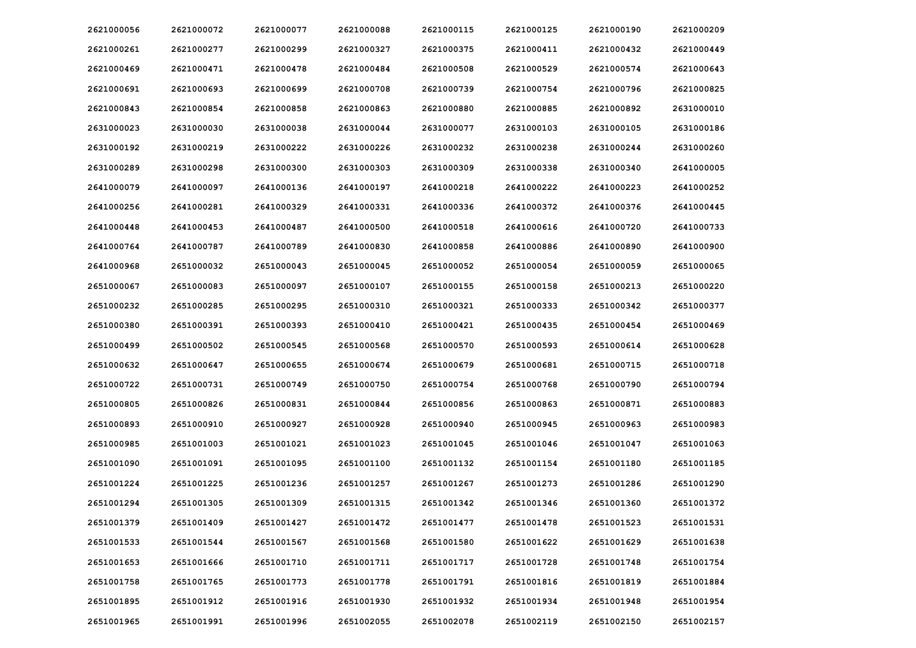| | | | | | | | |
|---|---|---|---|---|---|---|---|
| 2621000056 | 2621000072 | 2621000077 | 2621000088 | 2621000115 | 2621000125 | 2621000190 | 2621000209 |
| 2621000261 | 2621000277 | 2621000299 | 2621000327 | 2621000375 | 2621000411 | 2621000432 | 2621000449 |
| 2621000469 | 2621000471 | 2621000478 | 2621000484 | 2621000508 | 2621000529 | 2621000574 | 2621000643 |
| 2621000691 | 2621000693 | 2621000699 | 2621000708 | 2621000739 | 2621000754 | 2621000796 | 2621000825 |
| 2621000843 | 2621000854 | 2621000858 | 2621000863 | 2621000880 | 2621000885 | 2621000892 | 2631000010 |
| 2631000023 | 2631000030 | 2631000038 | 2631000044 | 2631000077 | 2631000103 | 2631000105 | 2631000186 |
| 2631000192 | 2631000219 | 2631000222 | 2631000226 | 2631000232 | 2631000238 | 2631000244 | 2631000260 |
| 2631000289 | 2631000298 | 2631000300 | 2631000303 | 2631000309 | 2631000338 | 2631000340 | 2641000005 |
| 2641000079 | 2641000097 | 2641000136 | 2641000197 | 2641000218 | 2641000222 | 2641000223 | 2641000252 |
| 2641000256 | 2641000281 | 2641000329 | 2641000331 | 2641000336 | 2641000372 | 2641000376 | 2641000445 |
| 2641000448 | 2641000453 | 2641000487 | 2641000500 | 2641000518 | 2641000616 | 2641000720 | 2641000733 |
| 2641000764 | 2641000787 | 2641000789 | 2641000830 | 2641000858 | 2641000886 | 2641000890 | 2641000900 |
| 2641000968 | 2651000032 | 2651000043 | 2651000045 | 2651000052 | 2651000054 | 2651000059 | 2651000065 |
| 2651000067 | 2651000083 | 2651000097 | 2651000107 | 2651000155 | 2651000158 | 2651000213 | 2651000220 |
| 2651000232 | 2651000285 | 2651000295 | 2651000310 | 2651000321 | 2651000333 | 2651000342 | 2651000377 |
| 2651000380 | 2651000391 | 2651000393 | 2651000410 | 2651000421 | 2651000435 | 2651000454 | 2651000469 |
| 2651000499 | 2651000502 | 2651000545 | 2651000568 | 2651000570 | 2651000593 | 2651000614 | 2651000628 |
| 2651000632 | 2651000647 | 2651000655 | 2651000674 | 2651000679 | 2651000681 | 2651000715 | 2651000718 |
| 2651000722 | 2651000731 | 2651000749 | 2651000750 | 2651000754 | 2651000768 | 2651000790 | 2651000794 |
| 2651000805 | 2651000826 | 2651000831 | 2651000844 | 2651000856 | 2651000863 | 2651000871 | 2651000883 |
| 2651000893 | 2651000910 | 2651000927 | 2651000928 | 2651000940 | 2651000945 | 2651000963 | 2651000983 |
| 2651000985 | 2651001003 | 2651001021 | 2651001023 | 2651001045 | 2651001046 | 2651001047 | 2651001063 |
| 2651001090 | 2651001091 | 2651001095 | 2651001100 | 2651001132 | 2651001154 | 2651001180 | 2651001185 |
| 2651001224 | 2651001225 | 2651001236 | 2651001257 | 2651001267 | 2651001273 | 2651001286 | 2651001290 |
| 2651001294 | 2651001305 | 2651001309 | 2651001315 | 2651001342 | 2651001346 | 2651001360 | 2651001372 |
| 2651001379 | 2651001409 | 2651001427 | 2651001472 | 2651001477 | 2651001478 | 2651001523 | 2651001531 |
| 2651001533 | 2651001544 | 2651001567 | 2651001568 | 2651001580 | 2651001622 | 2651001629 | 2651001638 |
| 2651001653 | 2651001666 | 2651001710 | 2651001711 | 2651001717 | 2651001728 | 2651001748 | 2651001754 |
| 2651001758 | 2651001765 | 2651001773 | 2651001778 | 2651001791 | 2651001816 | 2651001819 | 2651001884 |
| 2651001895 | 2651001912 | 2651001916 | 2651001930 | 2651001932 | 2651001934 | 2651001948 | 2651001954 |
| 2651001965 | 2651001991 | 2651001996 | 2651002055 | 2651002078 | 2651002119 | 2651002150 | 2651002157 |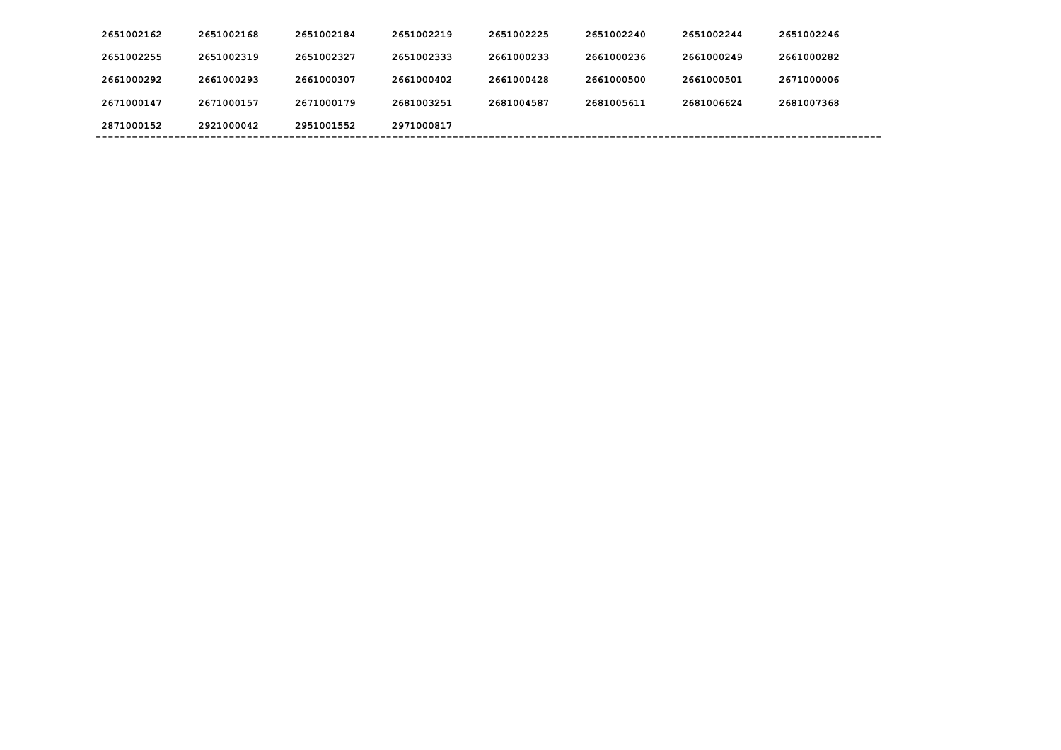| | | | | | | | |
|---|---|---|---|---|---|---|---|
| 2651002162 | 2651002168 | 2651002184 | 2651002219 | 2651002225 | 2651002240 | 2651002244 | 2651002246 |
| 2651002255 | 2651002319 | 2651002327 | 2651002333 | 2661000233 | 2661000236 | 2661000249 | 2661000282 |
| 2661000292 | 2661000293 | 2661000307 | 2661000402 | 2661000428 | 2661000500 | 2661000501 | 2671000006 |
| 2671000147 | 2671000157 | 2671000179 | 2681003251 | 2681004587 | 2681005611 | 2681006624 | 2681007368 |
| 2871000152 | 2921000042 | 2951001552 | 2971000817 | | | | |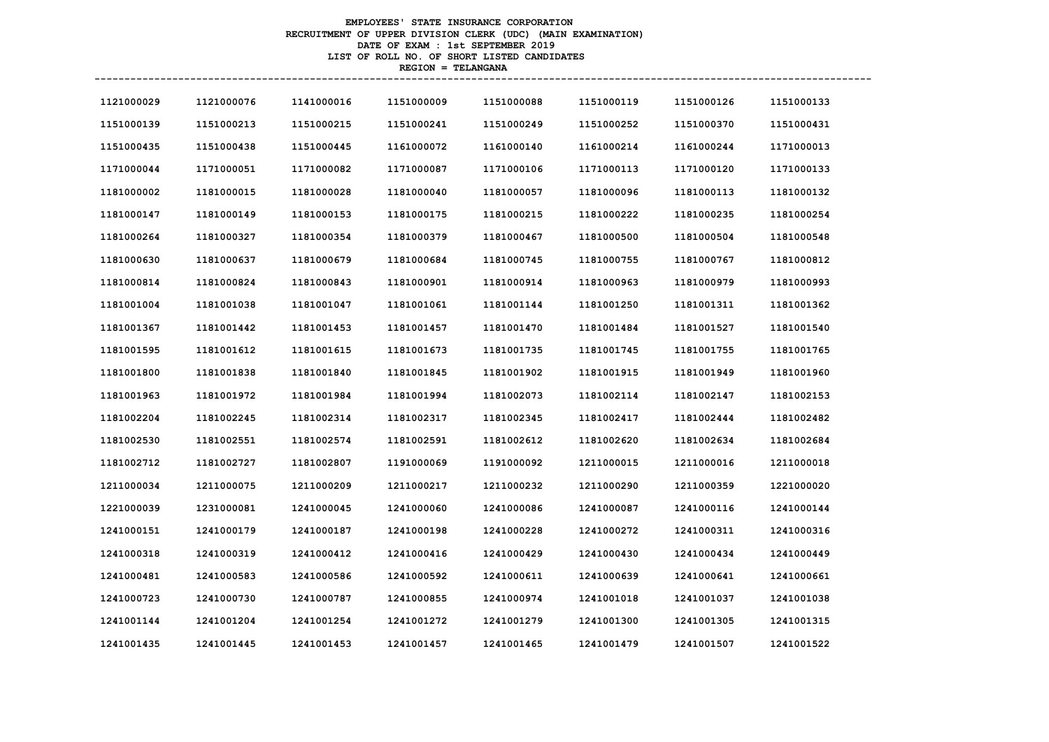**EMPLOYEES' STATE INSURANCE CORPORATION**
**RECRUITMENT OF UPPER DIVISION CLERK (UDC) (MAIN EXAMINATION)**
**DATE OF EXAM : 1st SEPTEMBER 2019**
**LIST OF ROLL NO. OF SHORT LISTED CANDIDATES**
**REGION = TELANGANA**

| | | | | | | | |
|---|---|---|---|---|---|---|---|
| 1121000029 | 1121000076 | 1141000016 | 1151000009 | 1151000088 | 1151000119 | 1151000126 | 1151000133 |
| 1151000139 | 1151000213 | 1151000215 | 1151000241 | 1151000249 | 1151000252 | 1151000370 | 1151000431 |
| 1151000435 | 1151000438 | 1151000445 | 1161000072 | 1161000140 | 1161000214 | 1161000244 | 1171000013 |
| 1171000044 | 1171000051 | 1171000082 | 1171000087 | 1171000106 | 1171000113 | 1171000120 | 1171000133 |
| 1181000002 | 1181000015 | 1181000028 | 1181000040 | 1181000057 | 1181000096 | 1181000113 | 1181000132 |
| 1181000147 | 1181000149 | 1181000153 | 1181000175 | 1181000215 | 1181000222 | 1181000235 | 1181000254 |
| 1181000264 | 1181000327 | 1181000354 | 1181000379 | 1181000467 | 1181000500 | 1181000504 | 1181000548 |
| 1181000630 | 1181000637 | 1181000679 | 1181000684 | 1181000745 | 1181000755 | 1181000767 | 1181000812 |
| 1181000814 | 1181000824 | 1181000843 | 1181000901 | 1181000914 | 1181000963 | 1181000979 | 1181000993 |
| 1181001004 | 1181001038 | 1181001047 | 1181001061 | 1181001144 | 1181001250 | 1181001311 | 1181001362 |
| 1181001367 | 1181001442 | 1181001453 | 1181001457 | 1181001470 | 1181001484 | 1181001527 | 1181001540 |
| 1181001595 | 1181001612 | 1181001615 | 1181001673 | 1181001735 | 1181001745 | 1181001755 | 1181001765 |
| 1181001800 | 1181001838 | 1181001840 | 1181001845 | 1181001902 | 1181001915 | 1181001949 | 1181001960 |
| 1181001963 | 1181001972 | 1181001984 | 1181001994 | 1181002073 | 1181002114 | 1181002147 | 1181002153 |
| 1181002204 | 1181002245 | 1181002314 | 1181002317 | 1181002345 | 1181002417 | 1181002444 | 1181002482 |
| 1181002530 | 1181002551 | 1181002574 | 1181002591 | 1181002612 | 1181002620 | 1181002634 | 1181002684 |
| 1181002712 | 1181002727 | 1181002807 | 1191000069 | 1191000092 | 1211000015 | 1211000016 | 1211000018 |
| 1211000034 | 1211000075 | 1211000209 | 1211000217 | 1211000232 | 1211000290 | 1211000359 | 1221000020 |
| 1221000039 | 1231000081 | 1241000045 | 1241000060 | 1241000086 | 1241000087 | 1241000116 | 1241000144 |
| 1241000151 | 1241000179 | 1241000187 | 1241000198 | 1241000228 | 1241000272 | 1241000311 | 1241000316 |
| 1241000318 | 1241000319 | 1241000412 | 1241000416 | 1241000429 | 1241000430 | 1241000434 | 1241000449 |
| 1241000481 | 1241000583 | 1241000586 | 1241000592 | 1241000611 | 1241000639 | 1241000641 | 1241000661 |
| 1241000723 | 1241000730 | 1241000787 | 1241000855 | 1241000974 | 1241001018 | 1241001037 | 1241001038 |
| 1241001144 | 1241001204 | 1241001254 | 1241001272 | 1241001279 | 1241001300 | 1241001305 | 1241001315 |
| 1241001435 | 1241001445 | 1241001453 | 1241001457 | 1241001465 | 1241001479 | 1241001507 | 1241001522 |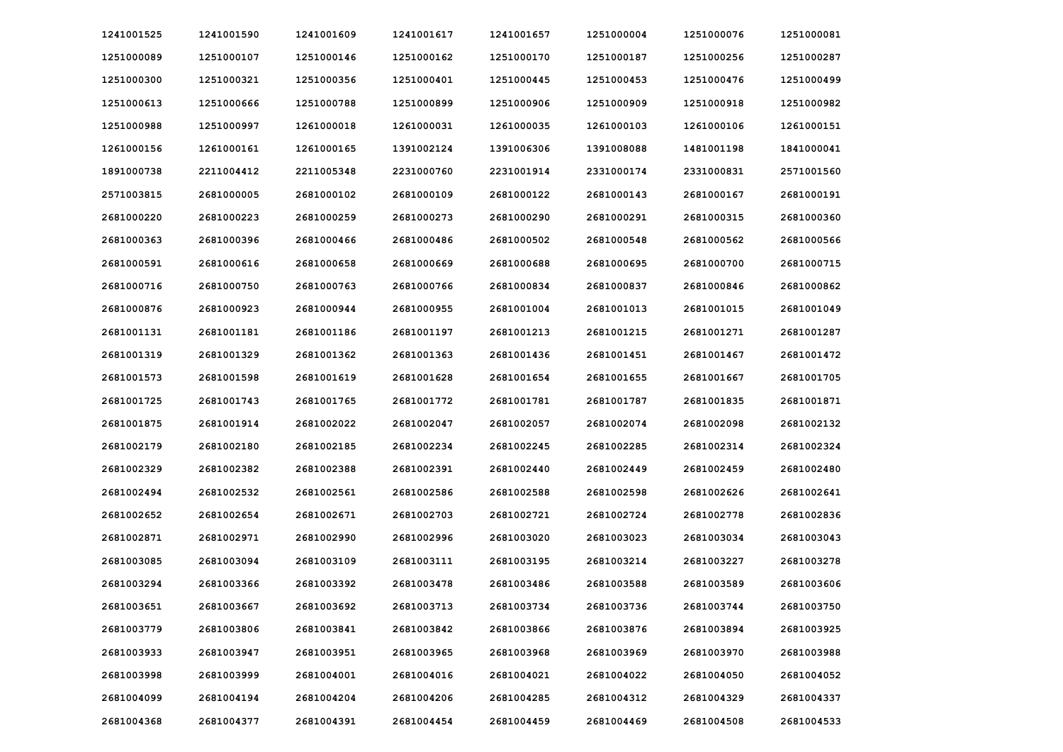| | | | | | | | |
|---|---|---|---|---|---|---|---|
| 1241001525 | 1241001590 | 1241001609 | 1241001617 | 1241001657 | 1251000004 | 1251000076 | 1251000081 |
| 1251000089 | 1251000107 | 1251000146 | 1251000162 | 1251000170 | 1251000187 | 1251000256 | 1251000287 |
| 1251000300 | 1251000321 | 1251000356 | 1251000401 | 1251000445 | 1251000453 | 1251000476 | 1251000499 |
| 1251000613 | 1251000666 | 1251000788 | 1251000899 | 1251000906 | 1251000909 | 1251000918 | 1251000982 |
| 1251000988 | 1251000997 | 1261000018 | 1261000031 | 1261000035 | 1261000103 | 1261000106 | 1261000151 |
| 1261000156 | 1261000161 | 1261000165 | 1391002124 | 1391006306 | 1391008088 | 1481001198 | 1841000041 |
| 1891000738 | 2211004412 | 2211005348 | 2231000760 | 2231001914 | 2331000174 | 2331000831 | 2571001560 |
| 2571003815 | 2681000005 | 2681000102 | 2681000109 | 2681000122 | 2681000143 | 2681000167 | 2681000191 |
| 2681000220 | 2681000223 | 2681000259 | 2681000273 | 2681000290 | 2681000291 | 2681000315 | 2681000360 |
| 2681000363 | 2681000396 | 2681000466 | 2681000486 | 2681000502 | 2681000548 | 2681000562 | 2681000566 |
| 2681000591 | 2681000616 | 2681000658 | 2681000669 | 2681000688 | 2681000695 | 2681000700 | 2681000715 |
| 2681000716 | 2681000750 | 2681000763 | 2681000766 | 2681000834 | 2681000837 | 2681000846 | 2681000862 |
| 2681000876 | 2681000923 | 2681000944 | 2681000955 | 2681001004 | 2681001013 | 2681001015 | 2681001049 |
| 2681001131 | 2681001181 | 2681001186 | 2681001197 | 2681001213 | 2681001215 | 2681001271 | 2681001287 |
| 2681001319 | 2681001329 | 2681001362 | 2681001363 | 2681001436 | 2681001451 | 2681001467 | 2681001472 |
| 2681001573 | 2681001598 | 2681001619 | 2681001628 | 2681001654 | 2681001655 | 2681001667 | 2681001705 |
| 2681001725 | 2681001743 | 2681001765 | 2681001772 | 2681001781 | 2681001787 | 2681001835 | 2681001871 |
| 2681001875 | 2681001914 | 2681002022 | 2681002047 | 2681002057 | 2681002074 | 2681002098 | 2681002132 |
| 2681002179 | 2681002180 | 2681002185 | 2681002234 | 2681002245 | 2681002285 | 2681002314 | 2681002324 |
| 2681002329 | 2681002382 | 2681002388 | 2681002391 | 2681002440 | 2681002449 | 2681002459 | 2681002480 |
| 2681002494 | 2681002532 | 2681002561 | 2681002586 | 2681002588 | 2681002598 | 2681002626 | 2681002641 |
| 2681002652 | 2681002654 | 2681002671 | 2681002703 | 2681002721 | 2681002724 | 2681002778 | 2681002836 |
| 2681002871 | 2681002971 | 2681002990 | 2681002996 | 2681003020 | 2681003023 | 2681003034 | 2681003043 |
| 2681003085 | 2681003094 | 2681003109 | 2681003111 | 2681003195 | 2681003214 | 2681003227 | 2681003278 |
| 2681003294 | 2681003366 | 2681003392 | 2681003478 | 2681003486 | 2681003588 | 2681003589 | 2681003606 |
| 2681003651 | 2681003667 | 2681003692 | 2681003713 | 2681003734 | 2681003736 | 2681003744 | 2681003750 |
| 2681003779 | 2681003806 | 2681003841 | 2681003842 | 2681003866 | 2681003876 | 2681003894 | 2681003925 |
| 2681003933 | 2681003947 | 2681003951 | 2681003965 | 2681003968 | 2681003969 | 2681003970 | 2681003988 |
| 2681003998 | 2681003999 | 2681004001 | 2681004016 | 2681004021 | 2681004022 | 2681004050 | 2681004052 |
| 2681004099 | 2681004194 | 2681004204 | 2681004206 | 2681004285 | 2681004312 | 2681004329 | 2681004337 |
| 2681004368 | 2681004377 | 2681004391 | 2681004454 | 2681004459 | 2681004469 | 2681004508 | 2681004533 |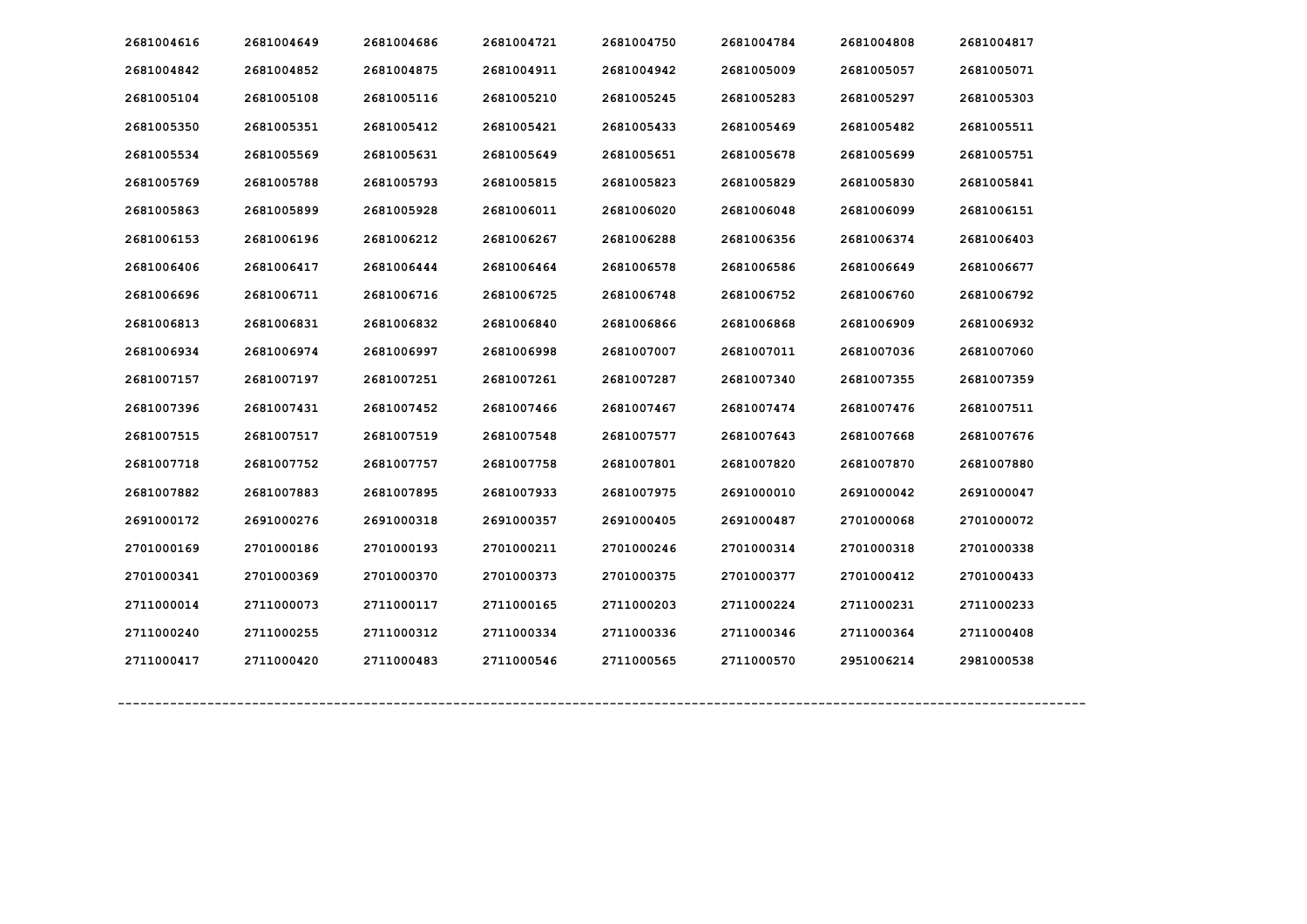| | | | | | | | |
|---|---|---|---|---|---|---|---|
| 2681004616 | 2681004649 | 2681004686 | 2681004721 | 2681004750 | 2681004784 | 2681004808 | 2681004817 |
| 2681004842 | 2681004852 | 2681004875 | 2681004911 | 2681004942 | 2681005009 | 2681005057 | 2681005071 |
| 2681005104 | 2681005108 | 2681005116 | 2681005210 | 2681005245 | 2681005283 | 2681005297 | 2681005303 |
| 2681005350 | 2681005351 | 2681005412 | 2681005421 | 2681005433 | 2681005469 | 2681005482 | 2681005511 |
| 2681005534 | 2681005569 | 2681005631 | 2681005649 | 2681005651 | 2681005678 | 2681005699 | 2681005751 |
| 2681005769 | 2681005788 | 2681005793 | 2681005815 | 2681005823 | 2681005829 | 2681005830 | 2681005841 |
| 2681005863 | 2681005899 | 2681005928 | 2681006011 | 2681006020 | 2681006048 | 2681006099 | 2681006151 |
| 2681006153 | 2681006196 | 2681006212 | 2681006267 | 2681006288 | 2681006356 | 2681006374 | 2681006403 |
| 2681006406 | 2681006417 | 2681006444 | 2681006464 | 2681006578 | 2681006586 | 2681006649 | 2681006677 |
| 2681006696 | 2681006711 | 2681006716 | 2681006725 | 2681006748 | 2681006752 | 2681006760 | 2681006792 |
| 2681006813 | 2681006831 | 2681006832 | 2681006840 | 2681006866 | 2681006868 | 2681006909 | 2681006932 |
| 2681006934 | 2681006974 | 2681006997 | 2681006998 | 2681007007 | 2681007011 | 2681007036 | 2681007060 |
| 2681007157 | 2681007197 | 2681007251 | 2681007261 | 2681007287 | 2681007340 | 2681007355 | 2681007359 |
| 2681007396 | 2681007431 | 2681007452 | 2681007466 | 2681007467 | 2681007474 | 2681007476 | 2681007511 |
| 2681007515 | 2681007517 | 2681007519 | 2681007548 | 2681007577 | 2681007643 | 2681007668 | 2681007676 |
| 2681007718 | 2681007752 | 2681007757 | 2681007758 | 2681007801 | 2681007820 | 2681007870 | 2681007880 |
| 2681007882 | 2681007883 | 2681007895 | 2681007933 | 2681007975 | 2691000010 | 2691000042 | 2691000047 |
| 2691000172 | 2691000276 | 2691000318 | 2691000357 | 2691000405 | 2691000487 | 2701000068 | 2701000072 |
| 2701000169 | 2701000186 | 2701000193 | 2701000211 | 2701000246 | 2701000314 | 2701000318 | 2701000338 |
| 2701000341 | 2701000369 | 2701000370 | 2701000373 | 2701000375 | 2701000377 | 2701000412 | 2701000433 |
| 2711000014 | 2711000073 | 2711000117 | 2711000165 | 2711000203 | 2711000224 | 2711000231 | 2711000233 |
| 2711000240 | 2711000255 | 2711000312 | 2711000334 | 2711000336 | 2711000346 | 2711000364 | 2711000408 |
| 2711000417 | 2711000420 | 2711000483 | 2711000546 | 2711000565 | 2711000570 | 2951006214 | 2981000538 |

---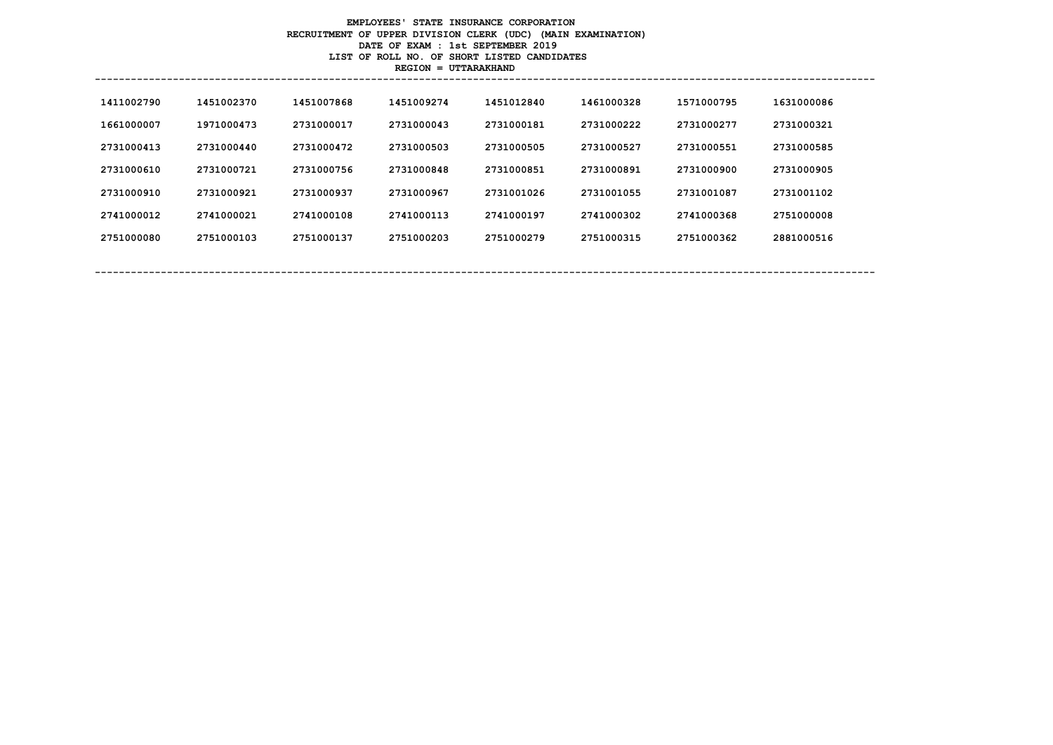**EMPLOYEES' STATE INSURANCE CORPORATION**
**RECRUITMENT OF UPPER DIVISION CLERK (UDC) (MAIN EXAMINATION)**
**DATE OF EXAM : 1st SEPTEMBER 2019**
**LIST OF ROLL NO. OF SHORT LISTED CANDIDATES**
**REGION = UTTARAKHAND**

| | | | | | | | |
|---|---|---|---|---|---|---|---|
| 1411002790 | 1451002370 | 1451007868 | 1451009274 | 1451012840 | 1461000328 | 1571000795 | 1631000086 |
| 1661000007 | 1971000473 | 2731000017 | 2731000043 | 2731000181 | 2731000222 | 2731000277 | 2731000321 |
| 2731000413 | 2731000440 | 2731000472 | 2731000503 | 2731000505 | 2731000527 | 2731000551 | 2731000585 |
| 2731000610 | 2731000721 | 2731000756 | 2731000848 | 2731000851 | 2731000891 | 2731000900 | 2731000905 |
| 2731000910 | 2731000921 | 2731000937 | 2731000967 | 2731001026 | 2731001055 | 2731001087 | 2731001102 |
| 2741000012 | 2741000021 | 2741000108 | 2741000113 | 2741000197 | 2741000302 | 2741000368 | 2751000008 |
| 2751000080 | 2751000103 | 2751000137 | 2751000203 | 2751000279 | 2751000315 | 2751000362 | 2881000516 |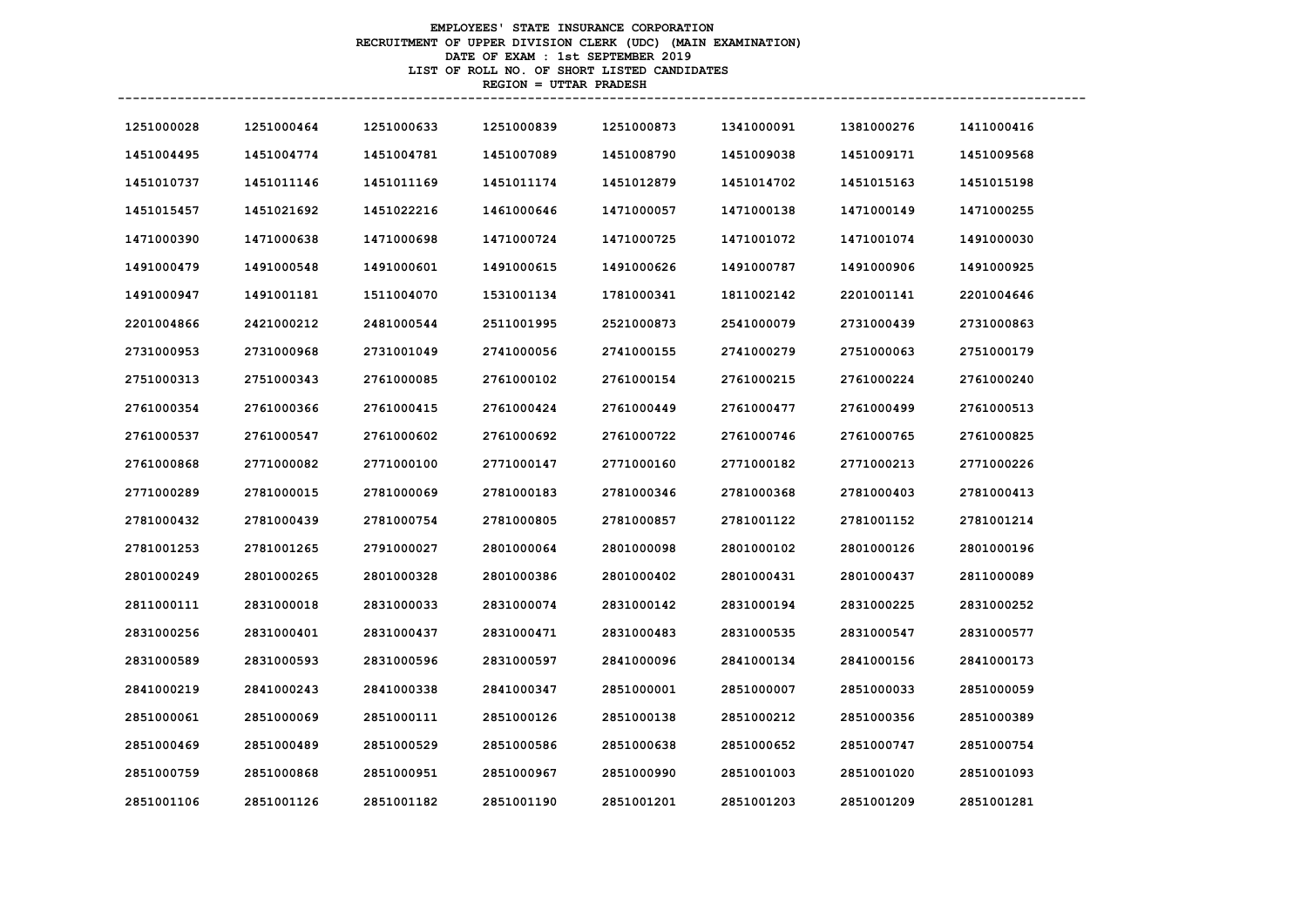**EMPLOYEES' STATE INSURANCE CORPORATION**
**RECRUITMENT OF UPPER DIVISION CLERK (UDC) (MAIN EXAMINATION)**
**DATE OF EXAM : 1st SEPTEMBER 2019**
**LIST OF ROLL NO. OF SHORT LISTED CANDIDATES**
**REGION = UTTAR PRADESH**

| | | | | | | | |
|---|---|---|---|---|---|---|---|
| 1251000028 | 1251000464 | 1251000633 | 1251000839 | 1251000873 | 1341000091 | 1381000276 | 1411000416 |
| 1451004495 | 1451004774 | 1451004781 | 1451007089 | 1451008790 | 1451009038 | 1451009171 | 1451009568 |
| 1451010737 | 1451011146 | 1451011169 | 1451011174 | 1451012879 | 1451014702 | 1451015163 | 1451015198 |
| 1451015457 | 1451021692 | 1451022216 | 1461000646 | 1471000057 | 1471000138 | 1471000149 | 1471000255 |
| 1471000390 | 1471000638 | 1471000698 | 1471000724 | 1471000725 | 1471001072 | 1471001074 | 1491000030 |
| 1491000479 | 1491000548 | 1491000601 | 1491000615 | 1491000626 | 1491000787 | 1491000906 | 1491000925 |
| 1491000947 | 1491001181 | 1511004070 | 1531001134 | 1781000341 | 1811002142 | 2201001141 | 2201004646 |
| 2201004866 | 2421000212 | 2481000544 | 2511001995 | 2521000873 | 2541000079 | 2731000439 | 2731000863 |
| 2731000953 | 2731000968 | 2731001049 | 2741000056 | 2741000155 | 2741000279 | 2751000063 | 2751000179 |
| 2751000313 | 2751000343 | 2761000085 | 2761000102 | 2761000154 | 2761000215 | 2761000224 | 2761000240 |
| 2761000354 | 2761000366 | 2761000415 | 2761000424 | 2761000449 | 2761000477 | 2761000499 | 2761000513 |
| 2761000537 | 2761000547 | 2761000602 | 2761000692 | 2761000722 | 2761000746 | 2761000765 | 2761000825 |
| 2761000868 | 2771000082 | 2771000100 | 2771000147 | 2771000160 | 2771000182 | 2771000213 | 2771000226 |
| 2771000289 | 2781000015 | 2781000069 | 2781000183 | 2781000346 | 2781000368 | 2781000403 | 2781000413 |
| 2781000432 | 2781000439 | 2781000754 | 2781000805 | 2781000857 | 2781001122 | 2781001152 | 2781001214 |
| 2781001253 | 2781001265 | 2791000027 | 2801000064 | 2801000098 | 2801000102 | 2801000126 | 2801000196 |
| 2801000249 | 2801000265 | 2801000328 | 2801000386 | 2801000402 | 2801000431 | 2801000437 | 2811000089 |
| 2811000111 | 2831000018 | 2831000033 | 2831000074 | 2831000142 | 2831000194 | 2831000225 | 2831000252 |
| 2831000256 | 2831000401 | 2831000437 | 2831000471 | 2831000483 | 2831000535 | 2831000547 | 2831000577 |
| 2831000589 | 2831000593 | 2831000596 | 2831000597 | 2841000096 | 2841000134 | 2841000156 | 2841000173 |
| 2841000219 | 2841000243 | 2841000338 | 2841000347 | 2851000001 | 2851000007 | 2851000033 | 2851000059 |
| 2851000061 | 2851000069 | 2851000111 | 2851000126 | 2851000138 | 2851000212 | 2851000356 | 2851000389 |
| 2851000469 | 2851000489 | 2851000529 | 2851000586 | 2851000638 | 2851000652 | 2851000747 | 2851000754 |
| 2851000759 | 2851000868 | 2851000951 | 2851000967 | 2851000990 | 2851001003 | 2851001020 | 2851001093 |
| 2851001106 | 2851001126 | 2851001182 | 2851001190 | 2851001201 | 2851001203 | 2851001209 | 2851001281 |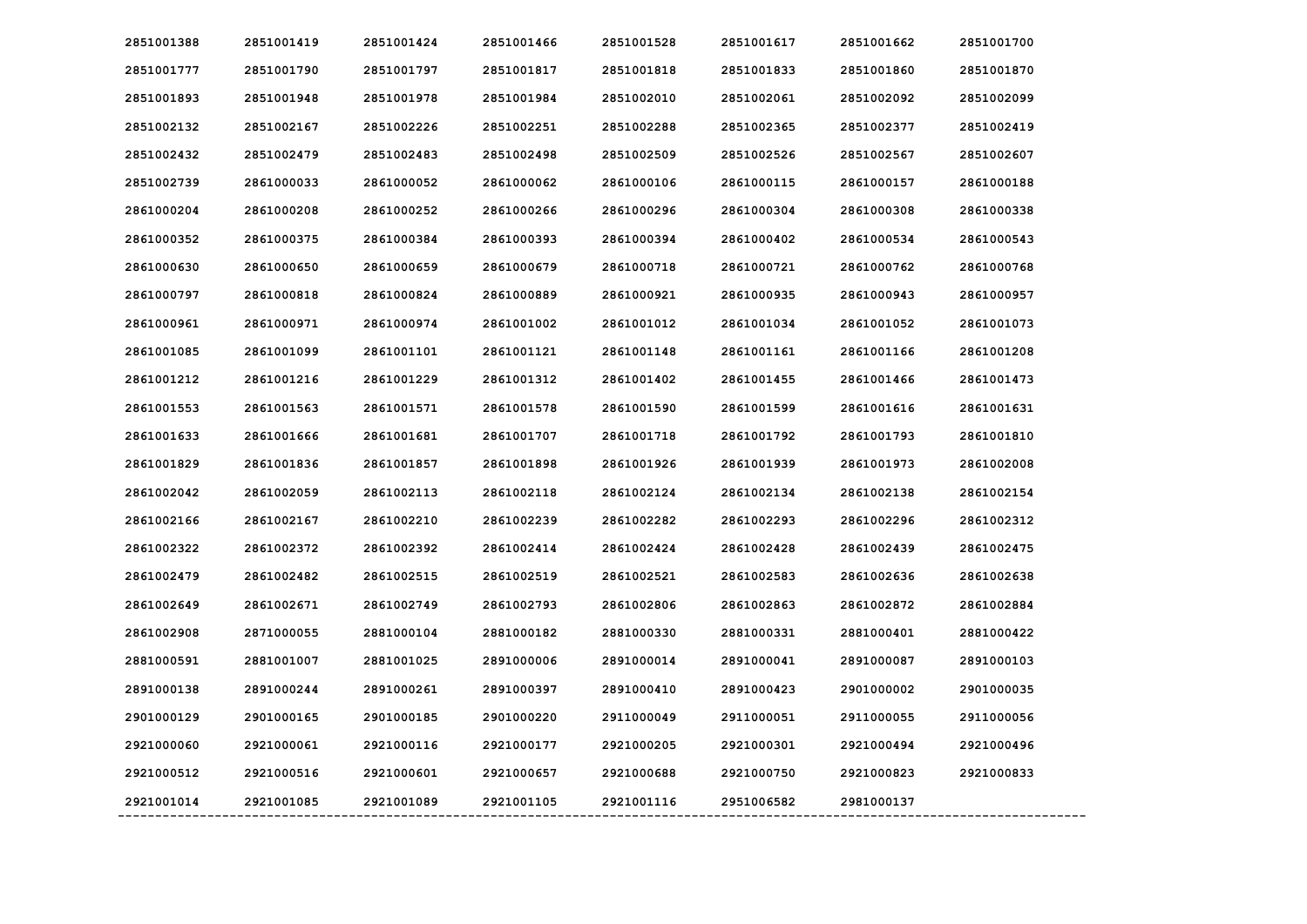| | | | | | | | |
|---|---|---|---|---|---|---|---|
| 2851001388 | 2851001419 | 2851001424 | 2851001466 | 2851001528 | 2851001617 | 2851001662 | 2851001700 |
| 2851001777 | 2851001790 | 2851001797 | 2851001817 | 2851001818 | 2851001833 | 2851001860 | 2851001870 |
| 2851001893 | 2851001948 | 2851001978 | 2851001984 | 2851002010 | 2851002061 | 2851002092 | 2851002099 |
| 2851002132 | 2851002167 | 2851002226 | 2851002251 | 2851002288 | 2851002365 | 2851002377 | 2851002419 |
| 2851002432 | 2851002479 | 2851002483 | 2851002498 | 2851002509 | 2851002526 | 2851002567 | 2851002607 |
| 2851002739 | 2861000033 | 2861000052 | 2861000062 | 2861000106 | 2861000115 | 2861000157 | 2861000188 |
| 2861000204 | 2861000208 | 2861000252 | 2861000266 | 2861000296 | 2861000304 | 2861000308 | 2861000338 |
| 2861000352 | 2861000375 | 2861000384 | 2861000393 | 2861000394 | 2861000402 | 2861000534 | 2861000543 |
| 2861000630 | 2861000650 | 2861000659 | 2861000679 | 2861000718 | 2861000721 | 2861000762 | 2861000768 |
| 2861000797 | 2861000818 | 2861000824 | 2861000889 | 2861000921 | 2861000935 | 2861000943 | 2861000957 |
| 2861000961 | 2861000971 | 2861000974 | 2861001002 | 2861001012 | 2861001034 | 2861001052 | 2861001073 |
| 2861001085 | 2861001099 | 2861001101 | 2861001121 | 2861001148 | 2861001161 | 2861001166 | 2861001208 |
| 2861001212 | 2861001216 | 2861001229 | 2861001312 | 2861001402 | 2861001455 | 2861001466 | 2861001473 |
| 2861001553 | 2861001563 | 2861001571 | 2861001578 | 2861001590 | 2861001599 | 2861001616 | 2861001631 |
| 2861001633 | 2861001666 | 2861001681 | 2861001707 | 2861001718 | 2861001792 | 2861001793 | 2861001810 |
| 2861001829 | 2861001836 | 2861001857 | 2861001898 | 2861001926 | 2861001939 | 2861001973 | 2861002008 |
| 2861002042 | 2861002059 | 2861002113 | 2861002118 | 2861002124 | 2861002134 | 2861002138 | 2861002154 |
| 2861002166 | 2861002167 | 2861002210 | 2861002239 | 2861002282 | 2861002293 | 2861002296 | 2861002312 |
| 2861002322 | 2861002372 | 2861002392 | 2861002414 | 2861002424 | 2861002428 | 2861002439 | 2861002475 |
| 2861002479 | 2861002482 | 2861002515 | 2861002519 | 2861002521 | 2861002583 | 2861002636 | 2861002638 |
| 2861002649 | 2861002671 | 2861002749 | 2861002793 | 2861002806 | 2861002863 | 2861002872 | 2861002884 |
| 2861002908 | 2871000055 | 2881000104 | 2881000182 | 2881000330 | 2881000331 | 2881000401 | 2881000422 |
| 2881000591 | 2881001007 | 2881001025 | 2891000006 | 2891000014 | 2891000041 | 2891000087 | 2891000103 |
| 2891000138 | 2891000244 | 2891000261 | 2891000397 | 2891000410 | 2891000423 | 2901000002 | 2901000035 |
| 2901000129 | 2901000165 | 2901000185 | 2901000220 | 2911000049 | 2911000051 | 2911000055 | 2911000056 |
| 2921000060 | 2921000061 | 2921000116 | 2921000177 | 2921000205 | 2921000301 | 2921000494 | 2921000496 |
| 2921000512 | 2921000516 | 2921000601 | 2921000657 | 2921000688 | 2921000750 | 2921000823 | 2921000833 |
| 2921001014 | 2921001085 | 2921001089 | 2921001105 | 2921001116 | 2951006582 | 2981000137 | |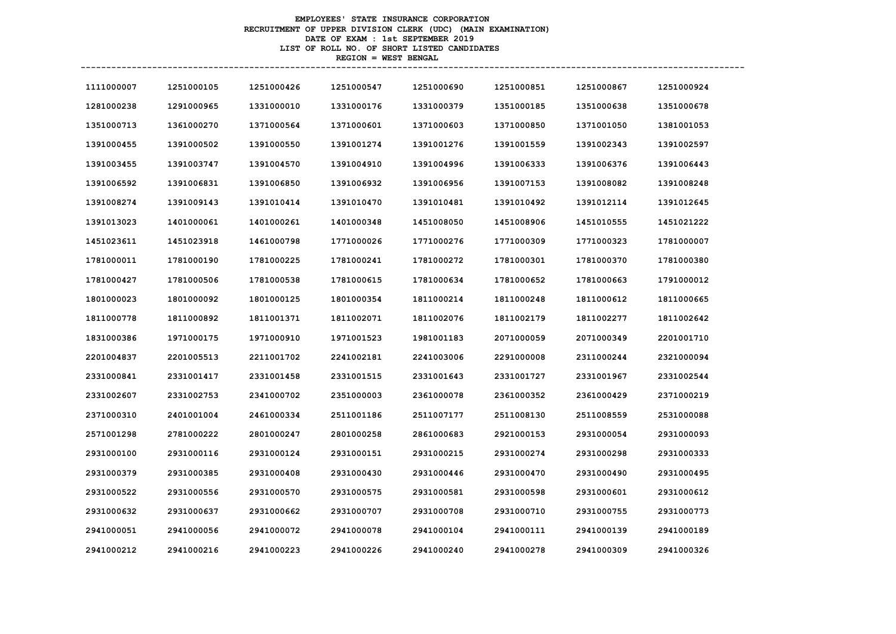**EMPLOYEES' STATE INSURANCE CORPORATION**
**RECRUITMENT OF UPPER DIVISION CLERK (UDC) (MAIN EXAMINATION)**
**DATE OF EXAM : 1st SEPTEMBER 2019**
**LIST OF ROLL NO. OF SHORT LISTED CANDIDATES**
**REGION = WEST BENGAL**

| | | | | | | | |
|---|---|---|---|---|---|---|---|
| 1111000007 | 1251000105 | 1251000426 | 1251000547 | 1251000690 | 1251000851 | 1251000867 | 1251000924 |
| 1281000238 | 1291000965 | 1331000010 | 1331000176 | 1331000379 | 1351000185 | 1351000638 | 1351000678 |
| 1351000713 | 1361000270 | 1371000564 | 1371000601 | 1371000603 | 1371000850 | 1371001050 | 1381001053 |
| 1391000455 | 1391000502 | 1391000550 | 1391001274 | 1391001276 | 1391001559 | 1391002343 | 1391002597 |
| 1391003455 | 1391003747 | 1391004570 | 1391004910 | 1391004996 | 1391006333 | 1391006376 | 1391006443 |
| 1391006592 | 1391006831 | 1391006850 | 1391006932 | 1391006956 | 1391007153 | 1391008082 | 1391008248 |
| 1391008274 | 1391009143 | 1391010414 | 1391010470 | 1391010481 | 1391010492 | 1391012114 | 1391012645 |
| 1391013023 | 1401000061 | 1401000261 | 1401000348 | 1451008050 | 1451008906 | 1451010555 | 1451021222 |
| 1451023611 | 1451023918 | 1461000798 | 1771000026 | 1771000276 | 1771000309 | 1771000323 | 1781000007 |
| 1781000011 | 1781000190 | 1781000225 | 1781000241 | 1781000272 | 1781000301 | 1781000370 | 1781000380 |
| 1781000427 | 1781000506 | 1781000538 | 1781000615 | 1781000634 | 1781000652 | 1781000663 | 1791000012 |
| 1801000023 | 1801000092 | 1801000125 | 1801000354 | 1811000214 | 1811000248 | 1811000612 | 1811000665 |
| 1811000778 | 1811000892 | 1811001371 | 1811002071 | 1811002076 | 1811002179 | 1811002277 | 1811002642 |
| 1831000386 | 1971000175 | 1971000910 | 1971001523 | 1981001183 | 2071000059 | 2071000349 | 2201001710 |
| 2201004837 | 2201005513 | 2211001702 | 2241002181 | 2241003006 | 2291000008 | 2311000244 | 2321000094 |
| 2331000841 | 2331001417 | 2331001458 | 2331001515 | 2331001643 | 2331001727 | 2331001967 | 2331002544 |
| 2331002607 | 2331002753 | 2341000702 | 2351000003 | 2361000078 | 2361000352 | 2361000429 | 2371000219 |
| 2371000310 | 2401001004 | 2461000334 | 2511001186 | 2511007177 | 2511008130 | 2511008559 | 2531000088 |
| 2571001298 | 2781000222 | 2801000247 | 2801000258 | 2861000683 | 2921000153 | 2931000054 | 2931000093 |
| 2931000100 | 2931000116 | 2931000124 | 2931000151 | 2931000215 | 2931000274 | 2931000298 | 2931000333 |
| 2931000379 | 2931000385 | 2931000408 | 2931000430 | 2931000446 | 2931000470 | 2931000490 | 2931000495 |
| 2931000522 | 2931000556 | 2931000570 | 2931000575 | 2931000581 | 2931000598 | 2931000601 | 2931000612 |
| 2931000632 | 2931000637 | 2931000662 | 2931000707 | 2931000708 | 2931000710 | 2931000755 | 2931000773 |
| 2941000051 | 2941000056 | 2941000072 | 2941000078 | 2941000104 | 2941000111 | 2941000139 | 2941000189 |
| 2941000212 | 2941000216 | 2941000223 | 2941000226 | 2941000240 | 2941000278 | 2941000309 | 2941000326 |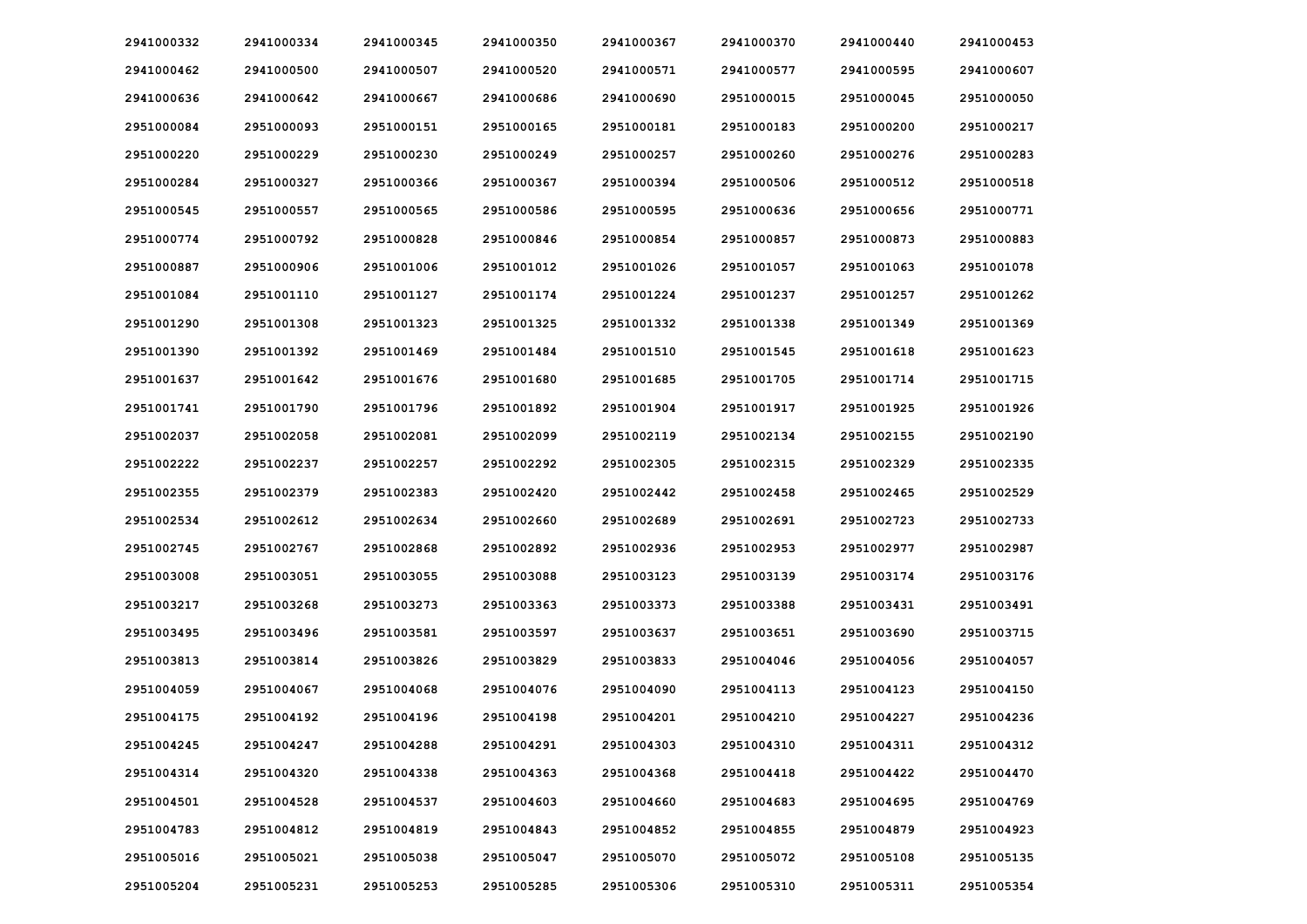| | | | | | | | |
|---|---|---|---|---|---|---|---|
| 2941000332 | 2941000334 | 2941000345 | 2941000350 | 2941000367 | 2941000370 | 2941000440 | 2941000453 |
| 2941000462 | 2941000500 | 2941000507 | 2941000520 | 2941000571 | 2941000577 | 2941000595 | 2941000607 |
| 2941000636 | 2941000642 | 2941000667 | 2941000686 | 2941000690 | 2951000015 | 2951000045 | 2951000050 |
| 2951000084 | 2951000093 | 2951000151 | 2951000165 | 2951000181 | 2951000183 | 2951000200 | 2951000217 |
| 2951000220 | 2951000229 | 2951000230 | 2951000249 | 2951000257 | 2951000260 | 2951000276 | 2951000283 |
| 2951000284 | 2951000327 | 2951000366 | 2951000367 | 2951000394 | 2951000506 | 2951000512 | 2951000518 |
| 2951000545 | 2951000557 | 2951000565 | 2951000586 | 2951000595 | 2951000636 | 2951000656 | 2951000771 |
| 2951000774 | 2951000792 | 2951000828 | 2951000846 | 2951000854 | 2951000857 | 2951000873 | 2951000883 |
| 2951000887 | 2951000906 | 2951001006 | 2951001012 | 2951001026 | 2951001057 | 2951001063 | 2951001078 |
| 2951001084 | 2951001110 | 2951001127 | 2951001174 | 2951001224 | 2951001237 | 2951001257 | 2951001262 |
| 2951001290 | 2951001308 | 2951001323 | 2951001325 | 2951001332 | 2951001338 | 2951001349 | 2951001369 |
| 2951001390 | 2951001392 | 2951001469 | 2951001484 | 2951001510 | 2951001545 | 2951001618 | 2951001623 |
| 2951001637 | 2951001642 | 2951001676 | 2951001680 | 2951001685 | 2951001705 | 2951001714 | 2951001715 |
| 2951001741 | 2951001790 | 2951001796 | 2951001892 | 2951001904 | 2951001917 | 2951001925 | 2951001926 |
| 2951002037 | 2951002058 | 2951002081 | 2951002099 | 2951002119 | 2951002134 | 2951002155 | 2951002190 |
| 2951002222 | 2951002237 | 2951002257 | 2951002292 | 2951002305 | 2951002315 | 2951002329 | 2951002335 |
| 2951002355 | 2951002379 | 2951002383 | 2951002420 | 2951002442 | 2951002458 | 2951002465 | 2951002529 |
| 2951002534 | 2951002612 | 2951002634 | 2951002660 | 2951002689 | 2951002691 | 2951002723 | 2951002733 |
| 2951002745 | 2951002767 | 2951002868 | 2951002892 | 2951002936 | 2951002953 | 2951002977 | 2951002987 |
| 2951003008 | 2951003051 | 2951003055 | 2951003088 | 2951003123 | 2951003139 | 2951003174 | 2951003176 |
| 2951003217 | 2951003268 | 2951003273 | 2951003363 | 2951003373 | 2951003388 | 2951003431 | 2951003491 |
| 2951003495 | 2951003496 | 2951003581 | 2951003597 | 2951003637 | 2951003651 | 2951003690 | 2951003715 |
| 2951003813 | 2951003814 | 2951003826 | 2951003829 | 2951003833 | 2951004046 | 2951004056 | 2951004057 |
| 2951004059 | 2951004067 | 2951004068 | 2951004076 | 2951004090 | 2951004113 | 2951004123 | 2951004150 |
| 2951004175 | 2951004192 | 2951004196 | 2951004198 | 2951004201 | 2951004210 | 2951004227 | 2951004236 |
| 2951004245 | 2951004247 | 2951004288 | 2951004291 | 2951004303 | 2951004310 | 2951004311 | 2951004312 |
| 2951004314 | 2951004320 | 2951004338 | 2951004363 | 2951004368 | 2951004418 | 2951004422 | 2951004470 |
| 2951004501 | 2951004528 | 2951004537 | 2951004603 | 2951004660 | 2951004683 | 2951004695 | 2951004769 |
| 2951004783 | 2951004812 | 2951004819 | 2951004843 | 2951004852 | 2951004855 | 2951004879 | 2951004923 |
| 2951005016 | 2951005021 | 2951005038 | 2951005047 | 2951005070 | 2951005072 | 2951005108 | 2951005135 |
| 2951005204 | 2951005231 | 2951005253 | 2951005285 | 2951005306 | 2951005310 | 2951005311 | 2951005354 |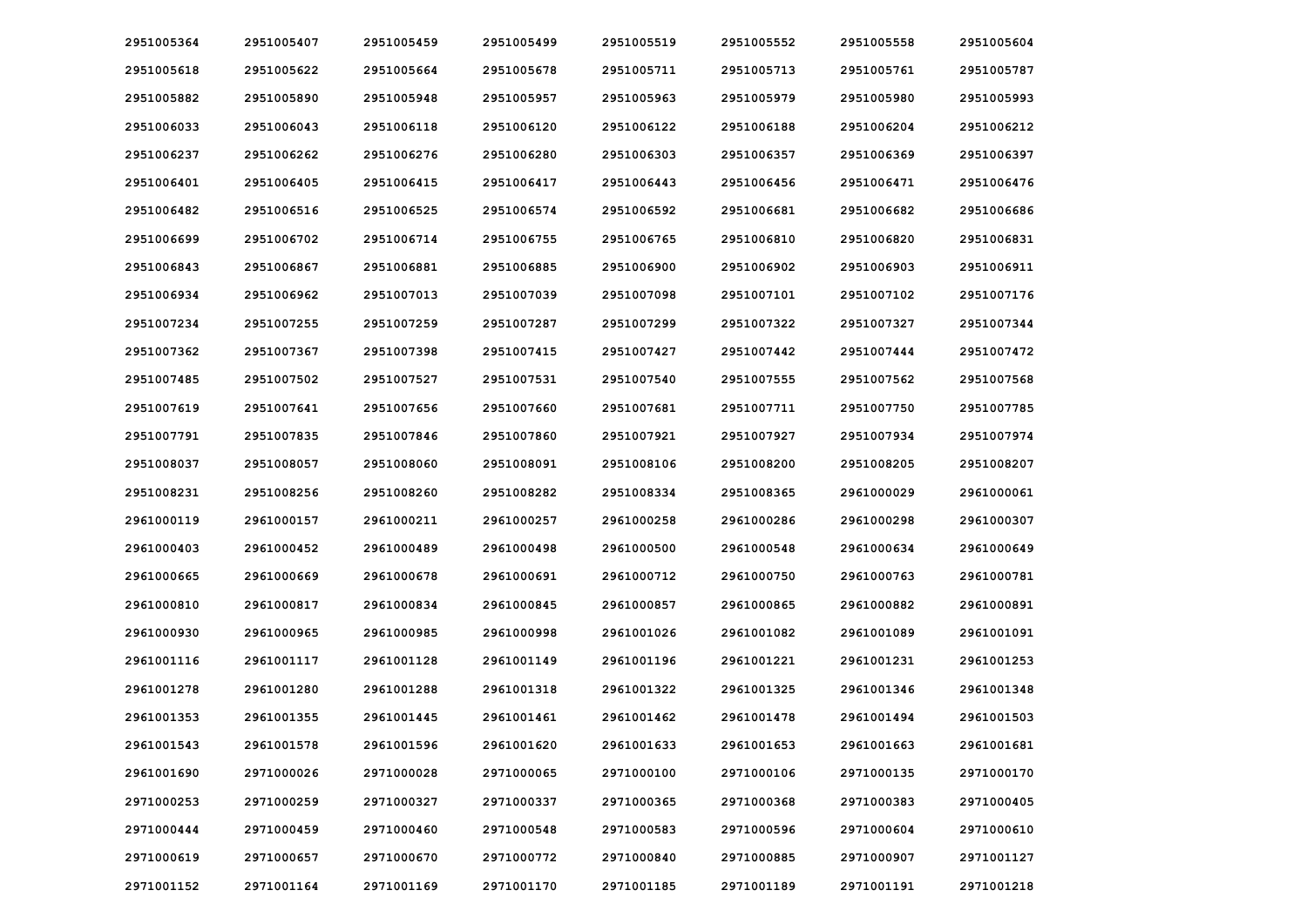| | | | | | | | |
|---|---|---|---|---|---|---|---|
| 2951005364 | 2951005407 | 2951005459 | 2951005499 | 2951005519 | 2951005552 | 2951005558 | 2951005604 |
| 2951005618 | 2951005622 | 2951005664 | 2951005678 | 2951005711 | 2951005713 | 2951005761 | 2951005787 |
| 2951005882 | 2951005890 | 2951005948 | 2951005957 | 2951005963 | 2951005979 | 2951005980 | 2951005993 |
| 2951006033 | 2951006043 | 2951006118 | 2951006120 | 2951006122 | 2951006188 | 2951006204 | 2951006212 |
| 2951006237 | 2951006262 | 2951006276 | 2951006280 | 2951006303 | 2951006357 | 2951006369 | 2951006397 |
| 2951006401 | 2951006405 | 2951006415 | 2951006417 | 2951006443 | 2951006456 | 2951006471 | 2951006476 |
| 2951006482 | 2951006516 | 2951006525 | 2951006574 | 2951006592 | 2951006681 | 2951006682 | 2951006686 |
| 2951006699 | 2951006702 | 2951006714 | 2951006755 | 2951006765 | 2951006810 | 2951006820 | 2951006831 |
| 2951006843 | 2951006867 | 2951006881 | 2951006885 | 2951006900 | 2951006902 | 2951006903 | 2951006911 |
| 2951006934 | 2951006962 | 2951007013 | 2951007039 | 2951007098 | 2951007101 | 2951007102 | 2951007176 |
| 2951007234 | 2951007255 | 2951007259 | 2951007287 | 2951007299 | 2951007322 | 2951007327 | 2951007344 |
| 2951007362 | 2951007367 | 2951007398 | 2951007415 | 2951007427 | 2951007442 | 2951007444 | 2951007472 |
| 2951007485 | 2951007502 | 2951007527 | 2951007531 | 2951007540 | 2951007555 | 2951007562 | 2951007568 |
| 2951007619 | 2951007641 | 2951007656 | 2951007660 | 2951007681 | 2951007711 | 2951007750 | 2951007785 |
| 2951007791 | 2951007835 | 2951007846 | 2951007860 | 2951007921 | 2951007927 | 2951007934 | 2951007974 |
| 2951008037 | 2951008057 | 2951008060 | 2951008091 | 2951008106 | 2951008200 | 2951008205 | 2951008207 |
| 2951008231 | 2951008256 | 2951008260 | 2951008282 | 2951008334 | 2951008365 | 2961000029 | 2961000061 |
| 2961000119 | 2961000157 | 2961000211 | 2961000257 | 2961000258 | 2961000286 | 2961000298 | 2961000307 |
| 2961000403 | 2961000452 | 2961000489 | 2961000498 | 2961000500 | 2961000548 | 2961000634 | 2961000649 |
| 2961000665 | 2961000669 | 2961000678 | 2961000691 | 2961000712 | 2961000750 | 2961000763 | 2961000781 |
| 2961000810 | 2961000817 | 2961000834 | 2961000845 | 2961000857 | 2961000865 | 2961000882 | 2961000891 |
| 2961000930 | 2961000965 | 2961000985 | 2961000998 | 2961001026 | 2961001082 | 2961001089 | 2961001091 |
| 2961001116 | 2961001117 | 2961001128 | 2961001149 | 2961001196 | 2961001221 | 2961001231 | 2961001253 |
| 2961001278 | 2961001280 | 2961001288 | 2961001318 | 2961001322 | 2961001325 | 2961001346 | 2961001348 |
| 2961001353 | 2961001355 | 2961001445 | 2961001461 | 2961001462 | 2961001478 | 2961001494 | 2961001503 |
| 2961001543 | 2961001578 | 2961001596 | 2961001620 | 2961001633 | 2961001653 | 2961001663 | 2961001681 |
| 2961001690 | 2971000026 | 2971000028 | 2971000065 | 2971000100 | 2971000106 | 2971000135 | 2971000170 |
| 2971000253 | 2971000259 | 2971000327 | 2971000337 | 2971000365 | 2971000368 | 2971000383 | 2971000405 |
| 2971000444 | 2971000459 | 2971000460 | 2971000548 | 2971000583 | 2971000596 | 2971000604 | 2971000610 |
| 2971000619 | 2971000657 | 2971000670 | 2971000772 | 2971000840 | 2971000885 | 2971000907 | 2971001127 |
| 2971001152 | 2971001164 | 2971001169 | 2971001170 | 2971001185 | 2971001189 | 2971001191 | 2971001218 |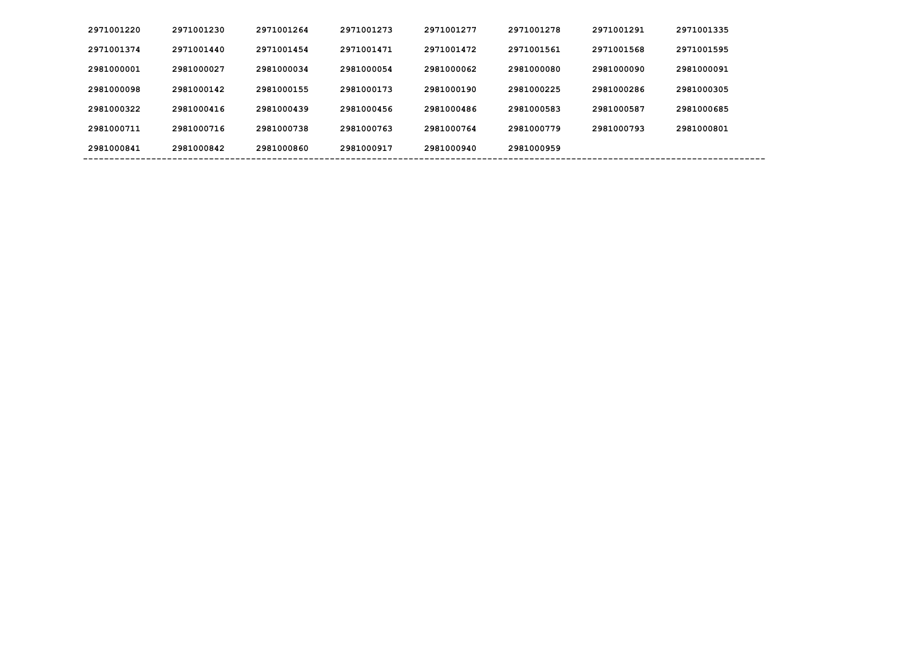| | | | | | | | |
|---|---|---|---|---|---|---|---|
| 2971001220 | 2971001230 | 2971001264 | 2971001273 | 2971001277 | 2971001278 | 2971001291 | 2971001335 |
| 2971001374 | 2971001440 | 2971001454 | 2971001471 | 2971001472 | 2971001561 | 2971001568 | 2971001595 |
| 2981000001 | 2981000027 | 2981000034 | 2981000054 | 2981000062 | 2981000080 | 2981000090 | 2981000091 |
| 2981000098 | 2981000142 | 2981000155 | 2981000173 | 2981000190 | 2981000225 | 2981000286 | 2981000305 |
| 2981000322 | 2981000416 | 2981000439 | 2981000456 | 2981000486 | 2981000583 | 2981000587 | 2981000685 |
| 2981000711 | 2981000716 | 2981000738 | 2981000763 | 2981000764 | 2981000779 | 2981000793 | 2981000801 |
| 2981000841 | 2981000842 | 2981000860 | 2981000917 | 2981000940 | 2981000959 | | |